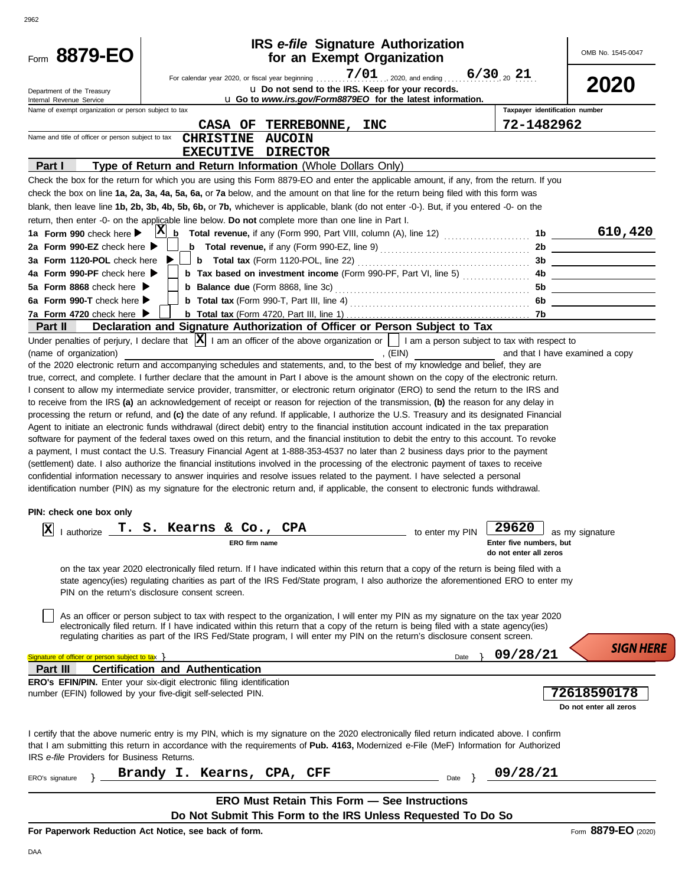# Form 8879-EO

## IRS *e-file* Signature Authorization for an Exempt Organization

For calendar year 2020, or fiscal year beginning 7/01, 2020, and ending 6/30, 20 21

u Do not send to the IRS. Keep for your records.

u Go to *www.irs.gov/Form8879EO* for the latest information.

OMB No. 1545-0047

**2020**

Department of the Treasury
Internal Revenue Service

Name of exempt organization or person subject to tax: **CASA OF TERREBONNE, INC**

Taxpayer identification number: **72-1482962**

Name and title of officer or person subject to tax: **CHRISTINE AUCOIN**
**EXECUTIVE DIRECTOR**

### Part I — Type of Return and Return Information (Whole Dollars Only)

Check the box for the return for which you are using this Form 8879-EO and enter the applicable amount, if any, from the return. If you check the box on line **1a, 2a, 3a, 4a, 5a, 6a,** or **7a** below, and the amount on that line for the return being filed with this form was blank, then leave line **1b, 2b, 3b, 4b, 5b, 6b,** or **7b,** whichever is applicable, blank (do not enter -0-). But, if you entered -0- on the return, then enter -0- on the applicable line below. **Do not** complete more than one line in Part I.

| | | | |
|---|---|---|---|
| **1a Form 990** check here ▶ [X] | **b Total revenue,** if any (Form 990, Part VIII, column (A), line 12) | 1b | 610,420 |
| **2a Form 990-EZ** check here ▶ [ ] | **b Total revenue,** if any (Form 990-EZ, line 9) | 2b | |
| **3a Form 1120-POL** check here ▶ [ ] | **b Total tax** (Form 1120-POL, line 22) | 3b | |
| **4a Form 990-PF** check here ▶ [ ] | **b Tax based on investment income** (Form 990-PF, Part VI, line 5) | 4b | |
| **5a Form 8868** check here ▶ [ ] | **b Balance due** (Form 8868, line 3c) | 5b | |
| **6a Form 990-T** check here ▶ [ ] | **b Total tax** (Form 990-T, Part III, line 4) | 6b | |
| **7a Form 4720** check here ▶ [ ] | **b Total tax** (Form 4720, Part III, line 1) | 7b | |

### Part II — Declaration and Signature Authorization of Officer or Person Subject to Tax

Under penalties of perjury, I declare that [X] I am an officer of the above organization or [ ] I am a person subject to tax with respect to (name of organization) ____________, (EIN) ________ and that I have examined a copy of the 2020 electronic return and accompanying schedules and statements, and, to the best of my knowledge and belief, they are true, correct, and complete. I further declare that the amount in Part I above is the amount shown on the copy of the electronic return. I consent to allow my intermediate service provider, transmitter, or electronic return originator (ERO) to send the return to the IRS and to receive from the IRS **(a)** an acknowledgement of receipt or reason for rejection of the transmission, **(b)** the reason for any delay in processing the return or refund, and **(c)** the date of any refund. If applicable, I authorize the U.S. Treasury and its designated Financial Agent to initiate an electronic funds withdrawal (direct debit) entry to the financial institution account indicated in the tax preparation software for payment of the federal taxes owed on this return, and the financial institution to debit the entry to this account. To revoke a payment, I must contact the U.S. Treasury Financial Agent at 1-888-353-4537 no later than 2 business days prior to the payment (settlement) date. I also authorize the financial institutions involved in the processing of the electronic payment of taxes to receive confidential information necessary to answer inquiries and resolve issues related to the payment. I have selected a personal identification number (PIN) as my signature for the electronic return and, if applicable, the consent to electronic funds withdrawal.

**PIN: check one box only**

[X] I authorize **T. S. Kearns & Co., CPA** (ERO firm name) to enter my PIN **29620** (Enter five numbers, but do not enter all zeros) as my signature on the tax year 2020 electronically filed return. If I have indicated within this return that a copy of the return is being filed with a state agency(ies) regulating charities as part of the IRS Fed/State program, I also authorize the aforementioned ERO to enter my PIN on the return's disclosure consent screen.

[ ] As an officer or person subject to tax with respect to the organization, I will enter my PIN as my signature on the tax year 2020 electronically filed return. If I have indicated within this return that a copy of the return is being filed with a state agency(ies) regulating charities as part of the IRS Fed/State program, I will enter my PIN on the return's disclosure consent screen.

Signature of officer or person subject to tax } ____________ Date } **09/28/21**

SIGN HERE

### Part III — Certification and Authentication

**ERO's EFIN/PIN.** Enter your six-digit electronic filing identification number (EFIN) followed by your five-digit self-selected PIN. **72618590178** (Do not enter all zeros)

I certify that the above numeric entry is my PIN, which is my signature on the 2020 electronically filed return indicated above. I confirm that I am submitting this return in accordance with the requirements of **Pub. 4163,** Modernized e-File (MeF) Information for Authorized IRS *e-file* Providers for Business Returns.

ERO's signature } **Brandy I. Kearns, CPA, CFF** Date } **09/28/21**

**ERO Must Retain This Form — See Instructions**

**Do Not Submit This Form to the IRS Unless Requested To Do So**

**For Paperwork Reduction Act Notice, see back of form.**

Form **8879-EO** (2020)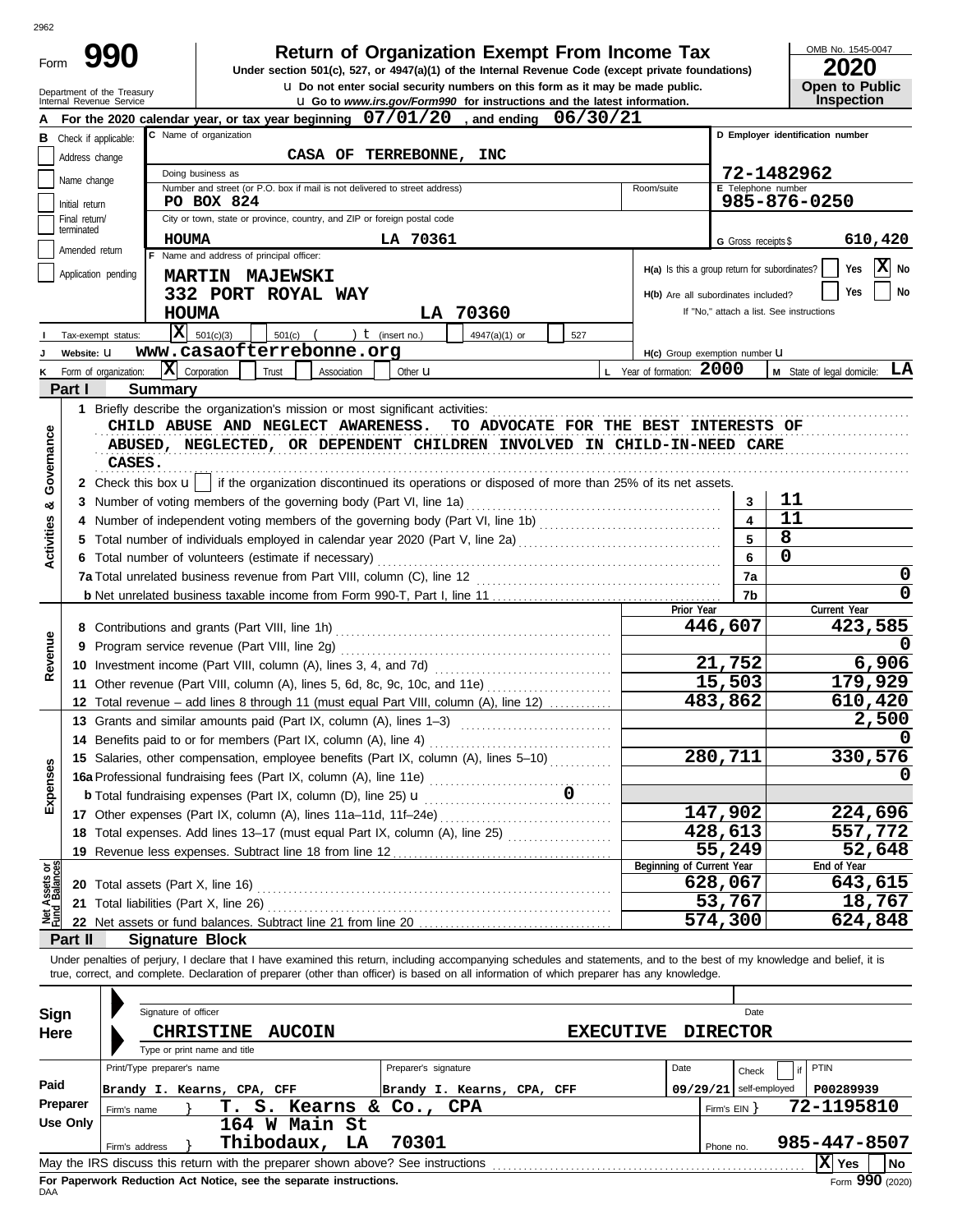Form **990**

# Return of Organization Exempt From Income Tax

**Under section 501(c), 527, or 4947(a)(1) of the Internal Revenue Code (except private foundations)**

u Do not enter social security numbers on this form as it may be made public.

u Go to *www.irs.gov/Form990* for instructions and the latest information.

Department of the Treasury
Internal Revenue Service

OMB No. 1545-0047

**2020**

**Open to Public Inspection**

**A** For the 2020 calendar year, or tax year beginning **07/01/20** , and ending **06/30/21**

**B** Check if applicable:
- Address change
- Name change
- Initial return
- Final return/terminated
- Amended return
- Application pending

**C** Name of organization: **CASA OF TERREBONNE, INC**

Doing business as

Number and street (or P.O. box if mail is not delivered to street address): **PO BOX 824** Room/suite

City or town, state or province, country, and ZIP or foreign postal code: **HOUMA LA 70361**

**D** Employer identification number: **72-1482962**

**E** Telephone number: **985-876-0250**

**G** Gross receipts $ **610,420**

**F** Name and address of principal officer:
**MARTIN MAJEWSKI**
**332 PORT ROYAL WAY**
**HOUMA LA 70360**

H(a) Is this a group return for subordinates? Yes [ ] No [X]

H(b) Are all subordinates included? Yes [ ] No [ ]
If "No," attach a list. See instructions

**I** Tax-exempt status: [X] 501(c)(3) [ ] 501(c) ( ) t (insert no.) [ ] 4947(a)(1) or [ ] 527

**J** Website: u **www.casaofterrebonne.org**

H(c) Group exemption number u

**K** Form of organization: [X] Corporation [ ] Trust [ ] Association [ ] Other u

**L** Year of formation: **2000**

**M** State of legal domicile: **LA**

## Part I Summary

**Activities & Governance**

1 Briefly describe the organization's mission or most significant activities:
CHILD ABUSE AND NEGLECT AWARENESS. TO ADVOCATE FOR THE BEST INTERESTS OF ABUSED, NEGLECTED, OR DEPENDENT CHILDREN INVOLVED IN CHILD-IN-NEED CARE CASES.

2 Check this box u [ ] if the organization discontinued its operations or disposed of more than 25% of its net assets.

| | | |
|---|---|---|
| 3 Number of voting members of the governing body (Part VI, line 1a) | 3 | 11 |
| 4 Number of independent voting members of the governing body (Part VI, line 1b) | 4 | 11 |
| 5 Total number of individuals employed in calendar year 2020 (Part V, line 2a) | 5 | 8 |
| 6 Total number of volunteers (estimate if necessary) | 6 | 0 |
| 7a Total unrelated business revenue from Part VIII, column (C), line 12 | 7a | 0 |
| b Net unrelated business taxable income from Form 990-T, Part I, line 11 | 7b | 0 |

| | Prior Year | Current Year |
|---|---|---|
| **Revenue** | | |
| 8 Contributions and grants (Part VIII, line 1h) | 446,607 | 423,585 |
| 9 Program service revenue (Part VIII, line 2g) | | 0 |
| 10 Investment income (Part VIII, column (A), lines 3, 4, and 7d) | 21,752 | 6,906 |
| 11 Other revenue (Part VIII, column (A), lines 5, 6d, 8c, 9c, 10c, and 11e) | 15,503 | 179,929 |
| 12 Total revenue – add lines 8 through 11 (must equal Part VIII, column (A), line 12) | 483,862 | 610,420 |
| **Expenses** | | |
| 13 Grants and similar amounts paid (Part IX, column (A), lines 1–3) | | 2,500 |
| 14 Benefits paid to or for members (Part IX, column (A), line 4) | | 0 |
| 15 Salaries, other compensation, employee benefits (Part IX, column (A), lines 5–10) | 280,711 | 330,576 |
| 16a Professional fundraising fees (Part IX, column (A), line 11e) | | 0 |
| b Total fundraising expenses (Part IX, column (D), line 25) u 0 | | |
| 17 Other expenses (Part IX, column (A), lines 11a–11d, 11f–24e) | 147,902 | 224,696 |
| 18 Total expenses. Add lines 13–17 (must equal Part IX, column (A), line 25) | 428,613 | 557,772 |
| 19 Revenue less expenses. Subtract line 18 from line 12 | 55,249 | 52,648 |

| **Net Assets or Fund Balances** | Beginning of Current Year | End of Year |
|---|---|---|
| 20 Total assets (Part X, line 16) | 628,067 | 643,615 |
| 21 Total liabilities (Part X, line 26) | 53,767 | 18,767 |
| 22 Net assets or fund balances. Subtract line 21 from line 20 | 574,300 | 624,848 |

## Part II Signature Block

Under penalties of perjury, I declare that I have examined this return, including accompanying schedules and statements, and to the best of my knowledge and belief, it is true, correct, and complete. Declaration of preparer (other than officer) is based on all information of which preparer has any knowledge.

**Sign Here**

Signature of officer | Date

**CHRISTINE AUCOIN EXECUTIVE DIRECTOR**
Type or print name and title

**Paid Preparer Use Only**

| Print/Type preparer's name | Preparer's signature | Date | Check [ ] if self-employed | PTIN |
|---|---|---|---|---|
| Brandy I. Kearns, CPA, CFF | Brandy I. Kearns, CPA, CFF | 09/29/21 | | P00289939 |

Firm's name } **T. S. Kearns & Co., CPA** Firm's EIN } **72-1195810**

Firm's address } **164 W Main St, Thibodaux, LA 70301** Phone no. **985-447-8507**

May the IRS discuss this return with the preparer shown above? See instructions [X] Yes [ ] No

**For Paperwork Reduction Act Notice, see the separate instructions.**

DAA Form **990** (2020)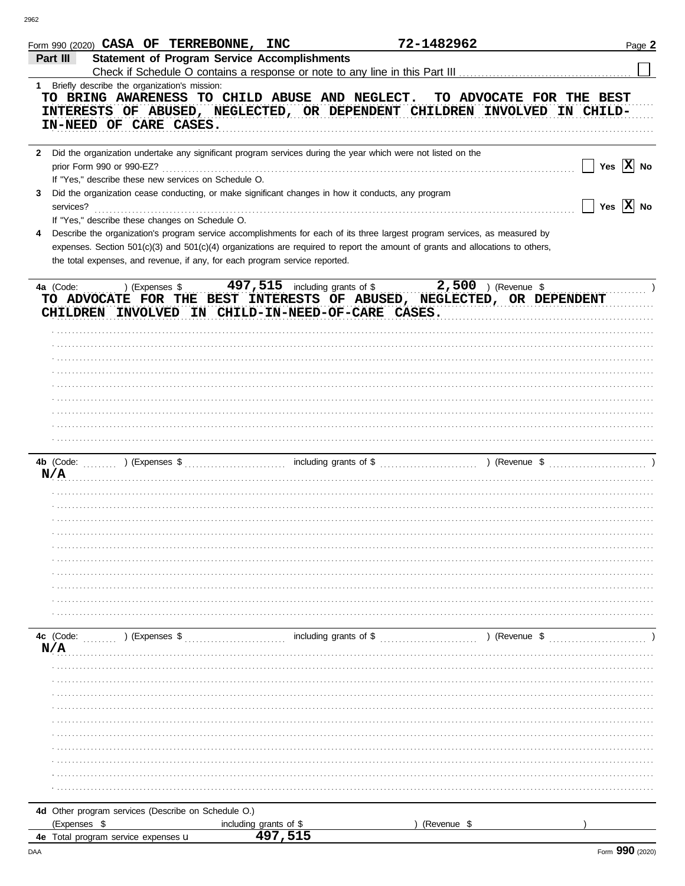Form 990 (2020) **CASA OF TERREBONNE, INC** **72-1482962** Page **2**

## Part III — Statement of Program Service Accomplishments

Check if Schedule O contains a response or note to any line in this Part III ☐

**1** Briefly describe the organization's mission:

TO BRING AWARENESS TO CHILD ABUSE AND NEGLECT. TO ADVOCATE FOR THE BEST INTERESTS OF ABUSED, NEGLECTED, OR DEPENDENT CHILDREN INVOLVED IN CHILD-IN-NEED OF CARE CASES.

**2** Did the organization undertake any significant program services during the year which were not listed on the prior Form 990 or 990-EZ? ☐ Yes ☒ No

If "Yes," describe these new services on Schedule O.

**3** Did the organization cease conducting, or make significant changes in how it conducts, any program services? ☐ Yes ☒ No

If "Yes," describe these changes on Schedule O.

**4** Describe the organization's program service accomplishments for each of its three largest program services, as measured by expenses. Section 501(c)(3) and 501(c)(4) organizations are required to report the amount of grants and allocations to others, the total expenses, and revenue, if any, for each program service reported.

**4a** (Code: ) (Expenses $ 497,515 including grants of $ 2,500 ) (Revenue $ )

TO ADVOCATE FOR THE BEST INTERESTS OF ABUSED, NEGLECTED, OR DEPENDENT CHILDREN INVOLVED IN CHILD-IN-NEED-OF-CARE CASES.

**4b** (Code: ) (Expenses $ including grants of $ ) (Revenue $ )

N/A

**4c** (Code: ) (Expenses $ including grants of $ ) (Revenue $ )

N/A

**4d** Other program services (Describe on Schedule O.)

(Expenses $ including grants of $ ) (Revenue $ )

**4e** Total program service expenses ▶ 497,515

Form **990** (2020)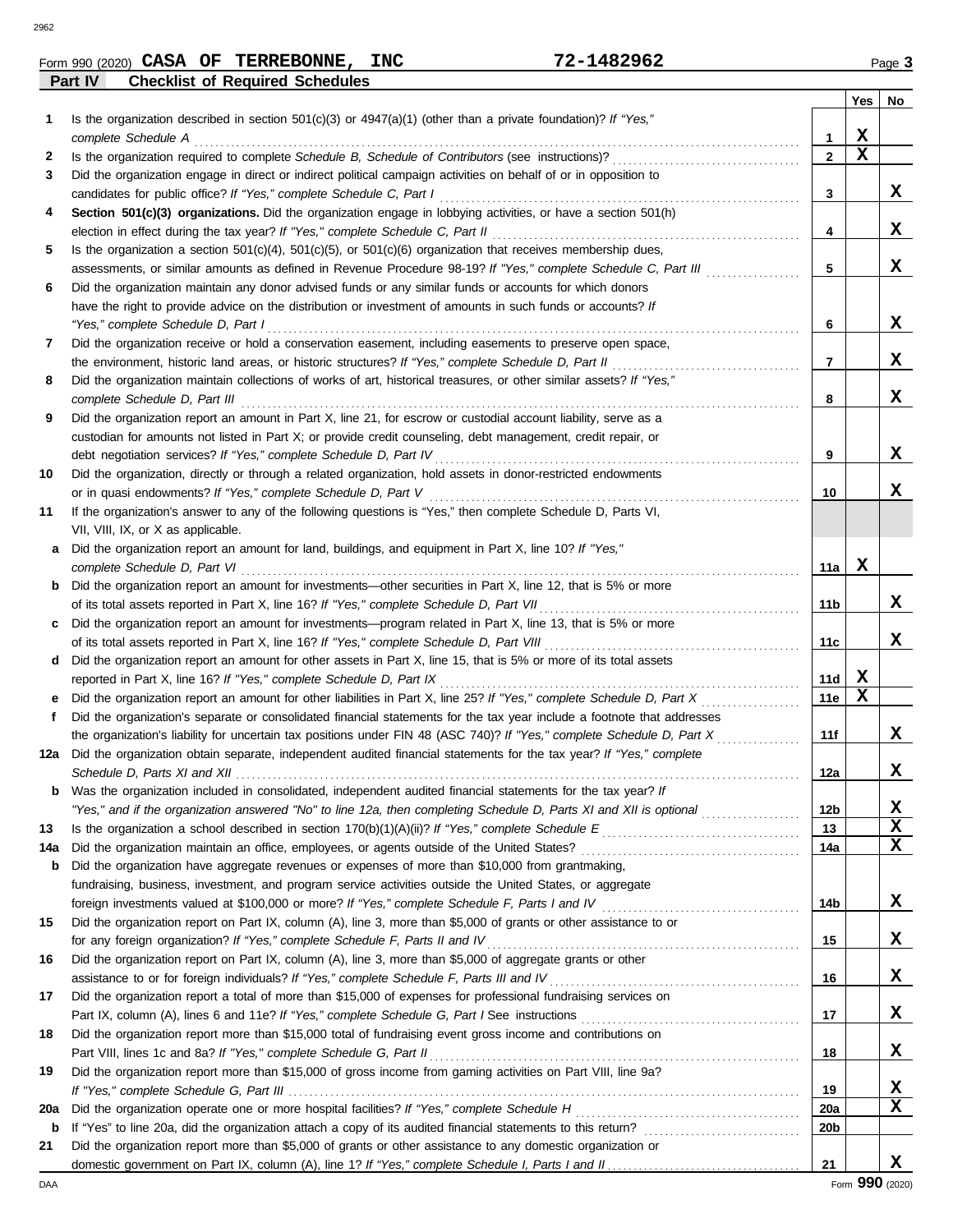Form 990 (2020) **CASA OF TERREBONNE, INC** **72-1482962** Page **3**

## Part IV — Checklist of Required Schedules

| | | | Yes | No |
|---|---|---|---|---|
| **1** | Is the organization described in section 501(c)(3) or 4947(a)(1) (other than a private foundation)? *If "Yes," complete Schedule A* | 1 | X | |
| **2** | Is the organization required to complete *Schedule B, Schedule of Contributors* (see instructions)? | 2 | X | |
| **3** | Did the organization engage in direct or indirect political campaign activities on behalf of or in opposition to candidates for public office? *If "Yes," complete Schedule C, Part I* | 3 | | X |
| **4** | **Section 501(c)(3) organizations.** Did the organization engage in lobbying activities, or have a section 501(h) election in effect during the tax year? *If "Yes," complete Schedule C, Part II* | 4 | | X |
| **5** | Is the organization a section 501(c)(4), 501(c)(5), or 501(c)(6) organization that receives membership dues, assessments, or similar amounts as defined in Revenue Procedure 98-19? *If "Yes," complete Schedule C, Part III* | 5 | | X |
| **6** | Did the organization maintain any donor advised funds or any similar funds or accounts for which donors have the right to provide advice on the distribution or investment of amounts in such funds or accounts? *If "Yes," complete Schedule D, Part I* | 6 | | X |
| **7** | Did the organization receive or hold a conservation easement, including easements to preserve open space, the environment, historic land areas, or historic structures? *If "Yes," complete Schedule D, Part II* | 7 | | X |
| **8** | Did the organization maintain collections of works of art, historical treasures, or other similar assets? *If "Yes," complete Schedule D, Part III* | 8 | | X |
| **9** | Did the organization report an amount in Part X, line 21, for escrow or custodial account liability, serve as a custodian for amounts not listed in Part X; or provide credit counseling, debt management, credit repair, or debt negotiation services? *If "Yes," complete Schedule D, Part IV* | 9 | | X |
| **10** | Did the organization, directly or through a related organization, hold assets in donor-restricted endowments or in quasi endowments? *If "Yes," complete Schedule D, Part V* | 10 | | X |
| **11** | If the organization's answer to any of the following questions is "Yes," then complete Schedule D, Parts VI, VII, VIII, IX, or X as applicable. | | | |
| **a** | Did the organization report an amount for land, buildings, and equipment in Part X, line 10? *If "Yes," complete Schedule D, Part VI* | 11a | X | |
| **b** | Did the organization report an amount for investments—other securities in Part X, line 12, that is 5% or more of its total assets reported in Part X, line 16? *If "Yes," complete Schedule D, Part VII* | 11b | | X |
| **c** | Did the organization report an amount for investments—program related in Part X, line 13, that is 5% or more of its total assets reported in Part X, line 16? *If "Yes," complete Schedule D, Part VIII* | 11c | | X |
| **d** | Did the organization report an amount for other assets in Part X, line 15, that is 5% or more of its total assets reported in Part X, line 16? *If "Yes," complete Schedule D, Part IX* | 11d | X | |
| **e** | Did the organization report an amount for other liabilities in Part X, line 25? *If "Yes," complete Schedule D, Part X* | 11e | X | |
| **f** | Did the organization's separate or consolidated financial statements for the tax year include a footnote that addresses the organization's liability for uncertain tax positions under FIN 48 (ASC 740)? *If "Yes," complete Schedule D, Part X* | 11f | | X |
| **12a** | Did the organization obtain separate, independent audited financial statements for the tax year? *If "Yes," complete Schedule D, Parts XI and XII* | 12a | | X |
| **b** | Was the organization included in consolidated, independent audited financial statements for the tax year? *If "Yes," and if the organization answered "No" to line 12a, then completing Schedule D, Parts XI and XII is optional* | 12b | | X |
| **13** | Is the organization a school described in section 170(b)(1)(A)(ii)? *If "Yes," complete Schedule E* | 13 | | X |
| **14a** | Did the organization maintain an office, employees, or agents outside of the United States? | 14a | | X |
| **b** | Did the organization have aggregate revenues or expenses of more than $10,000 from grantmaking, fundraising, business, investment, and program service activities outside the United States, or aggregate foreign investments valued at $100,000 or more? *If "Yes," complete Schedule F, Parts I and IV* | 14b | | X |
| **15** | Did the organization report on Part IX, column (A), line 3, more than $5,000 of grants or other assistance to or for any foreign organization? *If "Yes," complete Schedule F, Parts II and IV* | 15 | | X |
| **16** | Did the organization report on Part IX, column (A), line 3, more than $5,000 of aggregate grants or other assistance to or for foreign individuals? *If "Yes," complete Schedule F, Parts III and IV* | 16 | | X |
| **17** | Did the organization report a total of more than $15,000 of expenses for professional fundraising services on Part IX, column (A), lines 6 and 11e? *If "Yes," complete Schedule G, Part I* See instructions | 17 | | X |
| **18** | Did the organization report more than $15,000 total of fundraising event gross income and contributions on Part VIII, lines 1c and 8a? *If "Yes," complete Schedule G, Part II* | 18 | | X |
| **19** | Did the organization report more than $15,000 of gross income from gaming activities on Part VIII, line 9a? *If "Yes," complete Schedule G, Part III* | 19 | | X |
| **20a** | Did the organization operate one or more hospital facilities? *If "Yes," complete Schedule H* | 20a | | X |
| **b** | If "Yes" to line 20a, did the organization attach a copy of its audited financial statements to this return? | 20b | | |
| **21** | Did the organization report more than $5,000 of grants or other assistance to any domestic organization or domestic government on Part IX, column (A), line 1? *If "Yes," complete Schedule I, Parts I and II* | 21 | | X |

DAA Form **990** (2020)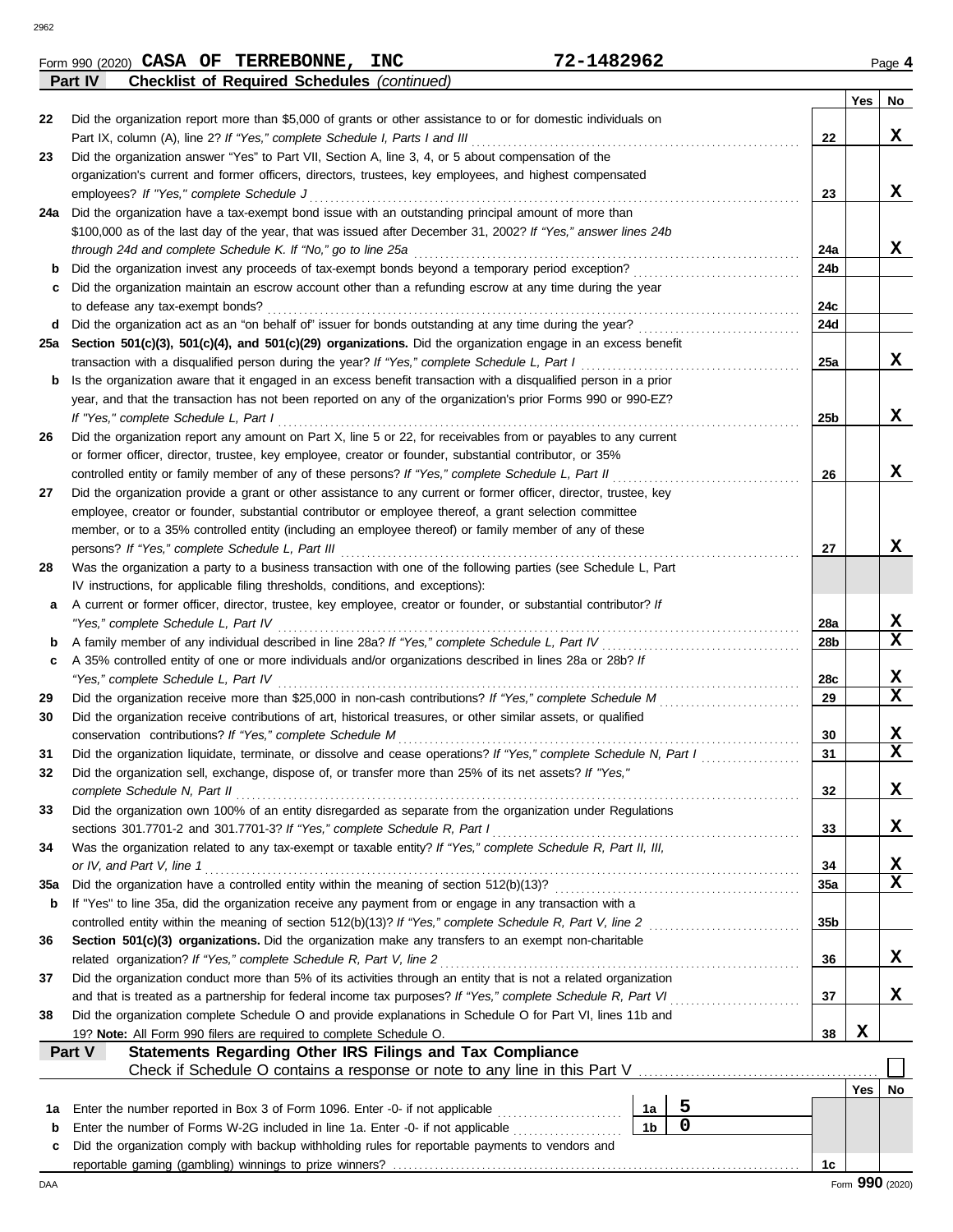Form 990 (2020) **CASA OF TERREBONNE, INC** **72-1482962** Page **4**

## Part IV Checklist of Required Schedules *(continued)*

| | | | Yes | No |
|---|---|---|---|---|
| 22 | Did the organization report more than $5,000 of grants or other assistance to or for domestic individuals on Part IX, column (A), line 2? *If "Yes," complete Schedule I, Parts I and III* | 22 | | X |
| 23 | Did the organization answer "Yes" to Part VII, Section A, line 3, 4, or 5 about compensation of the organization's current and former officers, directors, trustees, key employees, and highest compensated employees? *If "Yes," complete Schedule J* | 23 | | X |
| 24a | Did the organization have a tax-exempt bond issue with an outstanding principal amount of more than $100,000 as of the last day of the year, that was issued after December 31, 2002? *If "Yes," answer lines 24b through 24d and complete Schedule K. If "No," go to line 25a* | 24a | | X |
| b | Did the organization invest any proceeds of tax-exempt bonds beyond a temporary period exception? | 24b | | |
| c | Did the organization maintain an escrow account other than a refunding escrow at any time during the year to defease any tax-exempt bonds? | 24c | | |
| d | Did the organization act as an "on behalf of" issuer for bonds outstanding at any time during the year? | 24d | | |
| 25a | **Section 501(c)(3), 501(c)(4), and 501(c)(29) organizations.** Did the organization engage in an excess benefit transaction with a disqualified person during the year? *If "Yes," complete Schedule L, Part I* | 25a | | X |
| b | Is the organization aware that it engaged in an excess benefit transaction with a disqualified person in a prior year, and that the transaction has not been reported on any of the organization's prior Forms 990 or 990-EZ? *If "Yes," complete Schedule L, Part I* | 25b | | X |
| 26 | Did the organization report any amount on Part X, line 5 or 22, for receivables from or payables to any current or former officer, director, trustee, key employee, creator or founder, substantial contributor, or 35% controlled entity or family member of any of these persons? *If "Yes," complete Schedule L, Part II* | 26 | | X |
| 27 | Did the organization provide a grant or other assistance to any current or former officer, director, trustee, key employee, creator or founder, substantial contributor or employee thereof, a grant selection committee member, or to a 35% controlled entity (including an employee thereof) or family member of any of these persons? *If "Yes," complete Schedule L, Part III* | 27 | | X |
| 28 | Was the organization a party to a business transaction with one of the following parties (see Schedule L, Part IV instructions, for applicable filing thresholds, conditions, and exceptions): | | | |
| a | A current or former officer, director, trustee, key employee, creator or founder, or substantial contributor? *If "Yes," complete Schedule L, Part IV* | 28a | | X |
| b | A family member of any individual described in line 28a? *If "Yes," complete Schedule L, Part IV* | 28b | | X |
| c | A 35% controlled entity of one or more individuals and/or organizations described in lines 28a or 28b? *If "Yes," complete Schedule L, Part IV* | 28c | | X |
| 29 | Did the organization receive more than $25,000 in non-cash contributions? *If "Yes," complete Schedule M* | 29 | | X |
| 30 | Did the organization receive contributions of art, historical treasures, or other similar assets, or qualified conservation contributions? *If "Yes," complete Schedule M* | 30 | | X |
| 31 | Did the organization liquidate, terminate, or dissolve and cease operations? *If "Yes," complete Schedule N, Part I* | 31 | | X |
| 32 | Did the organization sell, exchange, dispose of, or transfer more than 25% of its net assets? *If "Yes," complete Schedule N, Part II* | 32 | | X |
| 33 | Did the organization own 100% of an entity disregarded as separate from the organization under Regulations sections 301.7701-2 and 301.7701-3? *If "Yes," complete Schedule R, Part I* | 33 | | X |
| 34 | Was the organization related to any tax-exempt or taxable entity? *If "Yes," complete Schedule R, Part II, III, or IV, and Part V, line 1* | 34 | | X |
| 35a | Did the organization have a controlled entity within the meaning of section 512(b)(13)? | 35a | | X |
| b | If "Yes" to line 35a, did the organization receive any payment from or engage in any transaction with a controlled entity within the meaning of section 512(b)(13)? *If "Yes," complete Schedule R, Part V, line 2* | 35b | | |
| 36 | **Section 501(c)(3) organizations.** Did the organization make any transfers to an exempt non-charitable related organization? *If "Yes," complete Schedule R, Part V, line 2* | 36 | | X |
| 37 | Did the organization conduct more than 5% of its activities through an entity that is not a related organization and that is treated as a partnership for federal income tax purposes? *If "Yes," complete Schedule R, Part VI* | 37 | | X |
| 38 | Did the organization complete Schedule O and provide explanations in Schedule O for Part VI, lines 11b and 19? **Note:** All Form 990 filers are required to complete Schedule O. | 38 | X | |

## Part V Statements Regarding Other IRS Filings and Tax Compliance

Check if Schedule O contains a response or note to any line in this Part V ☐

| | | | | | Yes | No |
|---|---|---|---|---|---|---|
| 1a | Enter the number reported in Box 3 of Form 1096. Enter -0- if not applicable | 1a | 5 | | | |
| b | Enter the number of Forms W-2G included in line 1a. Enter -0- if not applicable | 1b | 0 | | | |
| c | Did the organization comply with backup withholding rules for reportable payments to vendors and reportable gaming (gambling) winnings to prize winners? | | | 1c | | |

DAA Form **990** (2020)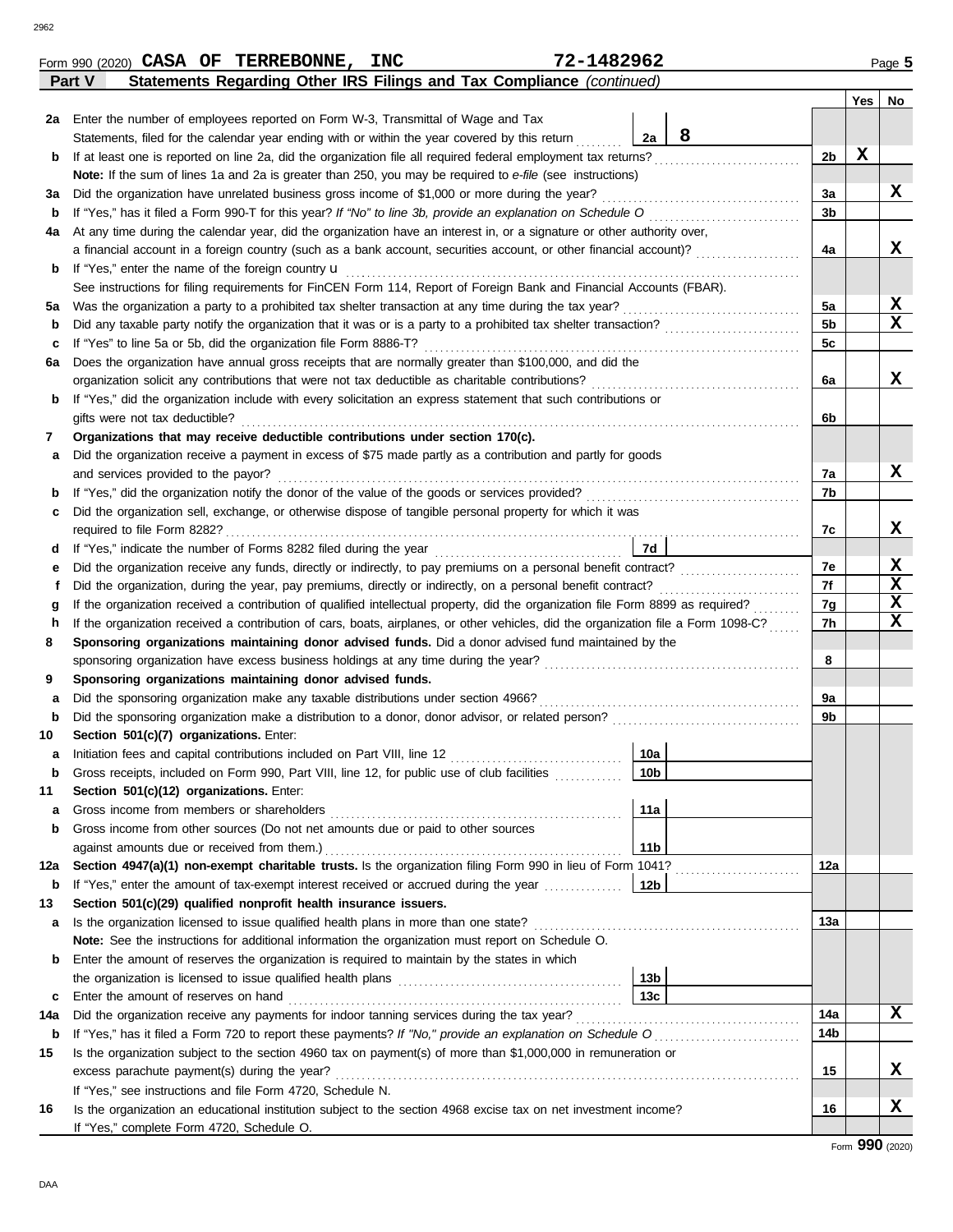Form 990 (2020) **CASA OF TERREBONNE, INC** **72-1482962** Page **5**

## Part V Statements Regarding Other IRS Filings and Tax Compliance *(continued)*

| | | | | Yes | No |
|---|---|---|---|---|---|
| **2a** | Enter the number of employees reported on Form W-3, Transmittal of Wage and Tax Statements, filed for the calendar year ending with or within the year covered by this return | 2a | 8 | | |
| **b** | If at least one is reported on line 2a, did the organization file all required federal employment tax returns? | | 2b | X | |
| | **Note:** If the sum of lines 1a and 2a is greater than 250, you may be required to *e-file* (see instructions) | | | | |
| **3a** | Did the organization have unrelated business gross income of $1,000 or more during the year? | | 3a | | X |
| **b** | If "Yes," has it filed a Form 990-T for this year? *If "No" to line 3b, provide an explanation on Schedule O* | | 3b | | |
| **4a** | At any time during the calendar year, did the organization have an interest in, or a signature or other authority over, a financial account in a foreign country (such as a bank account, securities account, or other financial account)? | | 4a | | X |
| **b** | If "Yes," enter the name of the foreign country u | | | | |
| | See instructions for filing requirements for FinCEN Form 114, Report of Foreign Bank and Financial Accounts (FBAR). | | | | |
| **5a** | Was the organization a party to a prohibited tax shelter transaction at any time during the tax year? | | 5a | | X |
| **b** | Did any taxable party notify the organization that it was or is a party to a prohibited tax shelter transaction? | | 5b | | X |
| **c** | If "Yes" to line 5a or 5b, did the organization file Form 8886-T? | | 5c | | |
| **6a** | Does the organization have annual gross receipts that are normally greater than $100,000, and did the organization solicit any contributions that were not tax deductible as charitable contributions? | | 6a | | X |
| **b** | If "Yes," did the organization include with every solicitation an express statement that such contributions or gifts were not tax deductible? | | 6b | | |
| **7** | **Organizations that may receive deductible contributions under section 170(c).** | | | | |
| **a** | Did the organization receive a payment in excess of $75 made partly as a contribution and partly for goods and services provided to the payor? | | 7a | | X |
| **b** | If "Yes," did the organization notify the donor of the value of the goods or services provided? | | 7b | | |
| **c** | Did the organization sell, exchange, or otherwise dispose of tangible personal property for which it was required to file Form 8282? | | 7c | | X |
| **d** | If "Yes," indicate the number of Forms 8282 filed during the year | 7d | | | |
| **e** | Did the organization receive any funds, directly or indirectly, to pay premiums on a personal benefit contract? | | 7e | | X |
| **f** | Did the organization, during the year, pay premiums, directly or indirectly, on a personal benefit contract? | | 7f | | X |
| **g** | If the organization received a contribution of qualified intellectual property, did the organization file Form 8899 as required? | | 7g | | X |
| **h** | If the organization received a contribution of cars, boats, airplanes, or other vehicles, did the organization file a Form 1098-C? | | 7h | | X |
| **8** | **Sponsoring organizations maintaining donor advised funds.** Did a donor advised fund maintained by the sponsoring organization have excess business holdings at any time during the year? | | 8 | | |
| **9** | **Sponsoring organizations maintaining donor advised funds.** | | | | |
| **a** | Did the sponsoring organization make any taxable distributions under section 4966? | | 9a | | |
| **b** | Did the sponsoring organization make a distribution to a donor, donor advisor, or related person? | | 9b | | |
| **10** | **Section 501(c)(7) organizations.** Enter: | | | | |
| **a** | Initiation fees and capital contributions included on Part VIII, line 12 | 10a | | | |
| **b** | Gross receipts, included on Form 990, Part VIII, line 12, for public use of club facilities | 10b | | | |
| **11** | **Section 501(c)(12) organizations.** Enter: | | | | |
| **a** | Gross income from members or shareholders | 11a | | | |
| **b** | Gross income from other sources (Do not net amounts due or paid to other sources against amounts due or received from them.) | 11b | | | |
| **12a** | **Section 4947(a)(1) non-exempt charitable trusts.** Is the organization filing Form 990 in lieu of Form 1041? | | 12a | | |
| **b** | If "Yes," enter the amount of tax-exempt interest received or accrued during the year | 12b | | | |
| **13** | **Section 501(c)(29) qualified nonprofit health insurance issuers.** | | | | |
| **a** | Is the organization licensed to issue qualified health plans in more than one state? | | 13a | | |
| | **Note:** See the instructions for additional information the organization must report on Schedule O. | | | | |
| **b** | Enter the amount of reserves the organization is required to maintain by the states in which the organization is licensed to issue qualified health plans | 13b | | | |
| **c** | Enter the amount of reserves on hand | 13c | | | |
| **14a** | Did the organization receive any payments for indoor tanning services during the tax year? | | 14a | | X |
| **b** | If "Yes," has it filed a Form 720 to report these payments? *If "No," provide an explanation on Schedule O* | | 14b | | |
| **15** | Is the organization subject to the section 4960 tax on payment(s) of more than $1,000,000 in remuneration or excess parachute payment(s) during the year? | | 15 | | X |
| | If "Yes," see instructions and file Form 4720, Schedule N. | | | | |
| **16** | Is the organization an educational institution subject to the section 4968 excise tax on net investment income? | | 16 | | X |
| | If "Yes," complete Form 4720, Schedule O. | | | | |

Form **990** (2020)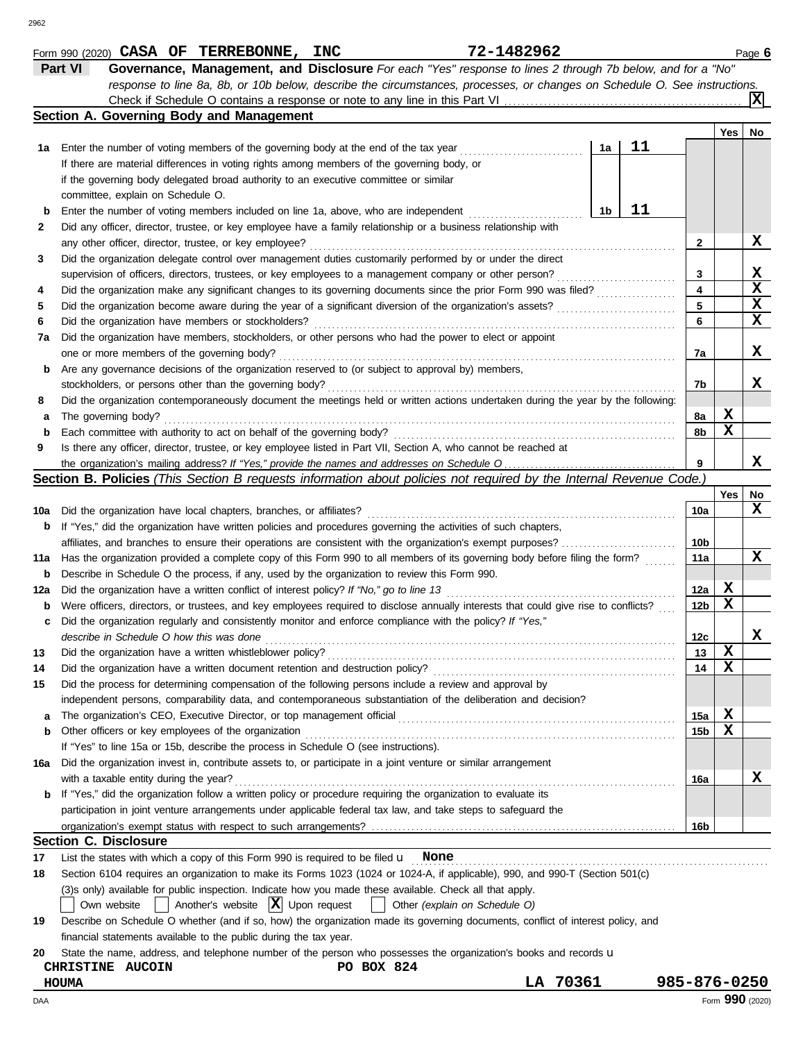Form 990 (2020) **CASA OF TERREBONNE, INC** **72-1482962** Page **6**

## Part VI Governance, Management, and Disclosure

*For each "Yes" response to lines 2 through 7b below, and for a "No" response to line 8a, 8b, or 10b below, describe the circumstances, processes, or changes on Schedule O. See instructions.*

Check if Schedule O contains a response or note to any line in this Part VI . . . [X]

### Section A. Governing Body and Management

| | | | | Yes | No |
|---|---|---|---|---|---|
| **1a** | Enter the number of voting members of the governing body at the end of the tax year. If there are material differences in voting rights among members of the governing body, or if the governing body delegated broad authority to an executive committee or similar committee, explain on Schedule O. | 1a: 11 | | | |
| **b** | Enter the number of voting members included on line 1a, above, who are independent | 1b: 11 | | | |
| **2** | Did any officer, director, trustee, or key employee have a family relationship or a business relationship with any other officer, director, trustee, or key employee? | | 2 | | X |
| **3** | Did the organization delegate control over management duties customarily performed by or under the direct supervision of officers, directors, trustees, or key employees to a management company or other person? | | 3 | | X |
| **4** | Did the organization make any significant changes to its governing documents since the prior Form 990 was filed? | | 4 | | X |
| **5** | Did the organization become aware during the year of a significant diversion of the organization's assets? | | 5 | | X |
| **6** | Did the organization have members or stockholders? | | 6 | | X |
| **7a** | Did the organization have members, stockholders, or other persons who had the power to elect or appoint one or more members of the governing body? | | 7a | | X |
| **b** | Are any governance decisions of the organization reserved to (or subject to approval by) members, stockholders, or persons other than the governing body? | | 7b | | X |
| **8** | Did the organization contemporaneously document the meetings held or written actions undertaken during the year by the following: | | | | |
| **a** | The governing body? | | 8a | X | |
| **b** | Each committee with authority to act on behalf of the governing body? | | 8b | X | |
| **9** | Is there any officer, director, trustee, or key employee listed in Part VII, Section A, who cannot be reached at the organization's mailing address? *If "Yes," provide the names and addresses on Schedule O* | | 9 | | X |

### Section B. Policies *(This Section B requests information about policies not required by the Internal Revenue Code.)*

| | | | Yes | No |
|---|---|---|---|---|
| **10a** | Did the organization have local chapters, branches, or affiliates? | 10a | | X |
| **b** | If "Yes," did the organization have written policies and procedures governing the activities of such chapters, affiliates, and branches to ensure their operations are consistent with the organization's exempt purposes? | 10b | | |
| **11a** | Has the organization provided a complete copy of this Form 990 to all members of its governing body before filing the form? | 11a | | X |
| **b** | Describe in Schedule O the process, if any, used by the organization to review this Form 990. | | | |
| **12a** | Did the organization have a written conflict of interest policy? *If "No," go to line 13* | 12a | X | |
| **b** | Were officers, directors, or trustees, and key employees required to disclose annually interests that could give rise to conflicts? | 12b | X | |
| **c** | Did the organization regularly and consistently monitor and enforce compliance with the policy? *If "Yes," describe in Schedule O how this was done* | 12c | | X |
| **13** | Did the organization have a written whistleblower policy? | 13 | X | |
| **14** | Did the organization have a written document retention and destruction policy? | 14 | X | |
| **15** | Did the process for determining compensation of the following persons include a review and approval by independent persons, comparability data, and contemporaneous substantiation of the deliberation and decision? | | | |
| **a** | The organization's CEO, Executive Director, or top management official | 15a | X | |
| **b** | Other officers or key employees of the organization | 15b | X | |
| | If "Yes" to line 15a or 15b, describe the process in Schedule O (see instructions). | | | |
| **16a** | Did the organization invest in, contribute assets to, or participate in a joint venture or similar arrangement with a taxable entity during the year? | 16a | | X |
| **b** | If "Yes," did the organization follow a written policy or procedure requiring the organization to evaluate its participation in joint venture arrangements under applicable federal tax law, and take steps to safeguard the organization's exempt status with respect to such arrangements? | 16b | | |

### Section C. Disclosure

**17** List the states with which a copy of this Form 990 is required to be filed u **None**

**18** Section 6104 requires an organization to make its Forms 1023 (1024 or 1024-A, if applicable), 990, and 990-T (Section 501(c)(3)s only) available for public inspection. Indicate how you made these available. Check all that apply.

[ ] Own website [ ] Another's website [X] Upon request [ ] Other *(explain on Schedule O)*

**19** Describe on Schedule O whether (and if so, how) the organization made its governing documents, conflict of interest policy, and financial statements available to the public during the tax year.

**20** State the name, address, and telephone number of the person who possesses the organization's books and records u

**CHRISTINE AUCOIN** **PO BOX 824**
**HOUMA** **LA 70361** **985-876-0250**

Form **990** (2020)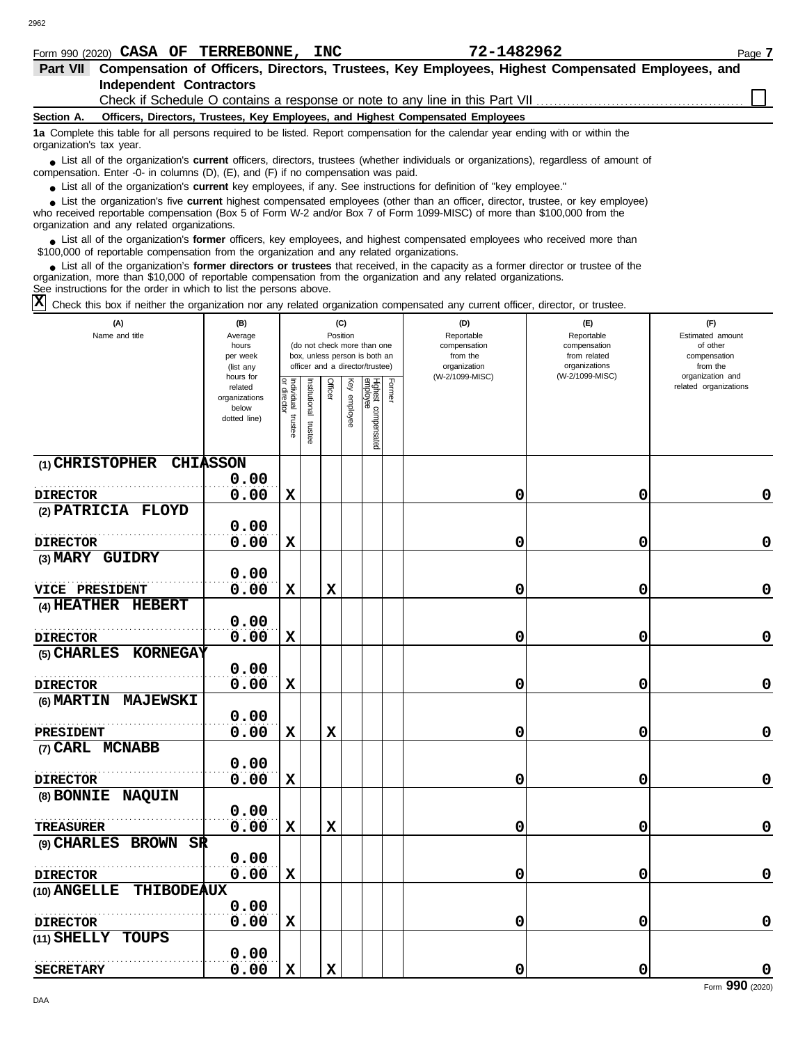Form 990 (2020) **CASA OF TERREBONNE, INC** **72-1482962** Page **7**

## Part VII Compensation of Officers, Directors, Trustees, Key Employees, Highest Compensated Employees, and Independent Contractors

Check if Schedule O contains a response or note to any line in this Part VII . . . . . . . . . . . . . . . . . . . . . . . . . . . . . . . . . . . . . . . . . . . . . . ☐

**Section A. Officers, Directors, Trustees, Key Employees, and Highest Compensated Employees**

**1a** Complete this table for all persons required to be listed. Report compensation for the calendar year ending with or within the organization's tax year.

- List all of the organization's **current** officers, directors, trustees (whether individuals or organizations), regardless of amount of compensation. Enter -0- in columns (D), (E), and (F) if no compensation was paid.
- List all of the organization's **current** key employees, if any. See instructions for definition of "key employee."
- List the organization's five **current** highest compensated employees (other than an officer, director, trustee, or key employee) who received reportable compensation (Box 5 of Form W-2 and/or Box 7 of Form 1099-MISC) of more than $100,000 from the organization and any related organizations.
- List all of the organization's **former** officers, key employees, and highest compensated employees who received more than $100,000 of reportable compensation from the organization and any related organizations.
- List all of the organization's **former directors or trustees** that received, in the capacity as a former director or trustee of the organization, more than $10,000 of reportable compensation from the organization and any related organizations.

See instructions for the order in which to list the persons above.

**X** Check this box if neither the organization nor any related organization compensated any current officer, director, or trustee.

| (A) Name and title | (B) Average hours per week (list any hours for related organizations below dotted line) | (C) Position (do not check more than one box, unless person is both an officer and a director/trustee) | | | | | | (D) Reportable compensation from the organization (W-2/1099-MISC) | (E) Reportable compensation from related organizations (W-2/1099-MISC) | (F) Estimated amount of other compensation from the organization and related organizations |
|---|---|---|---|---|---|---|---|---|---|---|
| | | Individual trustee or director | Institutional trustee | Officer | Key employee | Highest compensated employee | Former | | | |
| (1) CHRISTOPHER CHIASSON<br>DIRECTOR | 0.00<br>0.00 | X | | | | | | 0 | 0 | 0 |
| (2) PATRICIA FLOYD<br>DIRECTOR | 0.00<br>0.00 | X | | | | | | 0 | 0 | 0 |
| (3) MARY GUIDRY<br>VICE PRESIDENT | 0.00<br>0.00 | X | | X | | | | 0 | 0 | 0 |
| (4) HEATHER HEBERT<br>DIRECTOR | 0.00<br>0.00 | X | | | | | | 0 | 0 | 0 |
| (5) CHARLES KORNEGAY<br>DIRECTOR | 0.00<br>0.00 | X | | | | | | 0 | 0 | 0 |
| (6) MARTIN MAJEWSKI<br>PRESIDENT | 0.00<br>0.00 | X | | X | | | | 0 | 0 | 0 |
| (7) CARL MCNABB<br>DIRECTOR | 0.00<br>0.00 | X | | | | | | 0 | 0 | 0 |
| (8) BONNIE NAQUIN<br>TREASURER | 0.00<br>0.00 | X | | X | | | | 0 | 0 | 0 |
| (9) CHARLES BROWN SR<br>DIRECTOR | 0.00<br>0.00 | X | | | | | | 0 | 0 | 0 |
| (10) ANGELLE THIBODEAUX<br>DIRECTOR | 0.00<br>0.00 | X | | | | | | 0 | 0 | 0 |
| (11) SHELLY TOUPS<br>SECRETARY | 0.00<br>0.00 | X | | X | | | | 0 | 0 | 0 |

Form **990** (2020)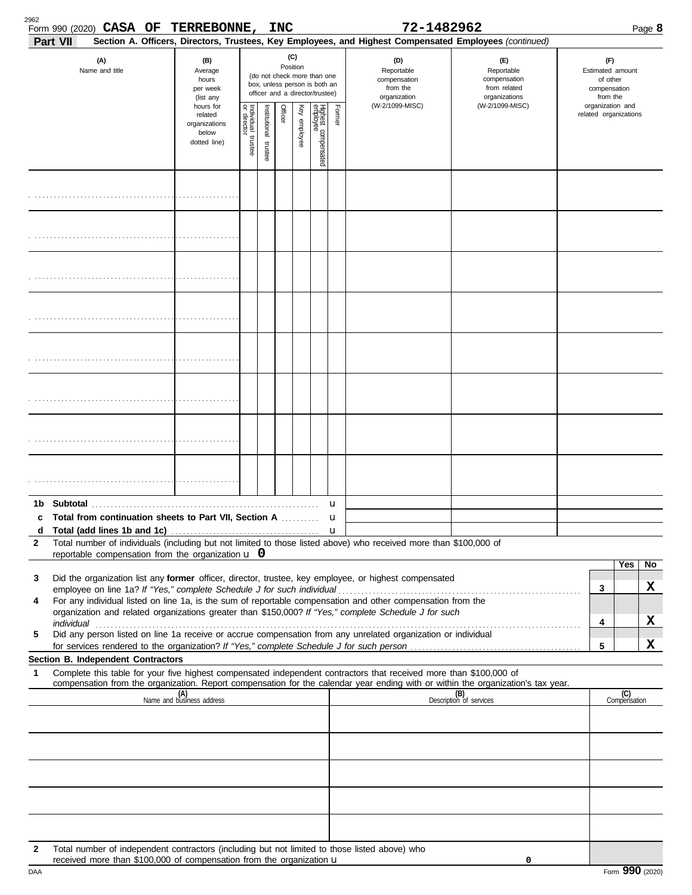Form 990 (2020) **CASA OF TERREBONNE, INC** 72-1482962

**Part VII** **Section A. Officers, Directors, Trustees, Key Employees, and Highest Compensated Employees** *(continued)*

| (A) Name and title | (B) Average hours per week (list any hours for related organizations below dotted line) | (C) Position (do not check more than one box, unless person is both an officer and a director/trustee): Individual trustee or director | Institutional trustee | Officer | Key employee | Highest compensated employee | Former | (D) Reportable compensation from the organization (W-2/1099-MISC) | (E) Reportable compensation from related organizations (W-2/1099-MISC) | (F) Estimated amount of other compensation from the organization and related organizations |
|---|---|---|---|---|---|---|---|---|---|---|
| | | | | | | | | | | |
| | | | | | | | | | | |
| | | | | | | | | | | |
| | | | | | | | | | | |
| | | | | | | | | | | |
| | | | | | | | | | | |
| | | | | | | | | | | |
| | | | | | | | | | | |

**1b Subtotal** u

**c Total from continuation sheets to Part VII, Section A** u

**d Total (add lines 1b and 1c)** u

**2** Total number of individuals (including but not limited to those listed above) who received more than $100,000 of reportable compensation from the organization u **0**

| | | Yes | No |
|---|---|---|---|
| **3** Did the organization list any **former** officer, director, trustee, key employee, or highest compensated employee on line 1a? *If "Yes," complete Schedule J for such individual* | 3 | | X |
| **4** For any individual listed on line 1a, is the sum of reportable compensation and other compensation from the organization and related organizations greater than $150,000? *If "Yes," complete Schedule J for such individual* | 4 | | X |
| **5** Did any person listed on line 1a receive or accrue compensation from any unrelated organization or individual for services rendered to the organization? *If "Yes," complete Schedule J for such person* | 5 | | X |

**Section B. Independent Contractors**

**1** Complete this table for your five highest compensated independent contractors that received more than $100,000 of compensation from the organization. Report compensation for the calendar year ending with or within the organization's tax year.

| (A) Name and business address | (B) Description of services | (C) Compensation |
|---|---|---|
| | | |
| | | |
| | | |
| | | |
| | | |

**2** Total number of independent contractors (including but not limited to those listed above) who received more than $100,000 of compensation from the organization u **0**

Form **990** (2020)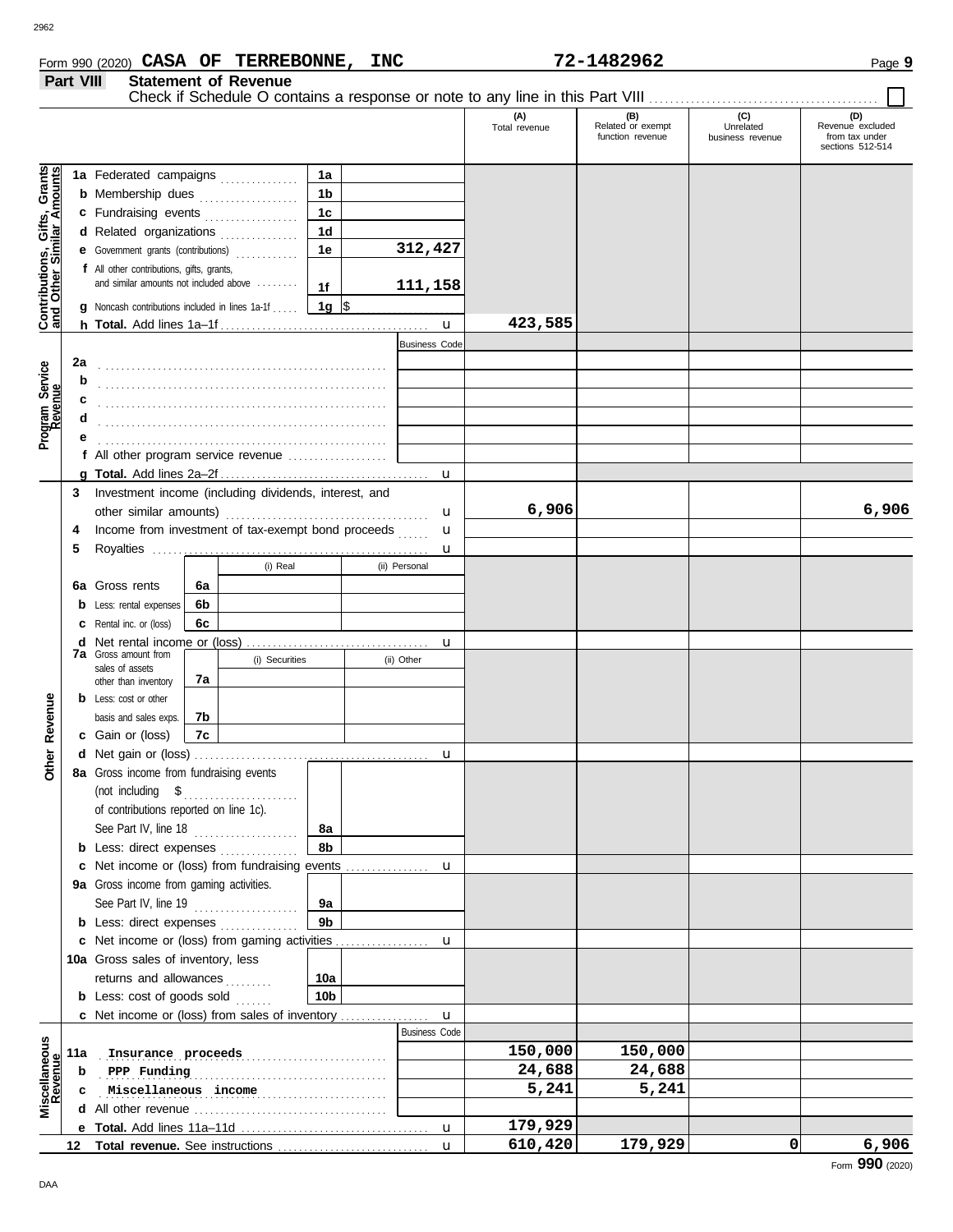Form 990 (2020) **CASA OF TERREBONNE, INC** **72-1482962** Page **9**

**Part VIII** **Statement of Revenue**

Check if Schedule O contains a response or note to any line in this Part VIII ☐

| | | | | (A) Total revenue | (B) Related or exempt function revenue | (C) Unrelated business revenue | (D) Revenue excluded from tax under sections 512-514 |
|---|---|---|---|---|---|---|---|
| **Contributions, Gifts, Grants and Other Similar Amounts** | **1a** Federated campaigns | 1a | | | | | |
| | **b** Membership dues | 1b | | | | | |
| | **c** Fundraising events | 1c | | | | | |
| | **d** Related organizations | 1d | | | | | |
| | **e** Government grants (contributions) | 1e | 312,427 | | | | |
| | **f** All other contributions, gifts, grants, and similar amounts not included above | 1f | 111,158 | | | | |
| | **g** Noncash contributions included in lines 1a-1f | 1g | $ | | | | |
| | **h Total.** Add lines 1a–1f | | | 423,585 | | | |
| **Program Service Revenue** | | | Business Code | | | | |
| | **2a** | | | | | | |
| | **b** | | | | | | |
| | **c** | | | | | | |
| | **d** | | | | | | |
| | **e** | | | | | | |
| | **f** All other program service revenue | | | | | | |
| | **g Total.** Add lines 2a–2f | | | | | | |
| **Other Revenue** | **3** Investment income (including dividends, interest, and other similar amounts) | | | 6,906 | | | 6,906 |
| | **4** Income from investment of tax-exempt bond proceeds | | | | | | |
| | **5** Royalties | | | | | | |
| | | | (i) Real / (ii) Personal | | | | |
| | **6a** Gross rents | 6a | | | | | |
| | **b** Less: rental expenses | 6b | | | | | |
| | **c** Rental inc. or (loss) | 6c | | | | | |
| | **d** Net rental income or (loss) | | | | | | |
| | **7a** Gross amount from sales of assets other than inventory | 7a | (i) Securities / (ii) Other | | | | |
| | **b** Less: cost or other basis and sales exps. | 7b | | | | | |
| | **c** Gain or (loss) | 7c | | | | | |
| | **d** Net gain or (loss) | | | | | | |
| | **8a** Gross income from fundraising events (not including $ of contributions reported on line 1c). See Part IV, line 18 | 8a | | | | | |
| | **b** Less: direct expenses | 8b | | | | | |
| | **c** Net income or (loss) from fundraising events | | | | | | |
| | **9a** Gross income from gaming activities. See Part IV, line 19 | 9a | | | | | |
| | **b** Less: direct expenses | 9b | | | | | |
| | **c** Net income or (loss) from gaming activities | | | | | | |
| | **10a** Gross sales of inventory, less returns and allowances | 10a | | | | | |
| | **b** Less: cost of goods sold | 10b | | | | | |
| | **c** Net income or (loss) from sales of inventory | | | | | | |
| **Miscellaneous Revenue** | | | Business Code | | | | |
| | **11a** Insurance proceeds | | | 150,000 | 150,000 | | |
| | **b** PPP Funding | | | 24,688 | 24,688 | | |
| | **c** Miscellaneous income | | | 5,241 | 5,241 | | |
| | **d** All other revenue | | | | | | |
| | **e Total.** Add lines 11a–11d | | | 179,929 | | | |
| | **12 Total revenue.** See instructions | | | 610,420 | 179,929 | 0 | 6,906 |

Form **990** (2020)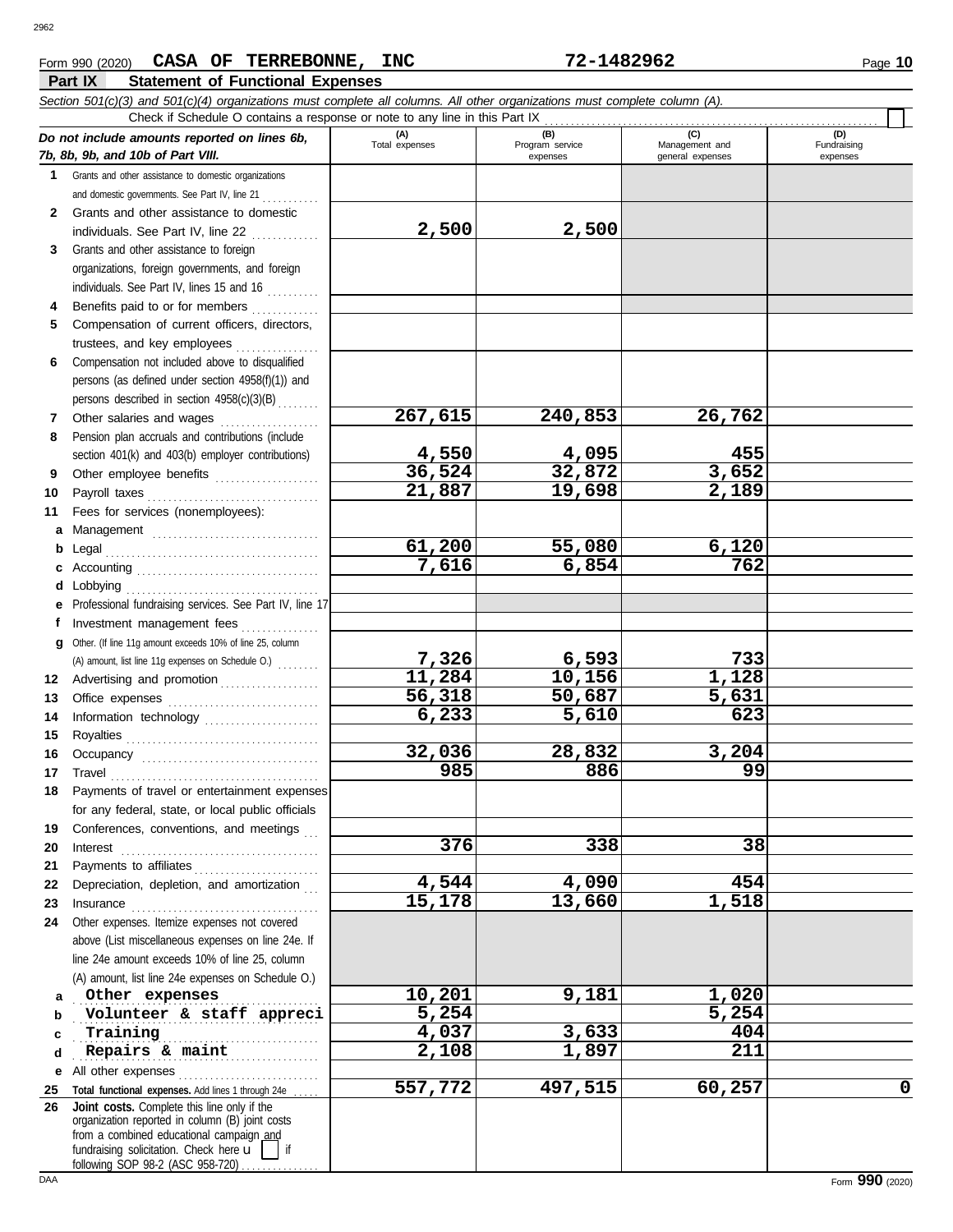Form 990 (2020) **CASA OF TERREBONNE, INC** **72-1482962** Page **10**

## Part IX Statement of Functional Expenses

*Section 501(c)(3) and 501(c)(4) organizations must complete all columns. All other organizations must complete column (A).*

Check if Schedule O contains a response or note to any line in this Part IX

| *Do not include amounts reported on lines 6b, 7b, 8b, 9b, and 10b of Part VIII.* | (A) Total expenses | (B) Program service expenses | (C) Management and general expenses | (D) Fundraising expenses |
|---|---|---|---|---|
| **1** Grants and other assistance to domestic organizations and domestic governments. See Part IV, line 21 | | | | |
| **2** Grants and other assistance to domestic individuals. See Part IV, line 22 | 2,500 | 2,500 | | |
| **3** Grants and other assistance to foreign organizations, foreign governments, and foreign individuals. See Part IV, lines 15 and 16 | | | | |
| **4** Benefits paid to or for members | | | | |
| **5** Compensation of current officers, directors, trustees, and key employees | | | | |
| **6** Compensation not included above to disqualified persons (as defined under section 4958(f)(1)) and persons described in section 4958(c)(3)(B) | | | | |
| **7** Other salaries and wages | 267,615 | 240,853 | 26,762 | |
| **8** Pension plan accruals and contributions (include section 401(k) and 403(b) employer contributions) | 4,550 | 4,095 | 455 | |
| **9** Other employee benefits | 36,524 | 32,872 | 3,652 | |
| **10** Payroll taxes | 21,887 | 19,698 | 2,189 | |
| **11** Fees for services (nonemployees): | | | | |
| **a** Management | | | | |
| **b** Legal | 61,200 | 55,080 | 6,120 | |
| **c** Accounting | 7,616 | 6,854 | 762 | |
| **d** Lobbying | | | | |
| **e** Professional fundraising services. See Part IV, line 17 | | | | |
| **f** Investment management fees | | | | |
| **g** Other. (If line 11g amount exceeds 10% of line 25, column (A) amount, list line 11g expenses on Schedule O.) | 7,326 | 6,593 | 733 | |
| **12** Advertising and promotion | 11,284 | 10,156 | 1,128 | |
| **13** Office expenses | 56,318 | 50,687 | 5,631 | |
| **14** Information technology | 6,233 | 5,610 | 623 | |
| **15** Royalties | | | | |
| **16** Occupancy | 32,036 | 28,832 | 3,204 | |
| **17** Travel | 985 | 886 | 99 | |
| **18** Payments of travel or entertainment expenses for any federal, state, or local public officials | | | | |
| **19** Conferences, conventions, and meetings | | | | |
| **20** Interest | 376 | 338 | 38 | |
| **21** Payments to affiliates | | | | |
| **22** Depreciation, depletion, and amortization | 4,544 | 4,090 | 454 | |
| **23** Insurance | 15,178 | 13,660 | 1,518 | |
| **24** Other expenses. Itemize expenses not covered above (List miscellaneous expenses on line 24e. If line 24e amount exceeds 10% of line 25, column (A) amount, list line 24e expenses on Schedule O.) | | | | |
| **a** Other expenses | 10,201 | 9,181 | 1,020 | |
| **b** Volunteer & staff appreci | 5,254 | | 5,254 | |
| **c** Training | 4,037 | 3,633 | 404 | |
| **d** Repairs & maint | 2,108 | 1,897 | 211 | |
| **e** All other expenses | | | | |
| **25** **Total functional expenses.** Add lines 1 through 24e | 557,772 | 497,515 | 60,257 | 0 |
| **26** **Joint costs.** Complete this line only if the organization reported in column (B) joint costs from a combined educational campaign and fundraising solicitation. Check here ☐ if following SOP 98-2 (ASC 958-720) | | | | |

Form **990** (2020)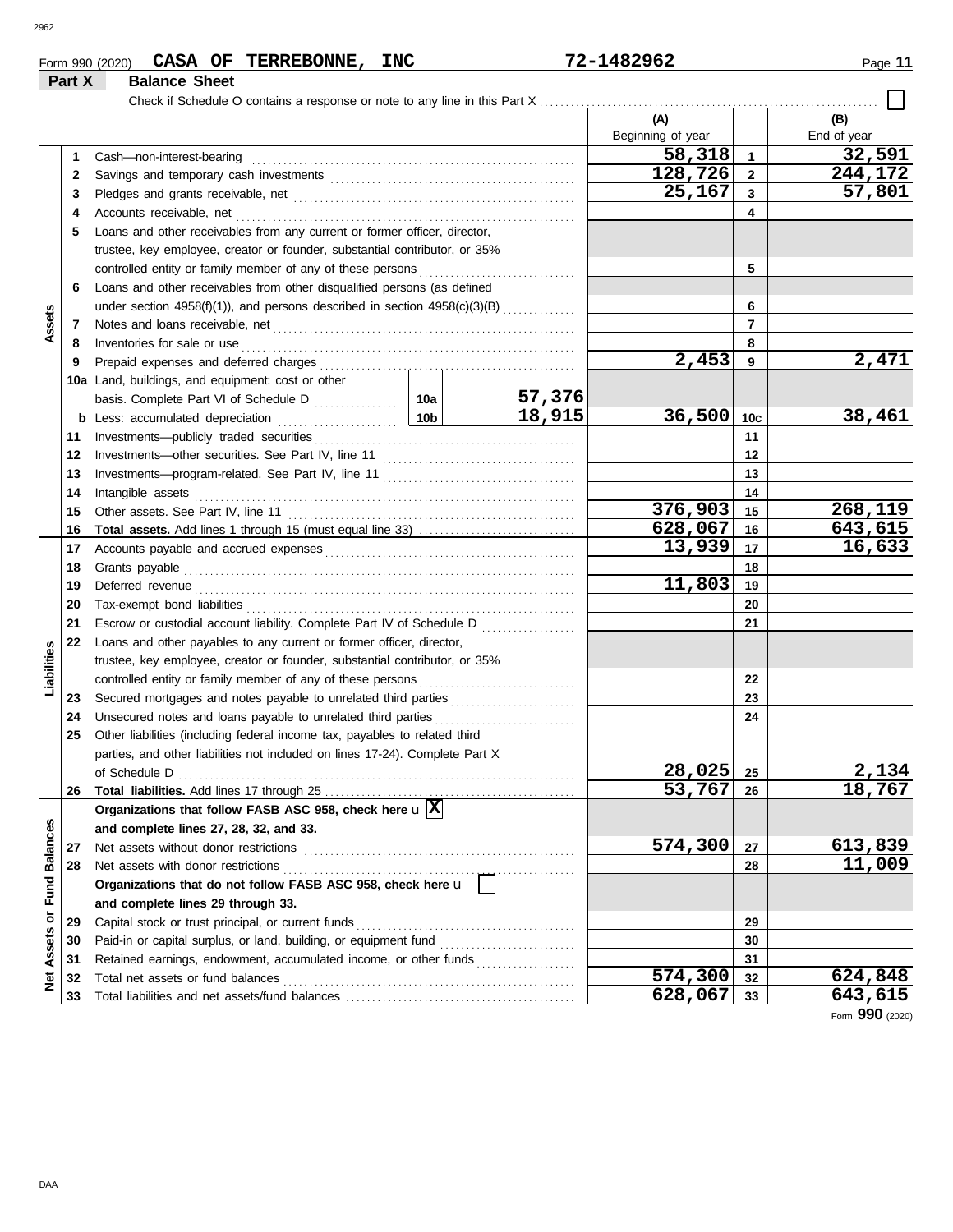Form 990 (2020) **CASA OF TERREBONNE, INC** **72-1482962** Page **11**

## Part X Balance Sheet

Check if Schedule O contains a response or note to any line in this Part X ☐

| | | Description | | | (A) Beginning of year | | (B) End of year |
|---|---|---|---|---|---|---|---|
| **Assets** | 1 | Cash—non-interest-bearing | | | 58,318 | 1 | 32,591 |
| | 2 | Savings and temporary cash investments | | | 128,726 | 2 | 244,172 |
| | 3 | Pledges and grants receivable, net | | | 25,167 | 3 | 57,801 |
| | 4 | Accounts receivable, net | | | | 4 | |
| | 5 | Loans and other receivables from any current or former officer, director, trustee, key employee, creator or founder, substantial contributor, or 35% controlled entity or family member of any of these persons | | | | 5 | |
| | 6 | Loans and other receivables from other disqualified persons (as defined under section 4958(f)(1)), and persons described in section 4958(c)(3)(B) | | | | 6 | |
| | 7 | Notes and loans receivable, net | | | | 7 | |
| | 8 | Inventories for sale or use | | | | 8 | |
| | 9 | Prepaid expenses and deferred charges | | | 2,453 | 9 | 2,471 |
| | 10a | Land, buildings, and equipment: cost or other basis. Complete Part VI of Schedule D | 10a | 57,376 | | | |
| | b | Less: accumulated depreciation | 10b | 18,915 | 36,500 | 10c | 38,461 |
| | 11 | Investments—publicly traded securities | | | | 11 | |
| | 12 | Investments—other securities. See Part IV, line 11 | | | | 12 | |
| | 13 | Investments—program-related. See Part IV, line 11 | | | | 13 | |
| | 14 | Intangible assets | | | | 14 | |
| | 15 | Other assets. See Part IV, line 11 | | | 376,903 | 15 | 268,119 |
| | 16 | **Total assets.** Add lines 1 through 15 (must equal line 33) | | | 628,067 | 16 | 643,615 |
| **Liabilities** | 17 | Accounts payable and accrued expenses | | | 13,939 | 17 | 16,633 |
| | 18 | Grants payable | | | | 18 | |
| | 19 | Deferred revenue | | | 11,803 | 19 | |
| | 20 | Tax-exempt bond liabilities | | | | 20 | |
| | 21 | Escrow or custodial account liability. Complete Part IV of Schedule D | | | | 21 | |
| | 22 | Loans and other payables to any current or former officer, director, trustee, key employee, creator or founder, substantial contributor, or 35% controlled entity or family member of any of these persons | | | | 22 | |
| | 23 | Secured mortgages and notes payable to unrelated third parties | | | | 23 | |
| | 24 | Unsecured notes and loans payable to unrelated third parties | | | | 24 | |
| | 25 | Other liabilities (including federal income tax, payables to related third parties, and other liabilities not included on lines 17-24). Complete Part X of Schedule D | | | 28,025 | 25 | 2,134 |
| | 26 | **Total liabilities.** Add lines 17 through 25 | | | 53,767 | 26 | 18,767 |
| **Net Assets or Fund Balances** | | **Organizations that follow FASB ASC 958, check here** u ☒ **and complete lines 27, 28, 32, and 33.** | | | | | |
| | 27 | Net assets without donor restrictions | | | 574,300 | 27 | 613,839 |
| | 28 | Net assets with donor restrictions | | | | 28 | 11,009 |
| | | **Organizations that do not follow FASB ASC 958, check here** u ☐ **and complete lines 29 through 33.** | | | | | |
| | 29 | Capital stock or trust principal, or current funds | | | | 29 | |
| | 30 | Paid-in or capital surplus, or land, building, or equipment fund | | | | 30 | |
| | 31 | Retained earnings, endowment, accumulated income, or other funds | | | | 31 | |
| | 32 | Total net assets or fund balances | | | 574,300 | 32 | 624,848 |
| | 33 | Total liabilities and net assets/fund balances | | | 628,067 | 33 | 643,615 |

Form **990** (2020)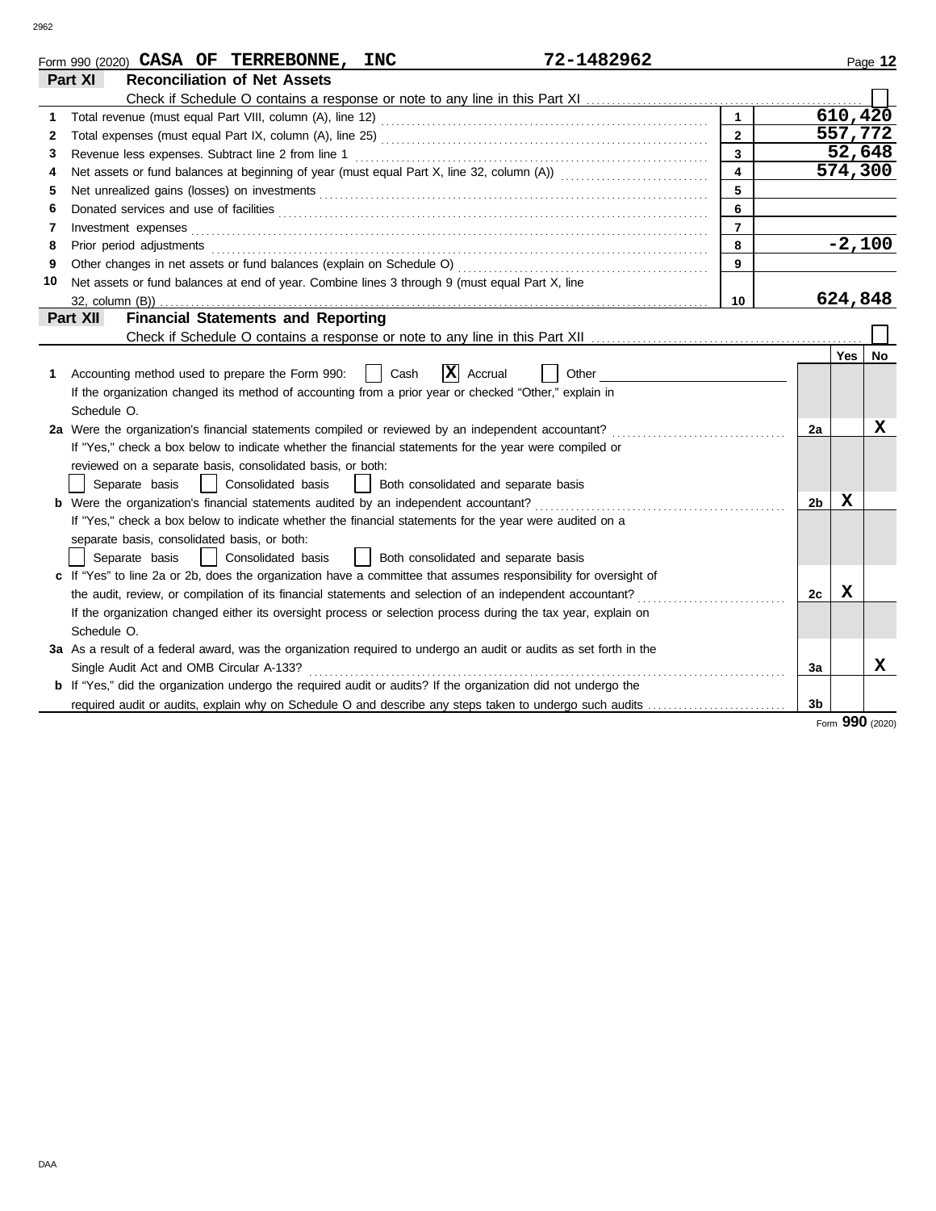Form 990 (2020) **CASA OF TERREBONNE, INC** **72-1482962**

## Part XI — Reconciliation of Net Assets

Check if Schedule O contains a response or note to any line in this Part XI ☐

| | | Line | Amount |
|---|---|---|---|
| 1 | Total revenue (must equal Part VIII, column (A), line 12) | 1 | 610,420 |
| 2 | Total expenses (must equal Part IX, column (A), line 25) | 2 | 557,772 |
| 3 | Revenue less expenses. Subtract line 2 from line 1 | 3 | 52,648 |
| 4 | Net assets or fund balances at beginning of year (must equal Part X, line 32, column (A)) | 4 | 574,300 |
| 5 | Net unrealized gains (losses) on investments | 5 | |
| 6 | Donated services and use of facilities | 6 | |
| 7 | Investment expenses | 7 | |
| 8 | Prior period adjustments | 8 | -2,100 |
| 9 | Other changes in net assets or fund balances (explain on Schedule O) | 9 | |
| 10 | Net assets or fund balances at end of year. Combine lines 3 through 9 (must equal Part X, line 32, column (B)) | 10 | 624,848 |

## Part XII — Financial Statements and Reporting

Check if Schedule O contains a response or note to any line in this Part XII ☐

| | | Line | Yes | No |
|---|---|---|---|---|
| 1 | Accounting method used to prepare the Form 990: ☐ Cash ☒ Accrual ☐ Other ______<br>If the organization changed its method of accounting from a prior year or checked "Other," explain in Schedule O. | | | |
| 2a | Were the organization's financial statements compiled or reviewed by an independent accountant? | 2a | | X |
| | If "Yes," check a box below to indicate whether the financial statements for the year were compiled or reviewed on a separate basis, consolidated basis, or both:<br>☐ Separate basis ☐ Consolidated basis ☐ Both consolidated and separate basis | | | |
| b | Were the organization's financial statements audited by an independent accountant? | 2b | X | |
| | If "Yes," check a box below to indicate whether the financial statements for the year were audited on a separate basis, consolidated basis, or both:<br>☐ Separate basis ☐ Consolidated basis ☐ Both consolidated and separate basis | | | |
| c | If "Yes" to line 2a or 2b, does the organization have a committee that assumes responsibility for oversight of the audit, review, or compilation of its financial statements and selection of an independent accountant? | 2c | X | |
| | If the organization changed either its oversight process or selection process during the tax year, explain on Schedule O. | | | |
| 3a | As a result of a federal award, was the organization required to undergo an audit or audits as set forth in the Single Audit Act and OMB Circular A-133? | 3a | | X |
| b | If "Yes," did the organization undergo the required audit or audits? If the organization did not undergo the required audit or audits, explain why on Schedule O and describe any steps taken to undergo such audits | 3b | | |

Form **990** (2020)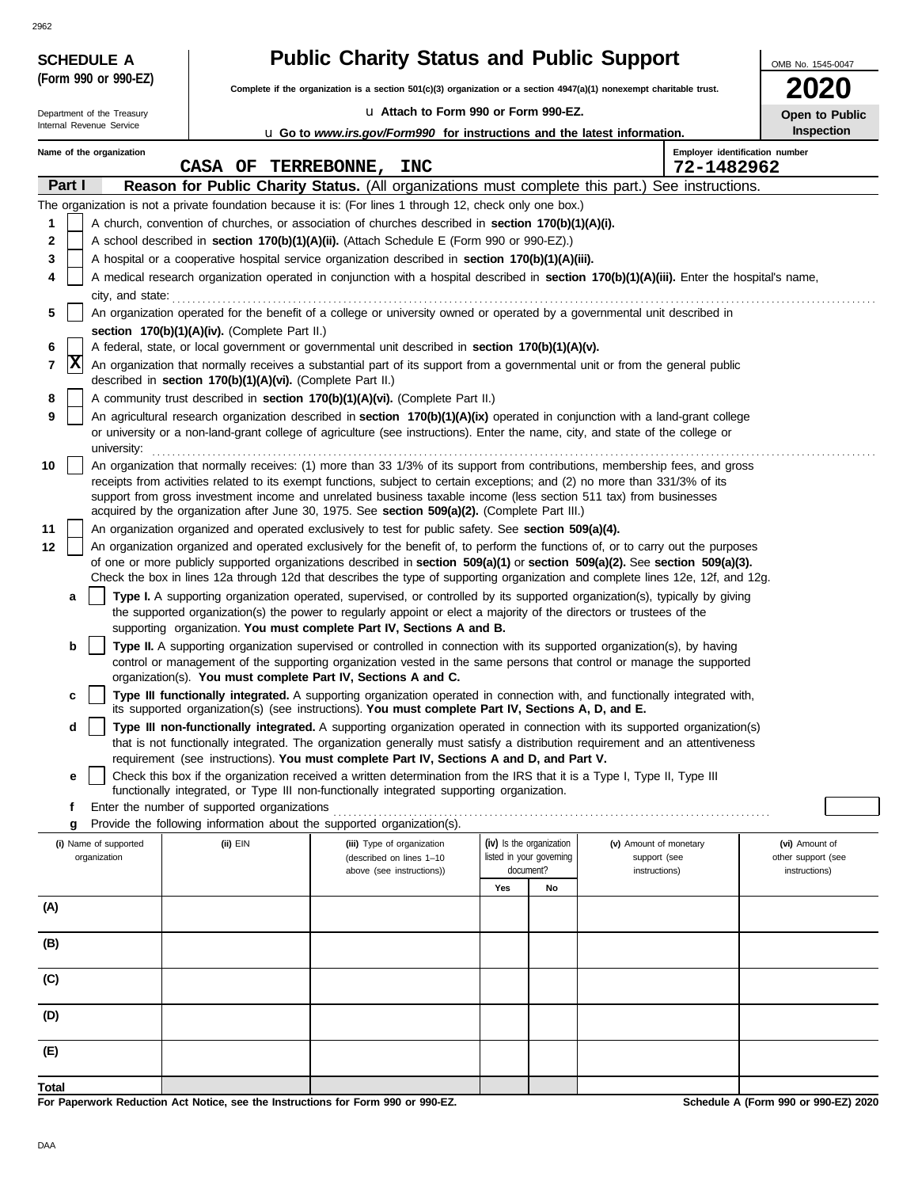**SCHEDULE A (Form 990 or 990-EZ)**

Department of the Treasury
Internal Revenue Service

# Public Charity Status and Public Support

**Complete if the organization is a section 501(c)(3) organization or a section 4947(a)(1) nonexempt charitable trust.**

u Attach to Form 990 or Form 990-EZ.

u Go to *www.irs.gov/Form990* for instructions and the latest information.

OMB No. 1545-0047

**2020**

**Open to Public Inspection**

Name of the organization: CASA OF TERREBONNE, INC

Employer identification number: 72-1482962

**Part I** **Reason for Public Charity Status.** (All organizations must complete this part.) See instructions.

The organization is not a private foundation because it is: (For lines 1 through 12, check only one box.)

1 [ ] A church, convention of churches, or association of churches described in **section 170(b)(1)(A)(i).**

2 [ ] A school described in **section 170(b)(1)(A)(ii).** (Attach Schedule E (Form 990 or 990-EZ).)

3 [ ] A hospital or a cooperative hospital service organization described in **section 170(b)(1)(A)(iii).**

4 [ ] A medical research organization operated in conjunction with a hospital described in **section 170(b)(1)(A)(iii).** Enter the hospital's name, city, and state:

5 [ ] An organization operated for the benefit of a college or university owned or operated by a governmental unit described in **section 170(b)(1)(A)(iv).** (Complete Part II.)

6 [ ] A federal, state, or local government or governmental unit described in **section 170(b)(1)(A)(v).**

7 [X] An organization that normally receives a substantial part of its support from a governmental unit or from the general public described in **section 170(b)(1)(A)(vi).** (Complete Part II.)

8 [ ] A community trust described in **section 170(b)(1)(A)(vi).** (Complete Part II.)

9 [ ] An agricultural research organization described in **section 170(b)(1)(A)(ix)** operated in conjunction with a land-grant college or university or a non-land-grant college of agriculture (see instructions). Enter the name, city, and state of the college or university:

10 [ ] An organization that normally receives: (1) more than 33 1/3% of its support from contributions, membership fees, and gross receipts from activities related to its exempt functions, subject to certain exceptions; and (2) no more than 331/3% of its support from gross investment income and unrelated business taxable income (less section 511 tax) from businesses acquired by the organization after June 30, 1975. See **section 509(a)(2).** (Complete Part III.)

11 [ ] An organization organized and operated exclusively to test for public safety. See **section 509(a)(4).**

12 [ ] An organization organized and operated exclusively for the benefit of, to perform the functions of, or to carry out the purposes of one or more publicly supported organizations described in **section 509(a)(1)** or **section 509(a)(2).** See **section 509(a)(3).** Check the box in lines 12a through 12d that describes the type of supporting organization and complete lines 12e, 12f, and 12g.

a [ ] **Type I.** A supporting organization operated, supervised, or controlled by its supported organization(s), typically by giving the supported organization(s) the power to regularly appoint or elect a majority of the directors or trustees of the supporting organization. **You must complete Part IV, Sections A and B.**

b [ ] **Type II.** A supporting organization supervised or controlled in connection with its supported organization(s), by having control or management of the supporting organization vested in the same persons that control or manage the supported organization(s). **You must complete Part IV, Sections A and C.**

c [ ] **Type III functionally integrated.** A supporting organization operated in connection with, and functionally integrated with, its supported organization(s) (see instructions). **You must complete Part IV, Sections A, D, and E.**

d [ ] **Type III non-functionally integrated.** A supporting organization operated in connection with its supported organization(s) that is not functionally integrated. The organization generally must satisfy a distribution requirement and an attentiveness requirement (see instructions). **You must complete Part IV, Sections A and D, and Part V.**

e [ ] Check this box if the organization received a written determination from the IRS that it is a Type I, Type II, Type III functionally integrated, or Type III non-functionally integrated supporting organization.

f Enter the number of supported organizations

g Provide the following information about the supported organization(s).

| (i) Name of supported organization | (ii) EIN | (iii) Type of organization (described on lines 1–10 above (see instructions)) | (iv) Is the organization listed in your governing document? | | (v) Amount of monetary support (see instructions) | (vi) Amount of other support (see instructions) |
|---|---|---|---|---|---|---|
| | | | Yes | No | | |
| (A) | | | | | | |
| (B) | | | | | | |
| (C) | | | | | | |
| (D) | | | | | | |
| (E) | | | | | | |
| Total | | | | | | |

**For Paperwork Reduction Act Notice, see the Instructions for Form 990 or 990-EZ.**

**Schedule A (Form 990 or 990-EZ) 2020**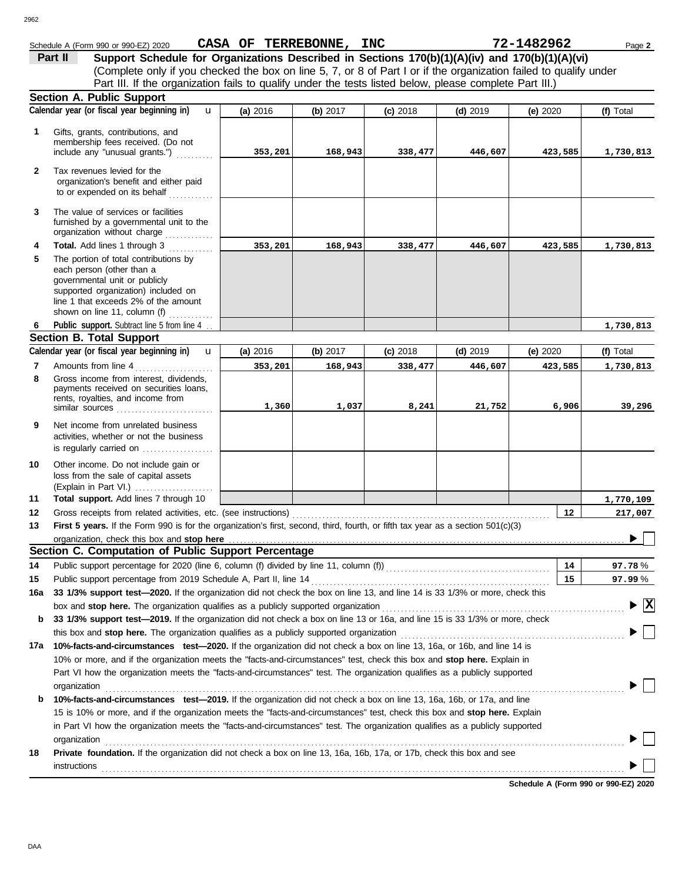Schedule A (Form 990 or 990-EZ) 2020 **CASA OF TERREBONNE, INC** **72-1482962** Page **2**

## Part II Support Schedule for Organizations Described in Sections 170(b)(1)(A)(iv) and 170(b)(1)(A)(vi)

(Complete only if you checked the box on line 5, 7, or 8 of Part I or if the organization failed to qualify under Part III. If the organization fails to qualify under the tests listed below, please complete Part III.)

### Section A. Public Support

| Calendar year (or fiscal year beginning in) | (a) 2016 | (b) 2017 | (c) 2018 | (d) 2019 | (e) 2020 | (f) Total |
|---|---|---|---|---|---|---|
| **1** Gifts, grants, contributions, and membership fees received. (Do not include any "unusual grants.") | 353,201 | 168,943 | 338,477 | 446,607 | 423,585 | 1,730,813 |
| **2** Tax revenues levied for the organization's benefit and either paid to or expended on its behalf | | | | | | |
| **3** The value of services or facilities furnished by a governmental unit to the organization without charge | | | | | | |
| **4** **Total.** Add lines 1 through 3 | 353,201 | 168,943 | 338,477 | 446,607 | 423,585 | 1,730,813 |
| **5** The portion of total contributions by each person (other than a governmental unit or publicly supported organization) included on line 1 that exceeds 2% of the amount shown on line 11, column (f) | | | | | | |
| **6** **Public support.** Subtract line 5 from line 4 | | | | | | 1,730,813 |

### Section B. Total Support

| Calendar year (or fiscal year beginning in) | (a) 2016 | (b) 2017 | (c) 2018 | (d) 2019 | (e) 2020 | (f) Total |
|---|---|---|---|---|---|---|
| **7** Amounts from line 4 | 353,201 | 168,943 | 338,477 | 446,607 | 423,585 | 1,730,813 |
| **8** Gross income from interest, dividends, payments received on securities loans, rents, royalties, and income from similar sources | 1,360 | 1,037 | 8,241 | 21,752 | 6,906 | 39,296 |
| **9** Net income from unrelated business activities, whether or not the business is regularly carried on | | | | | | |
| **10** Other income. Do not include gain or loss from the sale of capital assets (Explain in Part VI.) | | | | | | |
| **11** **Total support.** Add lines 7 through 10 | | | | | | 1,770,109 |

**12** Gross receipts from related activities, etc. (see instructions) — **12** — 217,007

**13** **First 5 years.** If the Form 990 is for the organization's first, second, third, fourth, or fifth tax year as a section 501(c)(3) organization, check this box and **stop here** ☐

### Section C. Computation of Public Support Percentage

**14** Public support percentage for 2020 (line 6, column (f) divided by line 11, column (f)) — **14** — 97.78 %

**15** Public support percentage from 2019 Schedule A, Part II, line 14 — **15** — 97.99 %

**16a** **33 1/3% support test—2020.** If the organization did not check the box on line 13, and line 14 is 33 1/3% or more, check this box and **stop here.** The organization qualifies as a publicly supported organization ☒

**b** **33 1/3% support test—2019.** If the organization did not check a box on line 13 or 16a, and line 15 is 33 1/3% or more, check this box and **stop here.** The organization qualifies as a publicly supported organization ☐

**17a** **10%-facts-and-circumstances test—2020.** If the organization did not check a box on line 13, 16a, or 16b, and line 14 is 10% or more, and if the organization meets the "facts-and-circumstances" test, check this box and **stop here.** Explain in Part VI how the organization meets the "facts-and-circumstances" test. The organization qualifies as a publicly supported organization ☐

**b** **10%-facts-and-circumstances test—2019.** If the organization did not check a box on line 13, 16a, 16b, or 17a, and line 15 is 10% or more, and if the organization meets the "facts-and-circumstances" test, check this box and **stop here.** Explain in Part VI how the organization meets the "facts-and-circumstances" test. The organization qualifies as a publicly supported organization ☐

**18** **Private foundation.** If the organization did not check a box on line 13, 16a, 16b, 17a, or 17b, check this box and see instructions ☐

**Schedule A (Form 990 or 990-EZ) 2020**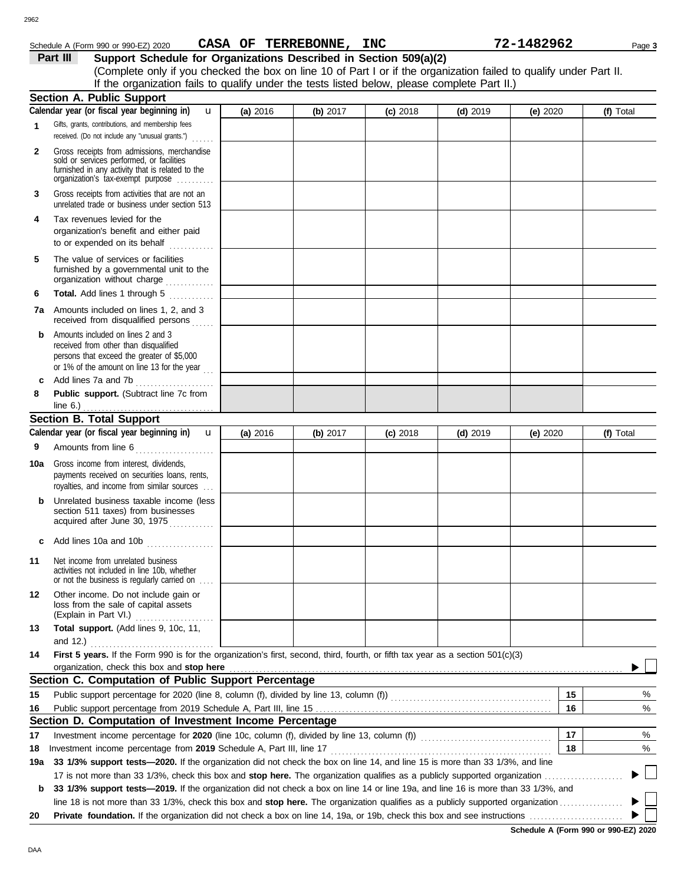Schedule A (Form 990 or 990-EZ) 2020 **CASA OF TERREBONNE, INC** **72-1482962**

## Part III Support Schedule for Organizations Described in Section 509(a)(2)

(Complete only if you checked the box on line 10 of Part I or if the organization failed to qualify under Part II. If the organization fails to qualify under the tests listed below, please complete Part II.)

### Section A. Public Support

| Calendar year (or fiscal year beginning in) | (a) 2016 | (b) 2017 | (c) 2018 | (d) 2019 | (e) 2020 | (f) Total |
|---|---|---|---|---|---|---|
| 1 Gifts, grants, contributions, and membership fees received. (Do not include any "unusual grants.") | | | | | | |
| 2 Gross receipts from admissions, merchandise sold or services performed, or facilities furnished in any activity that is related to the organization's tax-exempt purpose | | | | | | |
| 3 Gross receipts from activities that are not an unrelated trade or business under section 513 | | | | | | |
| 4 Tax revenues levied for the organization's benefit and either paid to or expended on its behalf | | | | | | |
| 5 The value of services or facilities furnished by a governmental unit to the organization without charge | | | | | | |
| 6 **Total.** Add lines 1 through 5 | | | | | | |
| 7a Amounts included on lines 1, 2, and 3 received from disqualified persons | | | | | | |
| b Amounts included on lines 2 and 3 received from other than disqualified persons that exceed the greater of $5,000 or 1% of the amount on line 13 for the year | | | | | | |
| c Add lines 7a and 7b | | | | | | |
| 8 **Public support.** (Subtract line 7c from line 6.) | | | | | | |

### Section B. Total Support

| Calendar year (or fiscal year beginning in) | (a) 2016 | (b) 2017 | (c) 2018 | (d) 2019 | (e) 2020 | (f) Total |
|---|---|---|---|---|---|---|
| 9 Amounts from line 6 | | | | | | |
| 10a Gross income from interest, dividends, payments received on securities loans, rents, royalties, and income from similar sources | | | | | | |
| b Unrelated business taxable income (less section 511 taxes) from businesses acquired after June 30, 1975 | | | | | | |
| c Add lines 10a and 10b | | | | | | |
| 11 Net income from unrelated business activities not included in line 10b, whether or not the business is regularly carried on | | | | | | |
| 12 Other income. Do not include gain or loss from the sale of capital assets (Explain in Part VI.) | | | | | | |
| 13 **Total support.** (Add lines 9, 10c, 11, and 12.) | | | | | | |

14 **First 5 years.** If the Form 990 is for the organization's first, second, third, fourth, or fifth tax year as a section 501(c)(3) organization, check this box and **stop here** ☐

### Section C. Computation of Public Support Percentage

| | | | |
|---|---|---|---|
| 15 | Public support percentage for 2020 (line 8, column (f), divided by line 13, column (f)) | 15 | % |
| 16 | Public support percentage from 2019 Schedule A, Part III, line 15 | 16 | % |

### Section D. Computation of Investment Income Percentage

| | | | |
|---|---|---|---|
| 17 | Investment income percentage for **2020** (line 10c, column (f), divided by line 13, column (f)) | 17 | % |
| 18 | Investment income percentage from **2019** Schedule A, Part III, line 17 | 18 | % |

19a **33 1/3% support tests—2020.** If the organization did not check the box on line 14, and line 15 is more than 33 1/3%, and line 17 is not more than 33 1/3%, check this box and **stop here.** The organization qualifies as a publicly supported organization ☐

b **33 1/3% support tests—2019.** If the organization did not check a box on line 14 or line 19a, and line 16 is more than 33 1/3%, and line 18 is not more than 33 1/3%, check this box and **stop here.** The organization qualifies as a publicly supported organization ☐

20 **Private foundation.** If the organization did not check a box on line 14, 19a, or 19b, check this box and see instructions ☐

**Schedule A (Form 990 or 990-EZ) 2020**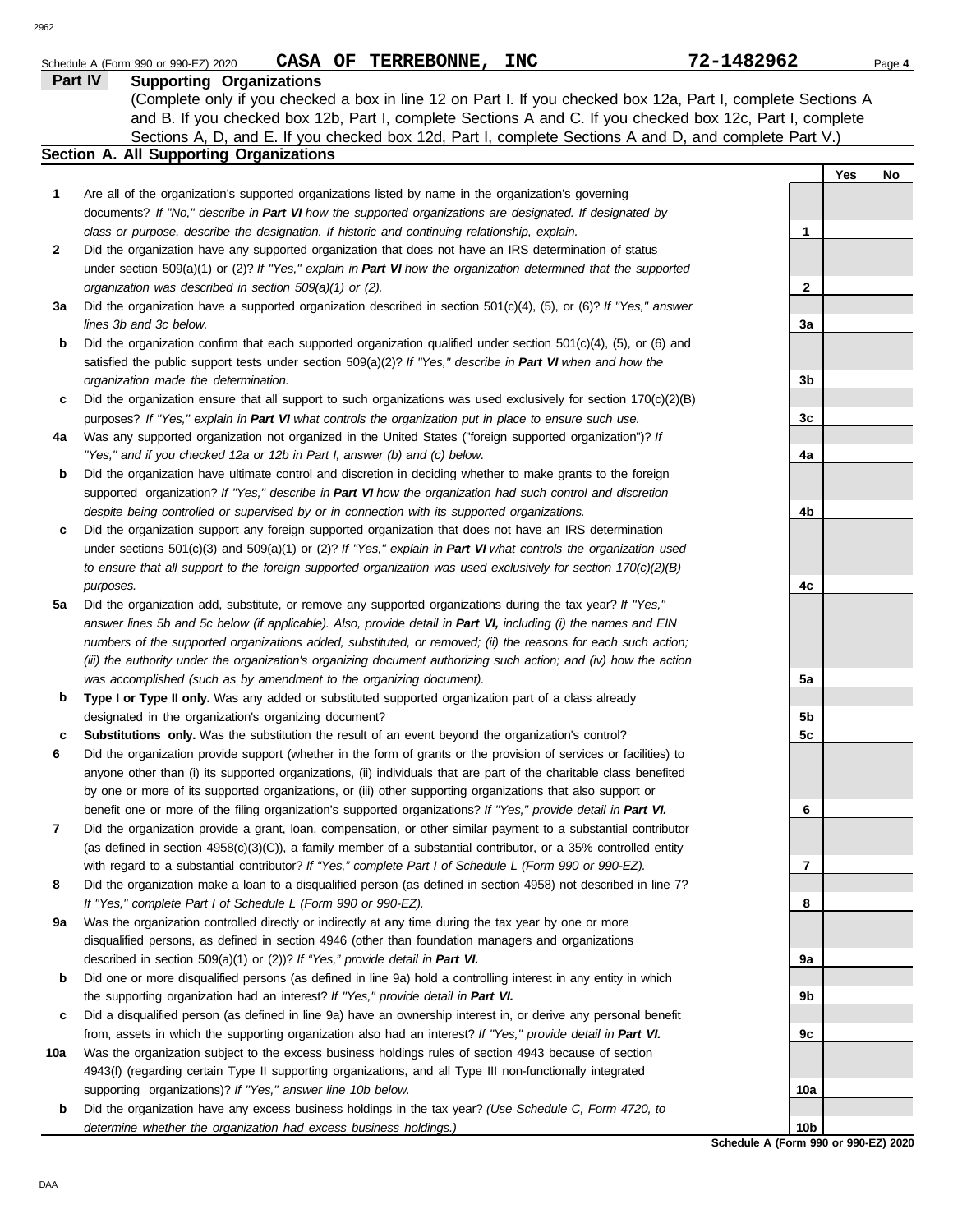Schedule A (Form 990 or 990-EZ) 2020 **CASA OF TERREBONNE, INC** **72-1482962**

## Part IV Supporting Organizations

(Complete only if you checked a box in line 12 on Part I. If you checked box 12a, Part I, complete Sections A and B. If you checked box 12b, Part I, complete Sections A and C. If you checked box 12c, Part I, complete Sections A, D, and E. If you checked box 12d, Part I, complete Sections A and D, and complete Part V.)

### Section A. All Supporting Organizations

| | | Line | Yes | No |
|---|---|---|---|---|
| **1** | Are all of the organization's supported organizations listed by name in the organization's governing documents? *If "No," describe in **Part VI** how the supported organizations are designated. If designated by class or purpose, describe the designation. If historic and continuing relationship, explain.* | 1 | | |
| **2** | Did the organization have any supported organization that does not have an IRS determination of status under section 509(a)(1) or (2)? *If "Yes," explain in **Part VI** how the organization determined that the supported organization was described in section 509(a)(1) or (2).* | 2 | | |
| **3a** | Did the organization have a supported organization described in section 501(c)(4), (5), or (6)? *If "Yes," answer lines 3b and 3c below.* | 3a | | |
| **b** | Did the organization confirm that each supported organization qualified under section 501(c)(4), (5), or (6) and satisfied the public support tests under section 509(a)(2)? *If "Yes," describe in **Part VI** when and how the organization made the determination.* | 3b | | |
| **c** | Did the organization ensure that all support to such organizations was used exclusively for section 170(c)(2)(B) purposes? *If "Yes," explain in **Part VI** what controls the organization put in place to ensure such use.* | 3c | | |
| **4a** | Was any supported organization not organized in the United States ("foreign supported organization")? *If "Yes," and if you checked 12a or 12b in Part I, answer (b) and (c) below.* | 4a | | |
| **b** | Did the organization have ultimate control and discretion in deciding whether to make grants to the foreign supported organization? *If "Yes," describe in **Part VI** how the organization had such control and discretion despite being controlled or supervised by or in connection with its supported organizations.* | 4b | | |
| **c** | Did the organization support any foreign supported organization that does not have an IRS determination under sections 501(c)(3) and 509(a)(1) or (2)? *If "Yes," explain in **Part VI** what controls the organization used to ensure that all support to the foreign supported organization was used exclusively for section 170(c)(2)(B) purposes.* | 4c | | |
| **5a** | Did the organization add, substitute, or remove any supported organizations during the tax year? *If "Yes," answer lines 5b and 5c below (if applicable). Also, provide detail in **Part VI,** including (i) the names and EIN numbers of the supported organizations added, substituted, or removed; (ii) the reasons for each such action; (iii) the authority under the organization's organizing document authorizing such action; and (iv) how the action was accomplished (such as by amendment to the organizing document).* | 5a | | |
| **b** | **Type I or Type II only.** Was any added or substituted supported organization part of a class already designated in the organization's organizing document? | 5b | | |
| **c** | **Substitutions only.** Was the substitution the result of an event beyond the organization's control? | 5c | | |
| **6** | Did the organization provide support (whether in the form of grants or the provision of services or facilities) to anyone other than (i) its supported organizations, (ii) individuals that are part of the charitable class benefited by one or more of its supported organizations, or (iii) other supporting organizations that also support or benefit one or more of the filing organization's supported organizations? *If "Yes," provide detail in **Part VI.*** | 6 | | |
| **7** | Did the organization provide a grant, loan, compensation, or other similar payment to a substantial contributor (as defined in section 4958(c)(3)(C)), a family member of a substantial contributor, or a 35% controlled entity with regard to a substantial contributor? *If "Yes," complete Part I of Schedule L (Form 990 or 990-EZ).* | 7 | | |
| **8** | Did the organization make a loan to a disqualified person (as defined in section 4958) not described in line 7? *If "Yes," complete Part I of Schedule L (Form 990 or 990-EZ).* | 8 | | |
| **9a** | Was the organization controlled directly or indirectly at any time during the tax year by one or more disqualified persons, as defined in section 4946 (other than foundation managers and organizations described in section 509(a)(1) or (2))? *If "Yes," provide detail in **Part VI.*** | 9a | | |
| **b** | Did one or more disqualified persons (as defined in line 9a) hold a controlling interest in any entity in which the supporting organization had an interest? *If "Yes," provide detail in **Part VI.*** | 9b | | |
| **c** | Did a disqualified person (as defined in line 9a) have an ownership interest in, or derive any personal benefit from, assets in which the supporting organization also had an interest? *If "Yes," provide detail in **Part VI.*** | 9c | | |
| **10a** | Was the organization subject to the excess business holdings rules of section 4943 because of section 4943(f) (regarding certain Type II supporting organizations, and all Type III non-functionally integrated supporting organizations)? *If "Yes," answer line 10b below.* | 10a | | |
| **b** | Did the organization have any excess business holdings in the tax year? *(Use Schedule C, Form 4720, to determine whether the organization had excess business holdings.)* | 10b | | |

**Schedule A (Form 990 or 990-EZ) 2020**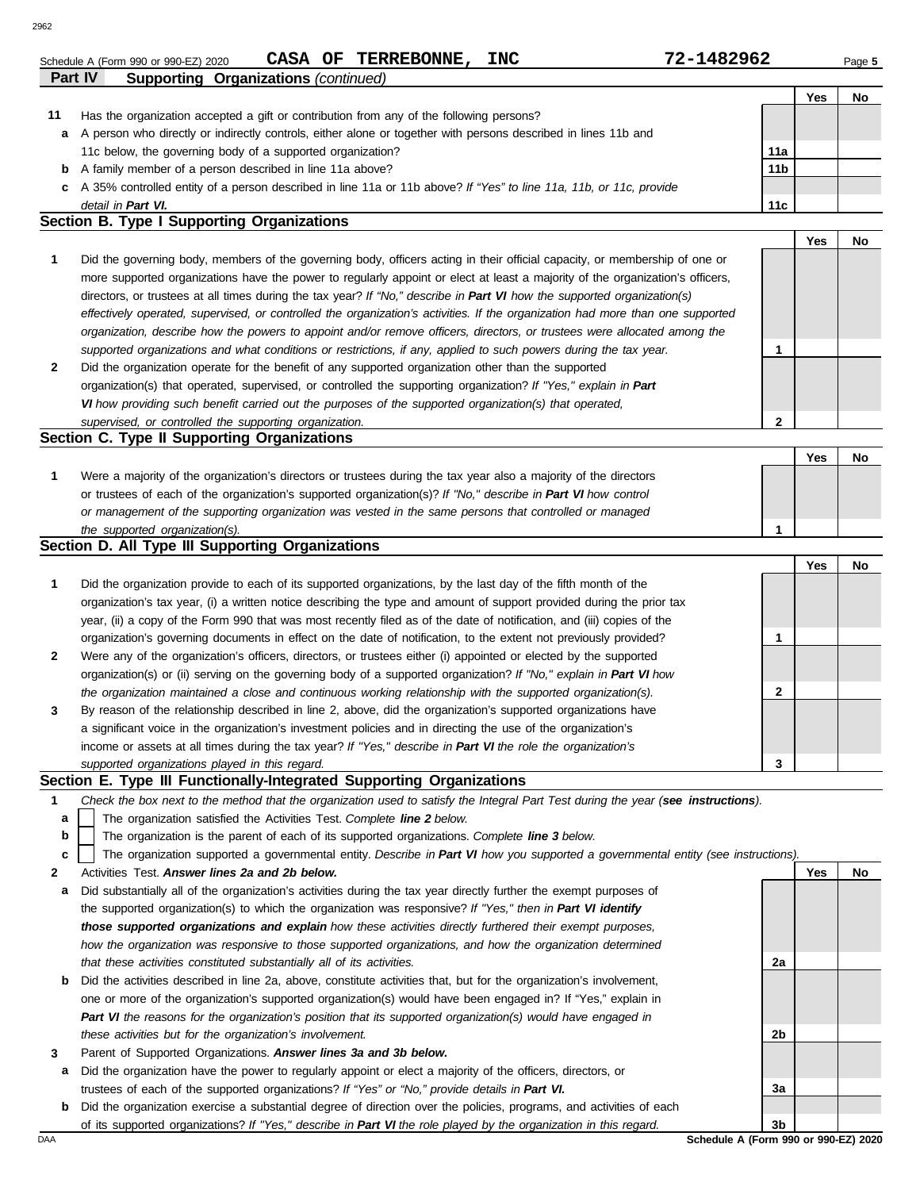Schedule A (Form 990 or 990-EZ) 2020 **CASA OF TERREBONNE, INC** **72-1482962**

**Part IV** **Supporting Organizations** *(continued)*

| | | | Yes | No |
|---|---|---|---|---|
| **11** | Has the organization accepted a gift or contribution from any of the following persons? | | | |
| **a** | A person who directly or indirectly controls, either alone or together with persons described in lines 11b and 11c below, the governing body of a supported organization? | **11a** | | |
| **b** | A family member of a person described in line 11a above? | **11b** | | |
| **c** | A 35% controlled entity of a person described in line 11a or 11b above? *If "Yes" to line 11a, 11b, or 11c, provide detail in* ***Part VI.*** | **11c** | | |

## Section B. Type I Supporting Organizations

| | | | Yes | No |
|---|---|---|---|---|
| **1** | Did the governing body, members of the governing body, officers acting in their official capacity, or membership of one or more supported organizations have the power to regularly appoint or elect at least a majority of the organization's officers, directors, or trustees at all times during the tax year? *If "No," describe in* ***Part VI*** *how the supported organization(s) effectively operated, supervised, or controlled the organization's activities. If the organization had more than one supported organization, describe how the powers to appoint and/or remove officers, directors, or trustees were allocated among the supported organizations and what conditions or restrictions, if any, applied to such powers during the tax year.* | **1** | | |
| **2** | Did the organization operate for the benefit of any supported organization other than the supported organization(s) that operated, supervised, or controlled the supporting organization? *If "Yes," explain in* ***Part VI*** *how providing such benefit carried out the purposes of the supported organization(s) that operated, supervised, or controlled the supporting organization.* | **2** | | |

## Section C. Type II Supporting Organizations

| | | | Yes | No |
|---|---|---|---|---|
| **1** | Were a majority of the organization's directors or trustees during the tax year also a majority of the directors or trustees of each of the organization's supported organization(s)? *If "No," describe in* ***Part VI*** *how control or management of the supporting organization was vested in the same persons that controlled or managed the supported organization(s).* | **1** | | |

## Section D. All Type III Supporting Organizations

| | | | Yes | No |
|---|---|---|---|---|
| **1** | Did the organization provide to each of its supported organizations, by the last day of the fifth month of the organization's tax year, (i) a written notice describing the type and amount of support provided during the prior tax year, (ii) a copy of the Form 990 that was most recently filed as of the date of notification, and (iii) copies of the organization's governing documents in effect on the date of notification, to the extent not previously provided? | **1** | | |
| **2** | Were any of the organization's officers, directors, or trustees either (i) appointed or elected by the supported organization(s) or (ii) serving on the governing body of a supported organization? *If "No," explain in* ***Part VI*** *how the organization maintained a close and continuous working relationship with the supported organization(s).* | **2** | | |
| **3** | By reason of the relationship described in line 2, above, did the organization's supported organizations have a significant voice in the organization's investment policies and in directing the use of the organization's income or assets at all times during the tax year? *If "Yes," describe in* ***Part VI*** *the role the organization's supported organizations played in this regard.* | **3** | | |

## Section E. Type III Functionally-Integrated Supporting Organizations

**1** *Check the box next to the method that the organization used to satisfy the Integral Part Test during the year (**see instructions**).*

- **a** ☐ The organization satisfied the Activities Test. *Complete **line 2** below.*
- **b** ☐ The organization is the parent of each of its supported organizations. *Complete **line 3** below.*
- **c** ☐ The organization supported a governmental entity. *Describe in **Part VI** how you supported a governmental entity (see instructions).*

| | | | Yes | No |
|---|---|---|---|---|
| **2** | Activities Test. ***Answer lines 2a and 2b below.*** | | | |
| **a** | Did substantially all of the organization's activities during the tax year directly further the exempt purposes of the supported organization(s) to which the organization was responsive? *If "Yes," then in* ***Part VI identify those supported organizations and explain*** *how these activities directly furthered their exempt purposes, how the organization was responsive to those supported organizations, and how the organization determined that these activities constituted substantially all of its activities.* | **2a** | | |
| **b** | Did the activities described in line 2a, above, constitute activities that, but for the organization's involvement, one or more of the organization's supported organization(s) would have been engaged in? If "Yes," explain in ***Part VI*** *the reasons for the organization's position that its supported organization(s) would have engaged in these activities but for the organization's involvement.* | **2b** | | |
| **3** | Parent of Supported Organizations. ***Answer lines 3a and 3b below.*** | | | |
| **a** | Did the organization have the power to regularly appoint or elect a majority of the officers, directors, or trustees of each of the supported organizations? *If "Yes" or "No," provide details in* ***Part VI.*** | **3a** | | |
| **b** | Did the organization exercise a substantial degree of direction over the policies, programs, and activities of each of its supported organizations? *If "Yes," describe in* ***Part VI*** *the role played by the organization in this regard.* | **3b** | | |

**Schedule A (Form 990 or 990-EZ) 2020**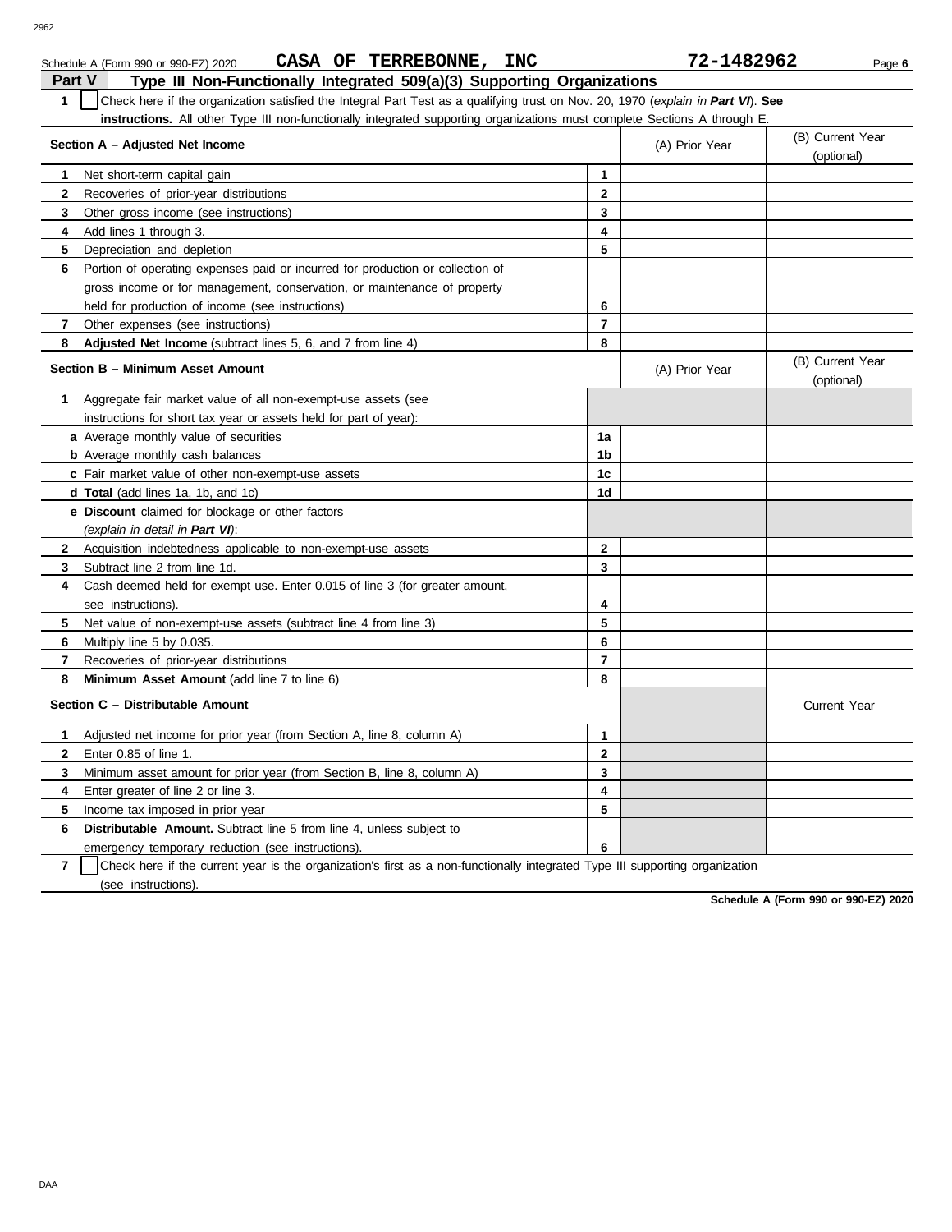Schedule A (Form 990 or 990-EZ) 2020 **CASA OF TERREBONNE, INC** **72-1482962** Page **6**

## Part V Type III Non-Functionally Integrated 509(a)(3) Supporting Organizations

**1** ☐ Check here if the organization satisfied the Integral Part Test as a qualifying trust on Nov. 20, 1970 (*explain in **Part VI***). **See instructions.** All other Type III non-functionally integrated supporting organizations must complete Sections A through E.

| Section A – Adjusted Net Income | | (A) Prior Year | (B) Current Year (optional) |
|---|---|---|---|
| **1** Net short-term capital gain | **1** | | |
| **2** Recoveries of prior-year distributions | **2** | | |
| **3** Other gross income (see instructions) | **3** | | |
| **4** Add lines 1 through 3. | **4** | | |
| **5** Depreciation and depletion | **5** | | |
| **6** Portion of operating expenses paid or incurred for production or collection of gross income or for management, conservation, or maintenance of property held for production of income (see instructions) | **6** | | |
| **7** Other expenses (see instructions) | **7** | | |
| **8** **Adjusted Net Income** (subtract lines 5, 6, and 7 from line 4) | **8** | | |

| Section B – Minimum Asset Amount | | (A) Prior Year | (B) Current Year (optional) |
|---|---|---|---|
| **1** Aggregate fair market value of all non-exempt-use assets (see instructions for short tax year or assets held for part of year): | | | |
| **a** Average monthly value of securities | **1a** | | |
| **b** Average monthly cash balances | **1b** | | |
| **c** Fair market value of other non-exempt-use assets | **1c** | | |
| **d** **Total** (add lines 1a, 1b, and 1c) | **1d** | | |
| **e** **Discount** claimed for blockage or other factors (*explain in detail in **Part VI***): | | | |
| **2** Acquisition indebtedness applicable to non-exempt-use assets | **2** | | |
| **3** Subtract line 2 from line 1d. | **3** | | |
| **4** Cash deemed held for exempt use. Enter 0.015 of line 3 (for greater amount, see instructions). | **4** | | |
| **5** Net value of non-exempt-use assets (subtract line 4 from line 3) | **5** | | |
| **6** Multiply line 5 by 0.035. | **6** | | |
| **7** Recoveries of prior-year distributions | **7** | | |
| **8** **Minimum Asset Amount** (add line 7 to line 6) | **8** | | |

| Section C – Distributable Amount | | | Current Year |
|---|---|---|---|
| **1** Adjusted net income for prior year (from Section A, line 8, column A) | **1** | | |
| **2** Enter 0.85 of line 1. | **2** | | |
| **3** Minimum asset amount for prior year (from Section B, line 8, column A) | **3** | | |
| **4** Enter greater of line 2 or line 3. | **4** | | |
| **5** Income tax imposed in prior year | **5** | | |
| **6** **Distributable Amount.** Subtract line 5 from line 4, unless subject to emergency temporary reduction (see instructions). | **6** | | |

**7** ☐ Check here if the current year is the organization's first as a non-functionally integrated Type III supporting organization (see instructions).

**Schedule A (Form 990 or 990-EZ) 2020**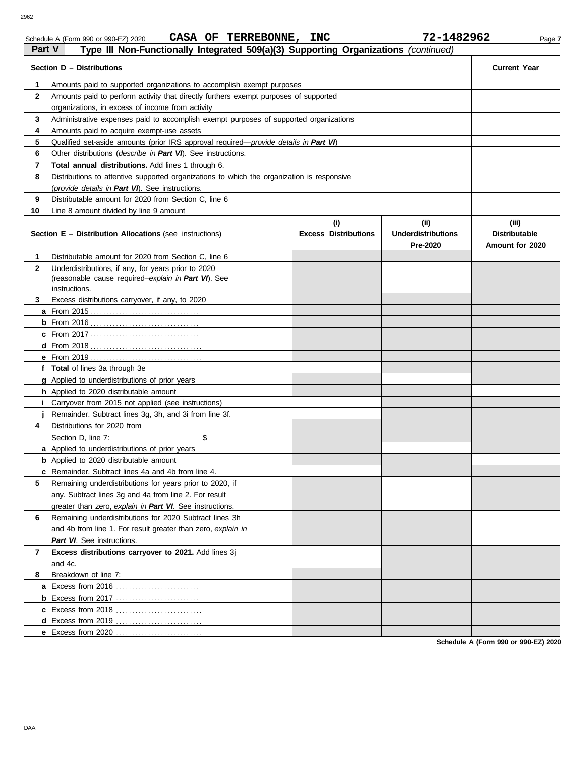Schedule A (Form 990 or 990-EZ) 2020 **CASA OF TERREBONNE, INC** **72-1482962**

## Part V Type III Non-Functionally Integrated 509(a)(3) Supporting Organizations *(continued)*

| **Section D – Distributions** | | **Current Year** |
|---|---|---|
| 1 | Amounts paid to supported organizations to accomplish exempt purposes | |
| 2 | Amounts paid to perform activity that directly furthers exempt purposes of supported organizations, in excess of income from activity | |
| 3 | Administrative expenses paid to accomplish exempt purposes of supported organizations | |
| 4 | Amounts paid to acquire exempt-use assets | |
| 5 | Qualified set-aside amounts (prior IRS approval required—*provide details in **Part VI***) | |
| 6 | Other distributions (*describe in **Part VI***). See instructions. | |
| 7 | **Total annual distributions.** Add lines 1 through 6. | |
| 8 | Distributions to attentive supported organizations to which the organization is responsive (*provide details in **Part VI***). See instructions. | |
| 9 | Distributable amount for 2020 from Section C, line 6 | |
| 10 | Line 8 amount divided by line 9 amount | |

| **Section E – Distribution Allocations** (see instructions) | | **(i) Excess Distributions** | **(ii) Underdistributions Pre-2020** | **(iii) Distributable Amount for 2020** |
|---|---|---|---|---|
| 1 | Distributable amount for 2020 from Section C, line 6 | | | |
| 2 | Underdistributions, if any, for years prior to 2020 (reasonable cause required–*explain in **Part VI***). See instructions. | | | |
| 3 | Excess distributions carryover, if any, to 2020 | | | |
| a | From 2015 | | | |
| b | From 2016 | | | |
| c | From 2017 | | | |
| d | From 2018 | | | |
| e | From 2019 | | | |
| f | **Total** of lines 3a through 3e | | | |
| g | Applied to underdistributions of prior years | | | |
| h | Applied to 2020 distributable amount | | | |
| i | Carryover from 2015 not applied (see instructions) | | | |
| j | Remainder. Subtract lines 3g, 3h, and 3i from line 3f. | | | |
| 4 | Distributions for 2020 from Section D, line 7: $ | | | |
| a | Applied to underdistributions of prior years | | | |
| b | Applied to 2020 distributable amount | | | |
| c | Remainder. Subtract lines 4a and 4b from line 4. | | | |
| 5 | Remaining underdistributions for years prior to 2020, if any. Subtract lines 3g and 4a from line 2. For result greater than zero, *explain in **Part VI***. See instructions. | | | |
| 6 | Remaining underdistributions for 2020 Subtract lines 3h and 4b from line 1. For result greater than zero, *explain in **Part VI***. See instructions. | | | |
| 7 | **Excess distributions carryover to 2021.** Add lines 3j and 4c. | | | |
| 8 | Breakdown of line 7: | | | |
| a | Excess from 2016 | | | |
| b | Excess from 2017 | | | |
| c | Excess from 2018 | | | |
| d | Excess from 2019 | | | |
| e | Excess from 2020 | | | |

**Schedule A (Form 990 or 990-EZ) 2020**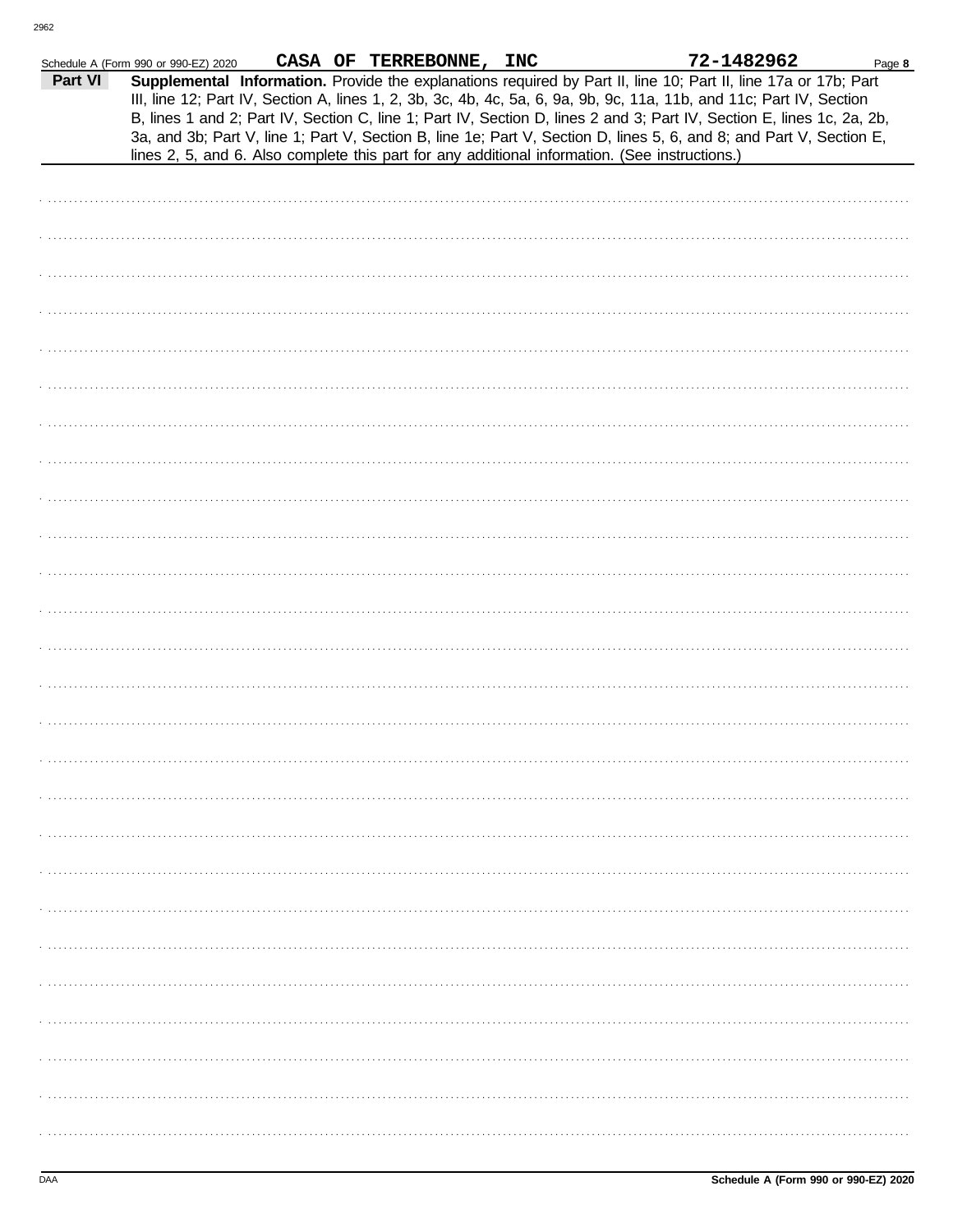Schedule A (Form 990 or 990-EZ) 2020 **CASA OF TERREBONNE, INC** **72-1482962** Page **8**

**Part VI** **Supplemental Information.** Provide the explanations required by Part II, line 10; Part II, line 17a or 17b; Part III, line 12; Part IV, Section A, lines 1, 2, 3b, 3c, 4b, 4c, 5a, 6, 9a, 9b, 9c, 11a, 11b, and 11c; Part IV, Section B, lines 1 and 2; Part IV, Section C, line 1; Part IV, Section D, lines 2 and 3; Part IV, Section E, lines 1c, 2a, 2b, 3a, and 3b; Part V, line 1; Part V, Section B, line 1e; Part V, Section D, lines 5, 6, and 8; and Part V, Section E, lines 2, 5, and 6. Also complete this part for any additional information. (See instructions.)

DAA **Schedule A (Form 990 or 990-EZ) 2020**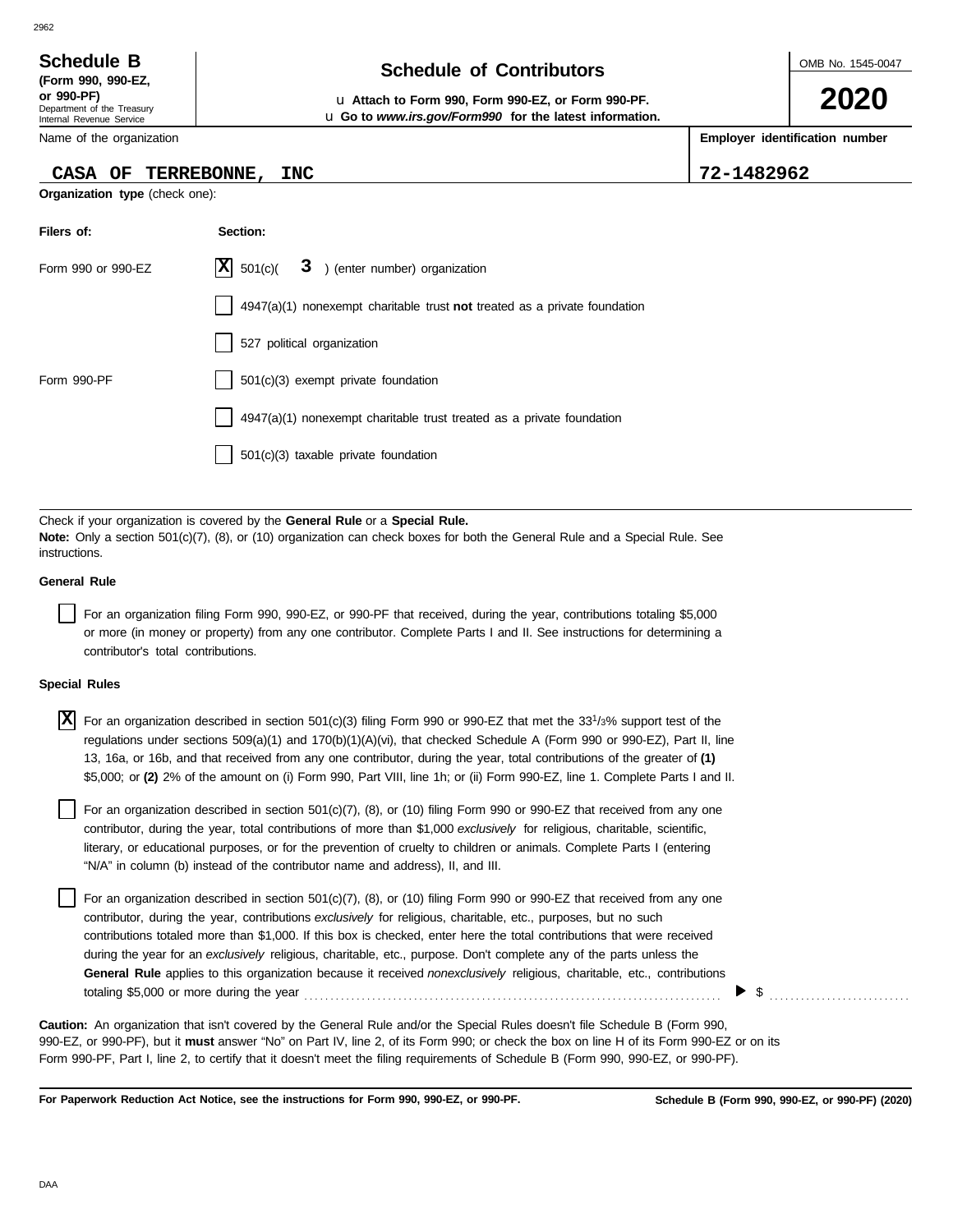**Schedule B**
**(Form 990, 990-EZ, or 990-PF)**
Department of the Treasury
Internal Revenue Service

# Schedule of Contributors

u **Attach to Form 990, Form 990-EZ, or Form 990-PF.**
u **Go to *www.irs.gov/Form990* for the latest information.**

OMB No. 1545-0047

**2020**

Name of the organization: **CASA OF TERREBONNE, INC**

**Employer identification number:** **72-1482962**

**Organization type** (check one):

| Filers of: | Section: |
|---|---|
| Form 990 or 990-EZ | [X] 501(c)( **3** ) (enter number) organization |
| | [ ] 4947(a)(1) nonexempt charitable trust **not** treated as a private foundation |
| | [ ] 527 political organization |
| Form 990-PF | [ ] 501(c)(3) exempt private foundation |
| | [ ] 4947(a)(1) nonexempt charitable trust treated as a private foundation |
| | [ ] 501(c)(3) taxable private foundation |

Check if your organization is covered by the **General Rule** or a **Special Rule.**
**Note:** Only a section 501(c)(7), (8), or (10) organization can check boxes for both the General Rule and a Special Rule. See instructions.

**General Rule**

[ ] For an organization filing Form 990, 990-EZ, or 990-PF that received, during the year, contributions totaling $5,000 or more (in money or property) from any one contributor. Complete Parts I and II. See instructions for determining a contributor's total contributions.

**Special Rules**

[X] For an organization described in section 501(c)(3) filing Form 990 or 990-EZ that met the 33 1/3% support test of the regulations under sections 509(a)(1) and 170(b)(1)(A)(vi), that checked Schedule A (Form 990 or 990-EZ), Part II, line 13, 16a, or 16b, and that received from any one contributor, during the year, total contributions of the greater of **(1)** $5,000; or **(2)** 2% of the amount on (i) Form 990, Part VIII, line 1h; or (ii) Form 990-EZ, line 1. Complete Parts I and II.

[ ] For an organization described in section 501(c)(7), (8), or (10) filing Form 990 or 990-EZ that received from any one contributor, during the year, total contributions of more than $1,000 *exclusively* for religious, charitable, scientific, literary, or educational purposes, or for the prevention of cruelty to children or animals. Complete Parts I (entering "N/A" in column (b) instead of the contributor name and address), II, and III.

[ ] For an organization described in section 501(c)(7), (8), or (10) filing Form 990 or 990-EZ that received from any one contributor, during the year, contributions *exclusively* for religious, charitable, etc., purposes, but no such contributions totaled more than $1,000. If this box is checked, enter here the total contributions that were received during the year for an *exclusively* religious, charitable, etc., purpose. Don't complete any of the parts unless the **General Rule** applies to this organization because it received *nonexclusively* religious, charitable, etc., contributions totaling $5,000 or more during the year ........ ▶ $ ..........

**Caution:** An organization that isn't covered by the General Rule and/or the Special Rules doesn't file Schedule B (Form 990, 990-EZ, or 990-PF), but it **must** answer "No" on Part IV, line 2, of its Form 990; or check the box on line H of its Form 990-EZ or on its Form 990-PF, Part I, line 2, to certify that it doesn't meet the filing requirements of Schedule B (Form 990, 990-EZ, or 990-PF).

**For Paperwork Reduction Act Notice, see the instructions for Form 990, 990-EZ, or 990-PF.** **Schedule B (Form 990, 990-EZ, or 990-PF) (2020)**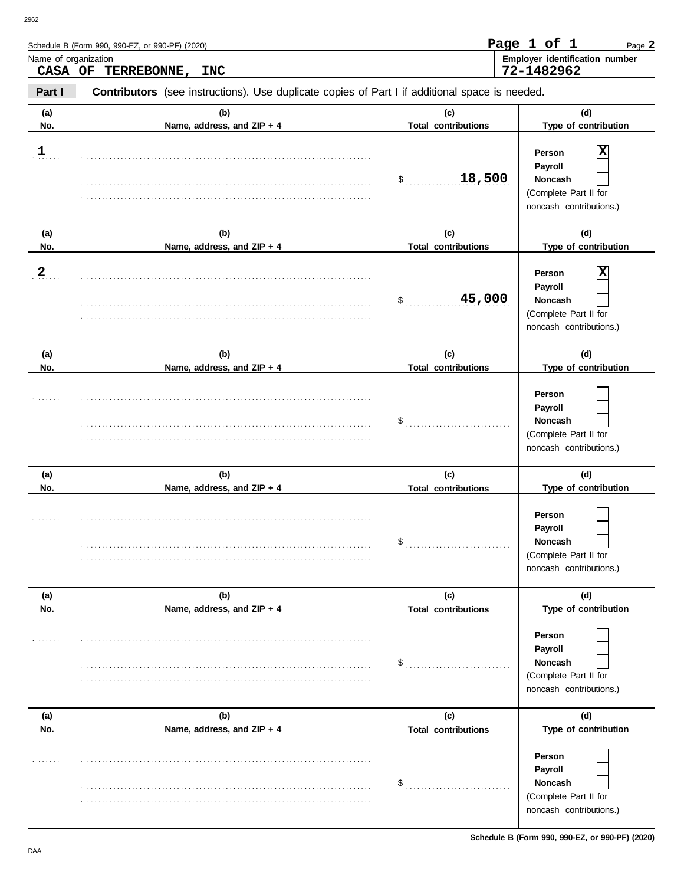Schedule B (Form 990, 990-EZ, or 990-PF) (2020) Page **2**

Name of organization: **CASA OF TERREBONNE, INC**

Employer identification number: **72-1482962**

**Part I** **Contributors** (see instructions). Use duplicate copies of Part I if additional space is needed.

| (a) No. | (b) Name, address, and ZIP + 4 | (c) Total contributions | (d) Type of contribution |
|---|---|---|---|
| 1 | | $ 18,500 | Person [X] Payroll [ ] Noncash [ ] (Complete Part II for noncash contributions.) |
| 2 | | $ 45,000 | Person [X] Payroll [ ] Noncash [ ] (Complete Part II for noncash contributions.) |
| | | $ | Person [ ] Payroll [ ] Noncash [ ] (Complete Part II for noncash contributions.) |
| | | $ | Person [ ] Payroll [ ] Noncash [ ] (Complete Part II for noncash contributions.) |
| | | $ | Person [ ] Payroll [ ] Noncash [ ] (Complete Part II for noncash contributions.) |
| | | $ | Person [ ] Payroll [ ] Noncash [ ] (Complete Part II for noncash contributions.) |

**Schedule B (Form 990, 990-EZ, or 990-PF) (2020)**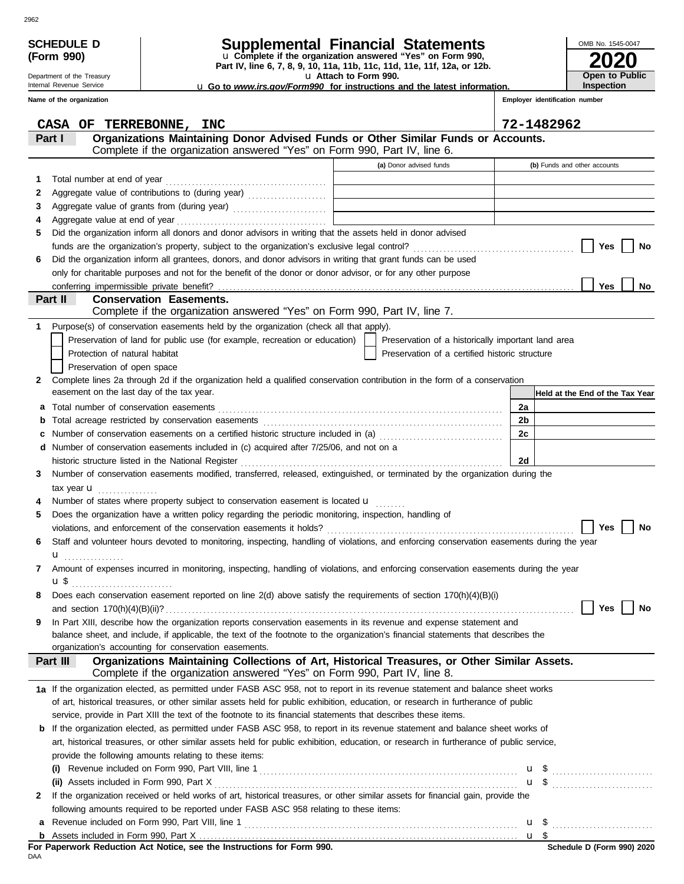2962

**SCHEDULE D (Form 990)**

Department of the Treasury
Internal Revenue Service

# Supplemental Financial Statements

u Complete if the organization answered "Yes" on Form 990, Part IV, line 6, 7, 8, 9, 10, 11a, 11b, 11c, 11d, 11e, 11f, 12a, or 12b.
u Attach to Form 990.
u Go to *www.irs.gov/Form990* for instructions and the latest information.

OMB No. 1545-0047
**2020**
**Open to Public Inspection**

**Name of the organization:** CASA OF TERREBONNE, INC

**Employer identification number:** 72-1482962

## Part I — Organizations Maintaining Donor Advised Funds or Other Similar Funds or Accounts.

Complete if the organization answered "Yes" on Form 990, Part IV, line 6.

| | | (a) Donor advised funds | (b) Funds and other accounts |
|---|---|---|---|
| 1 | Total number at end of year | | |
| 2 | Aggregate value of contributions to (during year) | | |
| 3 | Aggregate value of grants from (during year) | | |
| 4 | Aggregate value at end of year | | |

5 Did the organization inform all donors and donor advisors in writing that the assets held in donor advised funds are the organization's property, subject to the organization's exclusive legal control? ☐ Yes ☐ No

6 Did the organization inform all grantees, donors, and donor advisors in writing that grant funds can be used only for charitable purposes and not for the benefit of the donor or donor advisor, or for any other purpose conferring impermissible private benefit? ☐ Yes ☐ No

## Part II — Conservation Easements.

Complete if the organization answered "Yes" on Form 990, Part IV, line 7.

1 Purpose(s) of conservation easements held by the organization (check all that apply).

- ☐ Preservation of land for public use (for example, recreation or education)
- ☐ Preservation of a historically important land area
- ☐ Protection of natural habitat
- ☐ Preservation of a certified historic structure
- ☐ Preservation of open space

2 Complete lines 2a through 2d if the organization held a qualified conservation contribution in the form of a conservation easement on the last day of the tax year.

| | | | Held at the End of the Tax Year |
|---|---|---|---|
| a | Total number of conservation easements | 2a | |
| b | Total acreage restricted by conservation easements | 2b | |
| c | Number of conservation easements on a certified historic structure included in (a) | 2c | |
| d | Number of conservation easements included in (c) acquired after 7/25/06, and not on a historic structure listed in the National Register | 2d | |

3 Number of conservation easements modified, transferred, released, extinguished, or terminated by the organization during the tax year u

4 Number of states where property subject to conservation easement is located u

5 Does the organization have a written policy regarding the periodic monitoring, inspection, handling of violations, and enforcement of the conservation easements it holds? ☐ Yes ☐ No

6 Staff and volunteer hours devoted to monitoring, inspecting, handling of violations, and enforcing conservation easements during the year u

7 Amount of expenses incurred in monitoring, inspecting, handling of violations, and enforcing conservation easements during the year u $

8 Does each conservation easement reported on line 2(d) above satisfy the requirements of section 170(h)(4)(B)(i) and section 170(h)(4)(B)(ii)? ☐ Yes ☐ No

9 In Part XIII, describe how the organization reports conservation easements in its revenue and expense statement and balance sheet, and include, if applicable, the text of the footnote to the organization's financial statements that describes the organization's accounting for conservation easements.

## Part III — Organizations Maintaining Collections of Art, Historical Treasures, or Other Similar Assets.

Complete if the organization answered "Yes" on Form 990, Part IV, line 8.

1a If the organization elected, as permitted under FASB ASC 958, not to report in its revenue statement and balance sheet works of art, historical treasures, or other similar assets held for public exhibition, education, or research in furtherance of public service, provide in Part XIII the text of the footnote to its financial statements that describes these items.

b If the organization elected, as permitted under FASB ASC 958, to report in its revenue statement and balance sheet works of art, historical treasures, or other similar assets held for public exhibition, education, or research in furtherance of public service, provide the following amounts relating to these items:

(i) Revenue included on Form 990, Part VIII, line 1 u $

(ii) Assets included in Form 990, Part X u $

2 If the organization received or held works of art, historical treasures, or other similar assets for financial gain, provide the following amounts required to be reported under FASB ASC 958 relating to these items:

a Revenue included on Form 990, Part VIII, line 1 u $

b Assets included in Form 990, Part X u $

**For Paperwork Reduction Act Notice, see the Instructions for Form 990.**

DAA

**Schedule D (Form 990) 2020**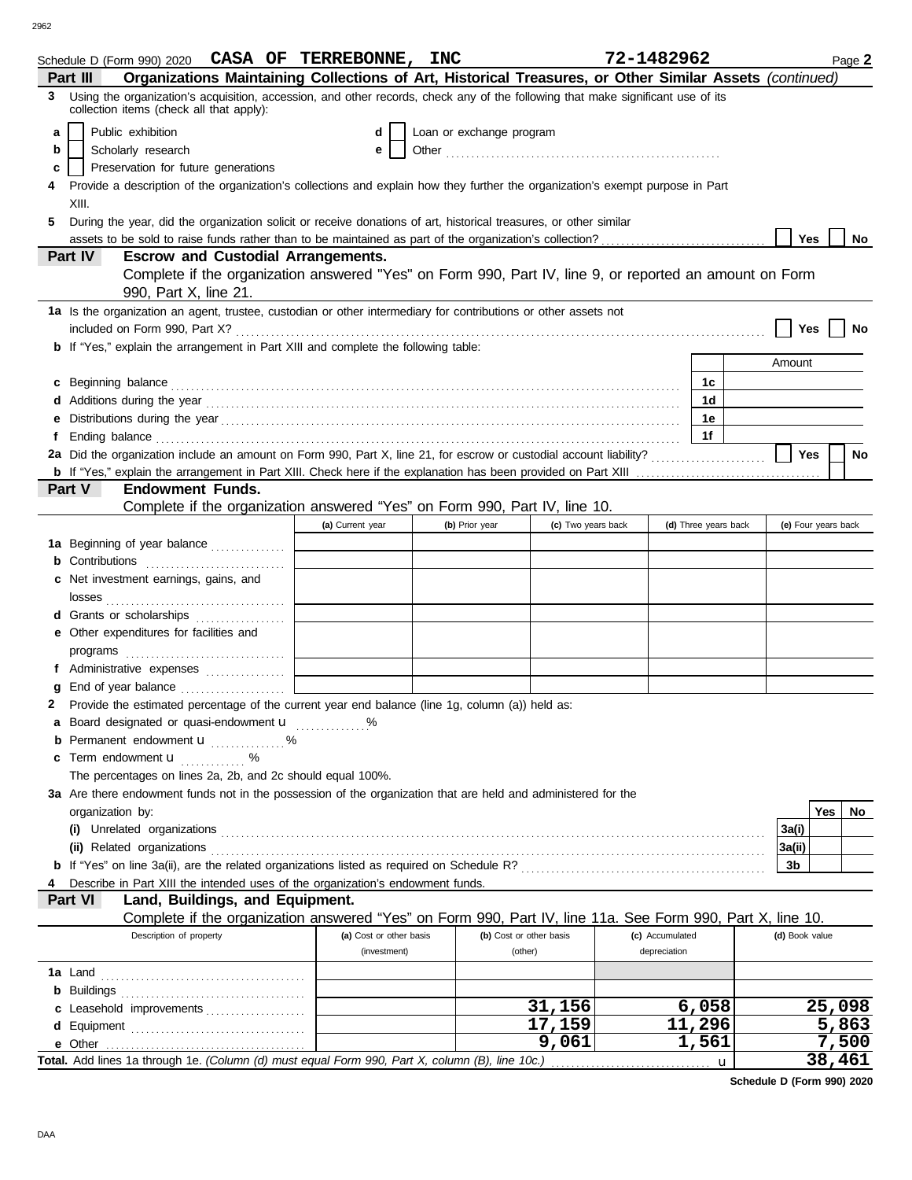Schedule D (Form 990) 2020 **CASA OF TERREBONNE, INC** **72-1482962** Page **2**

## Part III Organizations Maintaining Collections of Art, Historical Treasures, or Other Similar Assets *(continued)*

**3** Using the organization's acquisition, accession, and other records, check any of the following that make significant use of its collection items (check all that apply):

- **a** ☐ Public exhibition
- **b** ☐ Scholarly research
- **c** ☐ Preservation for future generations
- **d** ☐ Loan or exchange program
- **e** ☐ Other ..............................

**4** Provide a description of the organization's collections and explain how they further the organization's exempt purpose in Part XIII.

**5** During the year, did the organization solicit or receive donations of art, historical treasures, or other similar assets to be sold to raise funds rather than to be maintained as part of the organization's collection? ☐ Yes ☐ No

## Part IV Escrow and Custodial Arrangements.

Complete if the organization answered "Yes" on Form 990, Part IV, line 9, or reported an amount on Form 990, Part X, line 21.

**1a** Is the organization an agent, trustee, custodian or other intermediary for contributions or other assets not included on Form 990, Part X? ☐ Yes ☐ No

**b** If "Yes," explain the arrangement in Part XIII and complete the following table:

| | | | Amount |
|---|---|---|---|
| **c** | Beginning balance | 1c | |
| **d** | Additions during the year | 1d | |
| **e** | Distributions during the year | 1e | |
| **f** | Ending balance | 1f | |

**2a** Did the organization include an amount on Form 990, Part X, line 21, for escrow or custodial account liability? ☐ Yes ☐ No

**b** If "Yes," explain the arrangement in Part XIII. Check here if the explanation has been provided on Part XIII ☐

## Part V Endowment Funds.

Complete if the organization answered "Yes" on Form 990, Part IV, line 10.

| | (a) Current year | (b) Prior year | (c) Two years back | (d) Three years back | (e) Four years back |
|---|---|---|---|---|---|
| **1a** Beginning of year balance | | | | | |
| **b** Contributions | | | | | |
| **c** Net investment earnings, gains, and losses | | | | | |
| **d** Grants or scholarships | | | | | |
| **e** Other expenditures for facilities and programs | | | | | |
| **f** Administrative expenses | | | | | |
| **g** End of year balance | | | | | |

**2** Provide the estimated percentage of the current year end balance (line 1g, column (a)) held as:

- **a** Board designated or quasi-endowment u ............%
- **b** Permanent endowment u ............%
- **c** Term endowment u ............%

The percentages on lines 2a, 2b, and 2c should equal 100%.

**3a** Are there endowment funds not in the possession of the organization that are held and administered for the organization by:

| | | Yes | No |
|---|---|---|---|
| **(i)** Unrelated organizations | 3a(i) | | |
| **(ii)** Related organizations | 3a(ii) | | |
| **b** If "Yes" on line 3a(ii), are the related organizations listed as required on Schedule R? | 3b | | |

**4** Describe in Part XIII the intended uses of the organization's endowment funds.

## Part VI Land, Buildings, and Equipment.

Complete if the organization answered "Yes" on Form 990, Part IV, line 11a. See Form 990, Part X, line 10.

| Description of property | (a) Cost or other basis (investment) | (b) Cost or other basis (other) | (c) Accumulated depreciation | (d) Book value |
|---|---|---|---|---|
| **1a** Land | | | | |
| **b** Buildings | | | | |
| **c** Leasehold improvements | | 31,156 | 6,058 | 25,098 |
| **d** Equipment | | 17,159 | 11,296 | 5,863 |
| **e** Other | | 9,061 | 1,561 | 7,500 |
| **Total.** Add lines 1a through 1e. *(Column (d) must equal Form 990, Part X, column (B), line 10c.)* u | | | | 38,461 |

**Schedule D (Form 990) 2020**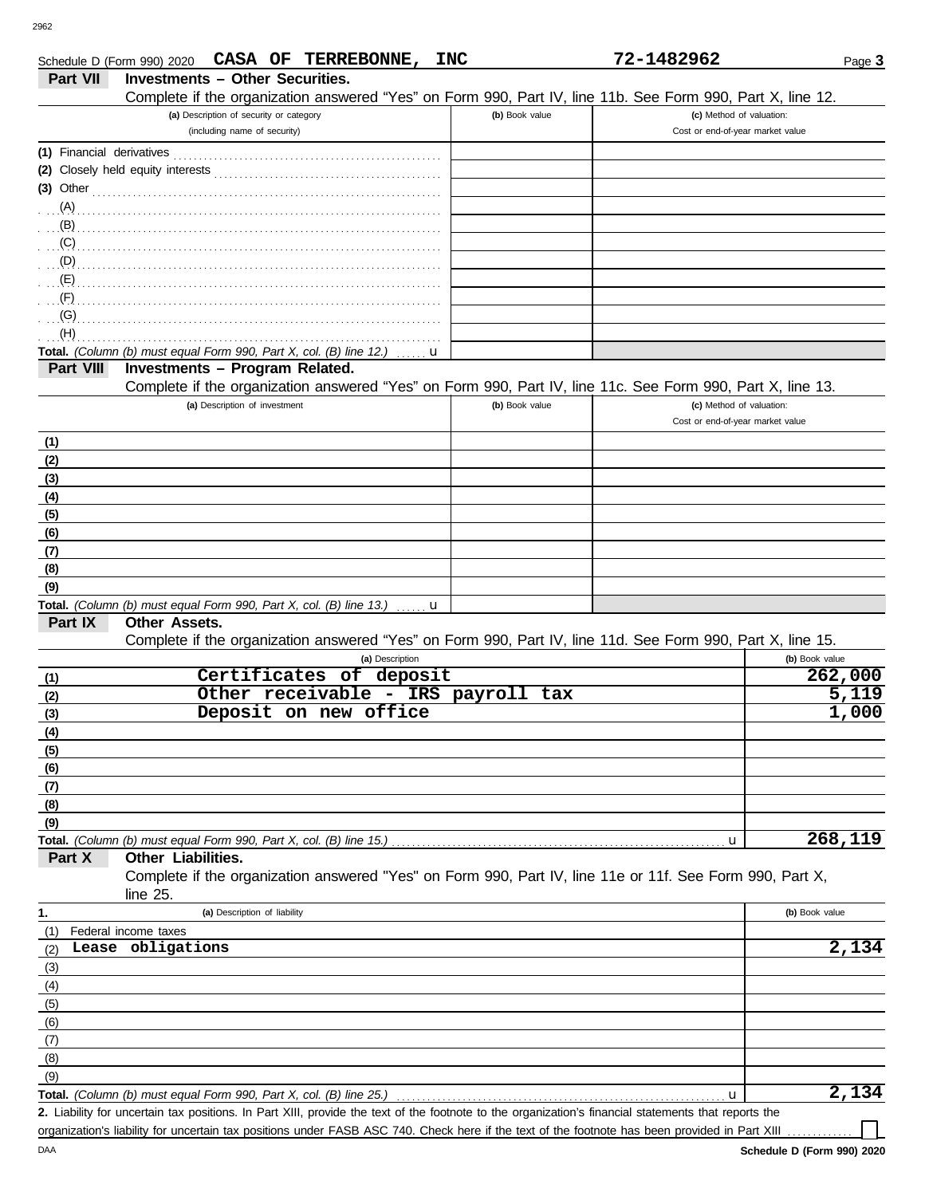Schedule D (Form 990) 2020 **CASA OF TERREBONNE, INC** **72-1482962**

## Part VII Investments – Other Securities.

Complete if the organization answered "Yes" on Form 990, Part IV, line 11b. See Form 990, Part X, line 12.

| (a) Description of security or category (including name of security) | (b) Book value | (c) Method of valuation: Cost or end-of-year market value |
|---|---|---|
| (1) Financial derivatives | | |
| (2) Closely held equity interests | | |
| (3) Other | | |
| (A) | | |
| (B) | | |
| (C) | | |
| (D) | | |
| (E) | | |
| (F) | | |
| (G) | | |
| (H) | | |
| **Total.** *(Column (b) must equal Form 990, Part X, col. (B) line 12.)* u | | |

## Part VIII Investments – Program Related.

Complete if the organization answered "Yes" on Form 990, Part IV, line 11c. See Form 990, Part X, line 13.

| (a) Description of investment | (b) Book value | (c) Method of valuation: Cost or end-of-year market value |
|---|---|---|
| (1) | | |
| (2) | | |
| (3) | | |
| (4) | | |
| (5) | | |
| (6) | | |
| (7) | | |
| (8) | | |
| (9) | | |
| **Total.** *(Column (b) must equal Form 990, Part X, col. (B) line 13.)* u | | |

## Part IX Other Assets.

Complete if the organization answered "Yes" on Form 990, Part IV, line 11d. See Form 990, Part X, line 15.

| | (a) Description | (b) Book value |
|---|---|---|
| (1) | Certificates of deposit | 262,000 |
| (2) | Other receivable - IRS payroll tax | 5,119 |
| (3) | Deposit on new office | 1,000 |
| (4) | | |
| (5) | | |
| (6) | | |
| (7) | | |
| (8) | | |
| (9) | | |
| **Total.** | *(Column (b) must equal Form 990, Part X, col. (B) line 15.)* u | 268,119 |

## Part X Other Liabilities.

Complete if the organization answered "Yes" on Form 990, Part IV, line 11e or 11f. See Form 990, Part X, line 25.

| 1. | (a) Description of liability | (b) Book value |
|---|---|---|
| (1) | Federal income taxes | |
| (2) | Lease obligations | 2,134 |
| (3) | | |
| (4) | | |
| (5) | | |
| (6) | | |
| (7) | | |
| (8) | | |
| (9) | | |
| **Total.** | *(Column (b) must equal Form 990, Part X, col. (B) line 25.)* u | 2,134 |

**2.** Liability for uncertain tax positions. In Part XIII, provide the text of the footnote to the organization's financial statements that reports the organization's liability for uncertain tax positions under FASB ASC 740. Check here if the text of the footnote has been provided in Part XIII ☐

**Schedule D (Form 990) 2020**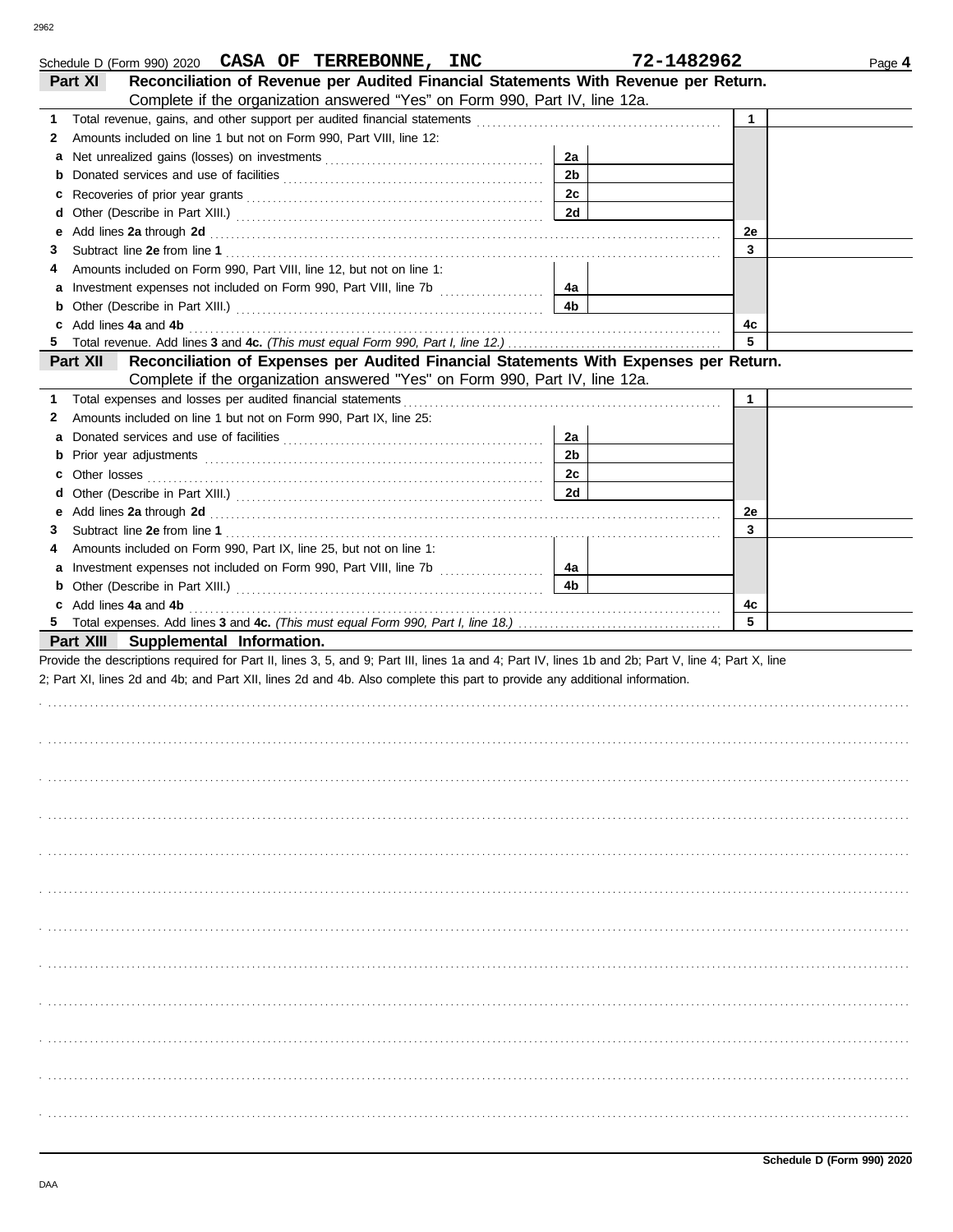Schedule D (Form 990) 2020 **CASA OF TERREBONNE, INC** **72-1482962** Page **4**

**Part XI — Reconciliation of Revenue per Audited Financial Statements With Revenue per Return.** Complete if the organization answered "Yes" on Form 990, Part IV, line 12a.

| | | | | | |
|---|---|---|---|---|---|
| **1** | Total revenue, gains, and other support per audited financial statements | | | 1 | |
| **2** | Amounts included on line 1 but not on Form 990, Part VIII, line 12: | | | | |
| **a** | Net unrealized gains (losses) on investments | 2a | | | |
| **b** | Donated services and use of facilities | 2b | | | |
| **c** | Recoveries of prior year grants | 2c | | | |
| **d** | Other (Describe in Part XIII.) | 2d | | | |
| **e** | Add lines **2a** through **2d** | | | 2e | |
| **3** | Subtract line **2e** from line **1** | | | 3 | |
| **4** | Amounts included on Form 990, Part VIII, line 12, but not on line 1: | | | | |
| **a** | Investment expenses not included on Form 990, Part VIII, line 7b | 4a | | | |
| **b** | Other (Describe in Part XIII.) | 4b | | | |
| **c** | Add lines **4a** and **4b** | | | 4c | |
| **5** | Total revenue. Add lines **3** and **4c.** *(This must equal Form 990, Part I, line 12.)* | | | 5 | |

**Part XII — Reconciliation of Expenses per Audited Financial Statements With Expenses per Return.** Complete if the organization answered "Yes" on Form 990, Part IV, line 12a.

| | | | | | |
|---|---|---|---|---|---|
| **1** | Total expenses and losses per audited financial statements | | | 1 | |
| **2** | Amounts included on line 1 but not on Form 990, Part IX, line 25: | | | | |
| **a** | Donated services and use of facilities | 2a | | | |
| **b** | Prior year adjustments | 2b | | | |
| **c** | Other losses | 2c | | | |
| **d** | Other (Describe in Part XIII.) | 2d | | | |
| **e** | Add lines **2a** through **2d** | | | 2e | |
| **3** | Subtract line **2e** from line **1** | | | 3 | |
| **4** | Amounts included on Form 990, Part IX, line 25, but not on line 1: | | | | |
| **a** | Investment expenses not included on Form 990, Part VIII, line 7b | 4a | | | |
| **b** | Other (Describe in Part XIII.) | 4b | | | |
| **c** | Add lines **4a** and **4b** | | | 4c | |
| **5** | Total expenses. Add lines **3** and **4c.** *(This must equal Form 990, Part I, line 18.)* | | | 5 | |

**Part XIII — Supplemental Information.**

Provide the descriptions required for Part II, lines 3, 5, and 9; Part III, lines 1a and 4; Part IV, lines 1b and 2b; Part V, line 4; Part X, line 2; Part XI, lines 2d and 4b; and Part XII, lines 2d and 4b. Also complete this part to provide any additional information.

**Schedule D (Form 990) 2020**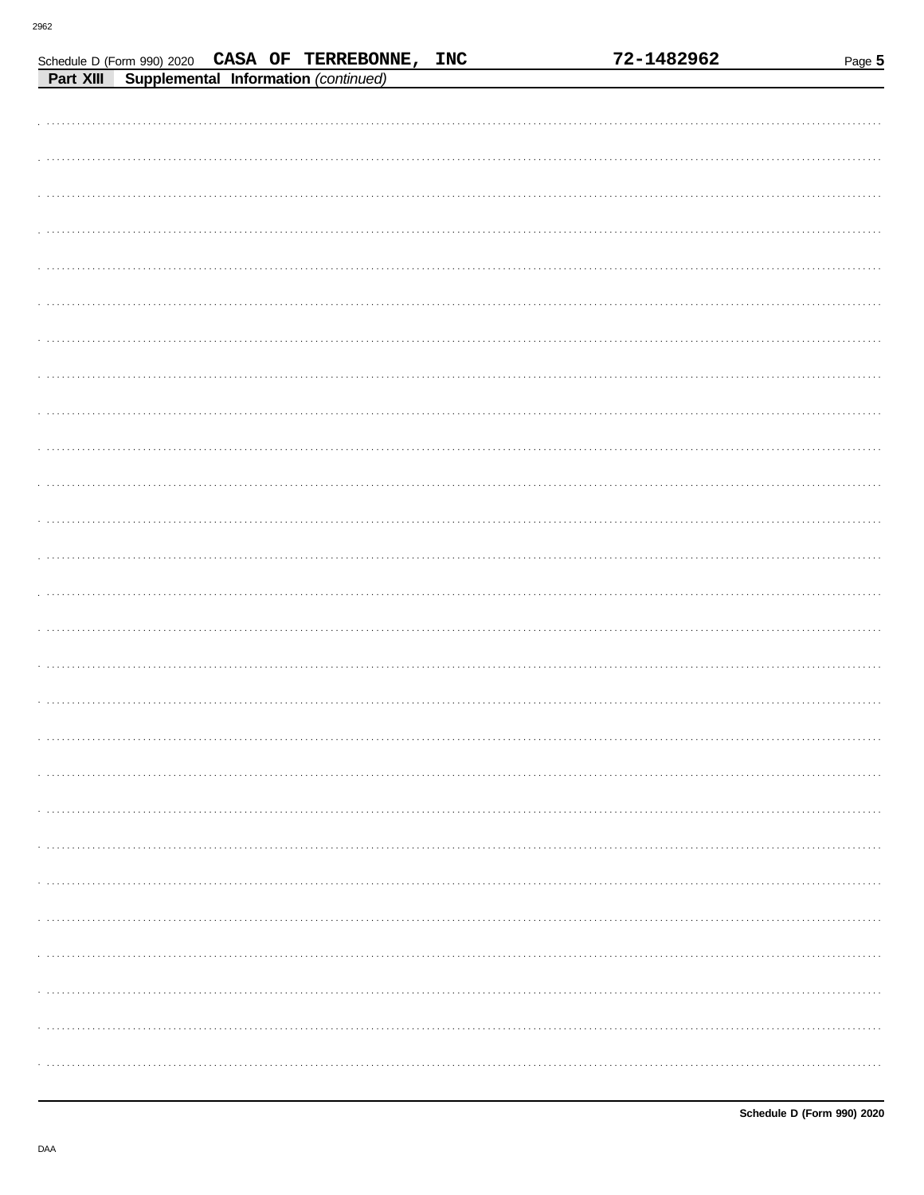Schedule D (Form 990) 2020 **CASA OF TERREBONNE, INC** **72-1482962**

**Part XIII Supplemental Information** *(continued)*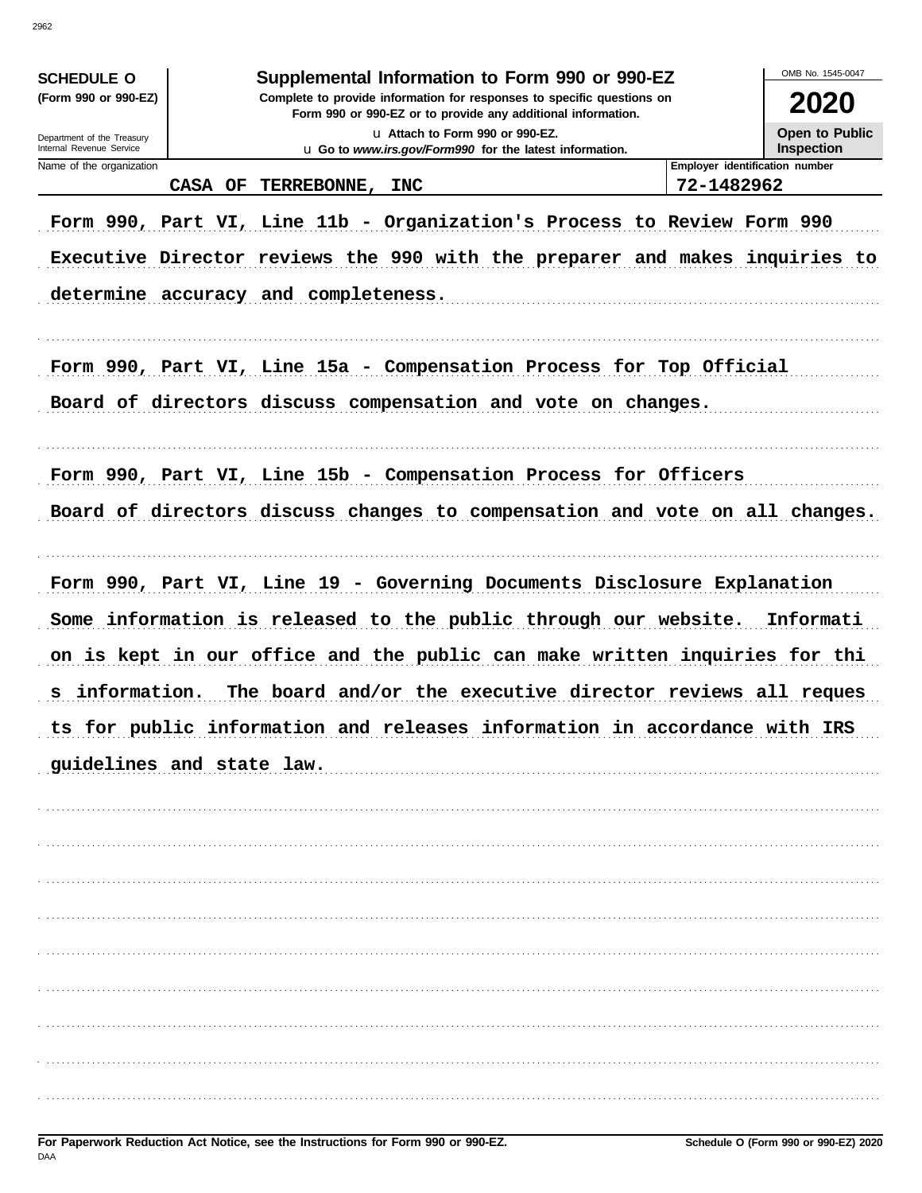**SCHEDULE O**
**(Form 990 or 990-EZ)**

Department of the Treasury
Internal Revenue Service

# Supplemental Information to Form 990 or 990-EZ

**Complete to provide information for responses to specific questions on Form 990 or 990-EZ or to provide any additional information.**

u Attach to Form 990 or 990-EZ.
u Go to *www.irs.gov/Form990* for the latest information.

OMB No. 1545-0047

**2020**

**Open to Public Inspection**

| Name of the organization | Employer identification number |
|---|---|
| CASA OF TERREBONNE, INC | 72-1482962 |

Form 990, Part VI, Line 11b - Organization's Process to Review Form 990

Executive Director reviews the 990 with the preparer and makes inquiries to determine accuracy and completeness.

Form 990, Part VI, Line 15a - Compensation Process for Top Official

Board of directors discuss compensation and vote on changes.

Form 990, Part VI, Line 15b - Compensation Process for Officers

Board of directors discuss changes to compensation and vote on all changes.

Form 990, Part VI, Line 19 - Governing Documents Disclosure Explanation

Some information is released to the public through our website. Informati on is kept in our office and the public can make written inquiries for thi s information. The board and/or the executive director reviews all reques ts for public information and releases information in accordance with IRS guidelines and state law.

**For Paperwork Reduction Act Notice, see the Instructions for Form 990 or 990-EZ.**
DAA

**Schedule O (Form 990 or 990-EZ) 2020**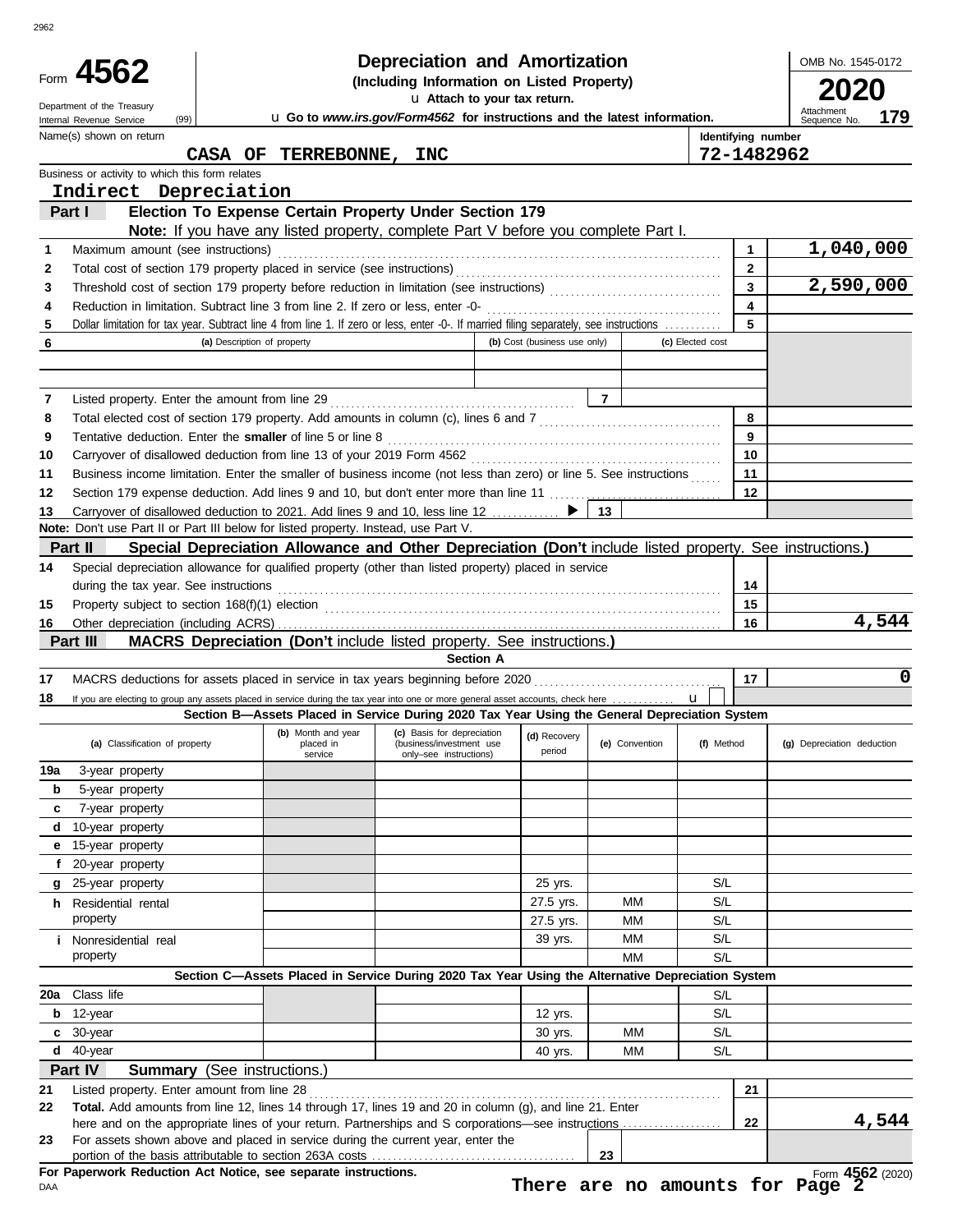# Form 4562 — Depreciation and Amortization

**(Including Information on Listed Property)**

▶ Attach to your tax return.

Department of the Treasury
Internal Revenue Service (99)

▶ Go to *www.irs.gov/Form4562* for instructions and the latest information.

OMB No. 1545-0172

**2020**

Attachment Sequence No. **179**

| Name(s) shown on return | Identifying number |
|---|---|
| CASA OF TERREBONNE, INC | 72-1482962 |

Business or activity to which this form relates

**Indirect Depreciation**

## Part I — Election To Expense Certain Property Under Section 179

**Note:** If you have any listed property, complete Part V before you complete Part I.

| Line | Description | Box | Amount |
|---|---|---|---|
| 1 | Maximum amount (see instructions) | 1 | 1,040,000 |
| 2 | Total cost of section 179 property placed in service (see instructions) | 2 | |
| 3 | Threshold cost of section 179 property before reduction in limitation (see instructions) | 3 | 2,590,000 |
| 4 | Reduction in limitation. Subtract line 3 from line 2. If zero or less, enter -0- | 4 | |
| 5 | Dollar limitation for tax year. Subtract line 4 from line 1. If zero or less, enter -0-. If married filing separately, see instructions | 5 | |

| 6 | (a) Description of property | (b) Cost (business use only) | (c) Elected cost |
|---|---|---|---|
| | | | |
| | | | |

| Line | Description | Box | Amount |
|---|---|---|---|
| 7 | Listed property. Enter the amount from line 29 | 7 | |
| 8 | Total elected cost of section 179 property. Add amounts in column (c), lines 6 and 7 | 8 | |
| 9 | Tentative deduction. Enter the **smaller** of line 5 or line 8 | 9 | |
| 10 | Carryover of disallowed deduction from line 13 of your 2019 Form 4562 | 10 | |
| 11 | Business income limitation. Enter the smaller of business income (not less than zero) or line 5. See instructions | 11 | |
| 12 | Section 179 expense deduction. Add lines 9 and 10, but don't enter more than line 11 | 12 | |
| 13 | Carryover of disallowed deduction to 2021. Add lines 9 and 10, less line 12 ▶ | 13 | |

**Note:** Don't use Part II or Part III below for listed property. Instead, use Part V.

## Part II — Special Depreciation Allowance and Other Depreciation (Don't include listed property. See instructions.)

| Line | Description | Box | Amount |
|---|---|---|---|
| 14 | Special depreciation allowance for qualified property (other than listed property) placed in service during the tax year. See instructions | 14 | |
| 15 | Property subject to section 168(f)(1) election | 15 | |
| 16 | Other depreciation (including ACRS) | 16 | 4,544 |

## Part III — MACRS Depreciation (Don't include listed property. See instructions.)

### Section A

| Line | Description | Box | Amount |
|---|---|---|---|
| 17 | MACRS deductions for assets placed in service in tax years beginning before 2020 | 17 | 0 |
| 18 | If you are electing to group any assets placed in service during the tax year into one or more general asset accounts, check here ▶ ☐ | | |

### Section B—Assets Placed in Service During 2020 Tax Year Using the General Depreciation System

| (a) Classification of property | (b) Month and year placed in service | (c) Basis for depreciation (business/investment use only–see instructions) | (d) Recovery period | (e) Convention | (f) Method | (g) Depreciation deduction |
|---|---|---|---|---|---|---|
| 19a 3-year property | | | | | | |
| b 5-year property | | | | | | |
| c 7-year property | | | | | | |
| d 10-year property | | | | | | |
| e 15-year property | | | | | | |
| f 20-year property | | | | | | |
| g 25-year property | | | 25 yrs. | | S/L | |
| h Residential rental property | | | 27.5 yrs. | MM | S/L | |
| | | | 27.5 yrs. | MM | S/L | |
| i Nonresidential real property | | | 39 yrs. | MM | S/L | |
| | | | | MM | S/L | |

### Section C—Assets Placed in Service During 2020 Tax Year Using the Alternative Depreciation System

| (a) Classification of property | (b) Month and year placed in service | (c) Basis for depreciation | (d) Recovery period | (e) Convention | (f) Method | (g) Depreciation deduction |
|---|---|---|---|---|---|---|
| 20a Class life | | | | | S/L | |
| b 12-year | | | 12 yrs. | | S/L | |
| c 30-year | | | 30 yrs. | MM | S/L | |
| d 40-year | | | 40 yrs. | MM | S/L | |

## Part IV — Summary (See instructions.)

| Line | Description | Box | Amount |
|---|---|---|---|
| 21 | Listed property. Enter amount from line 28 | 21 | |
| 22 | **Total.** Add amounts from line 12, lines 14 through 17, lines 19 and 20 in column (g), and line 21. Enter here and on the appropriate lines of your return. Partnerships and S corporations—see instructions | 22 | 4,544 |
| 23 | For assets shown above and placed in service during the current year, enter the portion of the basis attributable to section 263A costs | 23 | |

**For Paperwork Reduction Act Notice, see separate instructions.**

DAA

**There are no amounts for Page 2**

Form **4562** (2020)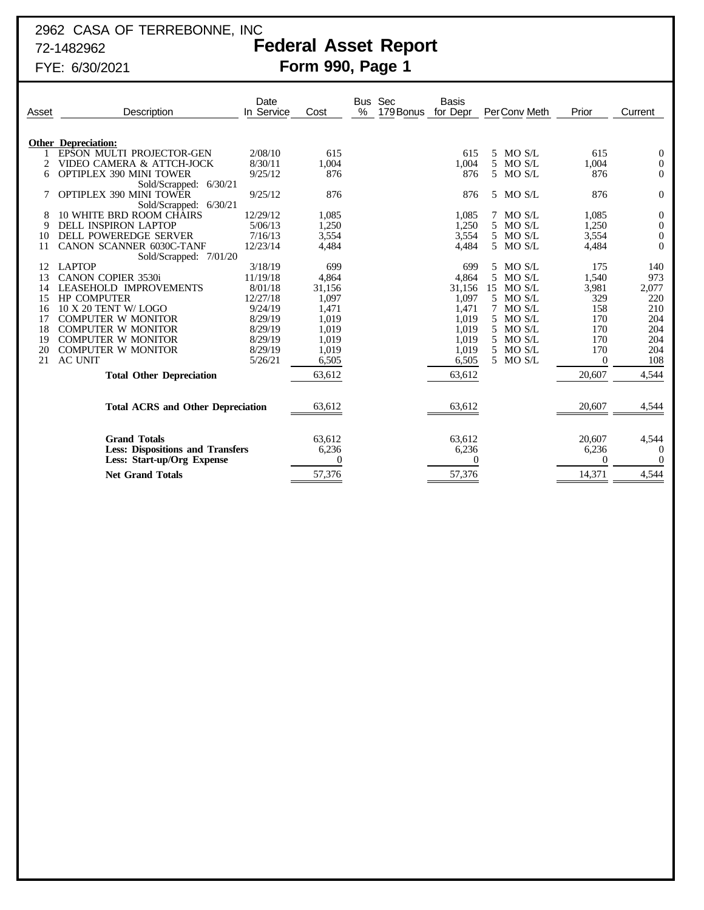2962 CASA OF TERREBONNE, INC
72-1482962
FYE: 6/30/2021

# Federal Asset Report
## Form 990, Page 1

| Asset | Description | Date In Service | Cost | Bus % | Sec 179 | Bonus | Basis for Depr | Per | Conv | Meth | Prior | Current |
|---|---|---|---|---|---|---|---|---|---|---|---|---|
| | **Other Depreciation:** | | | | | | | | | | | |
| 1 | EPSON MULTI PROJECTOR-GEN | 2/08/10 | 615 | | | | 615 | 5 | MO | S/L | 615 | 0 |
| 2 | VIDEO CAMERA & ATTCH-JOCK | 8/30/11 | 1,004 | | | | 1,004 | 5 | MO | S/L | 1,004 | 0 |
| 6 | OPTIPLEX 390 MINI TOWER | 9/25/12 | 876 | | | | 876 | 5 | MO | S/L | 876 | 0 |
| | Sold/Scrapped: 6/30/21 | | | | | | | | | | | |
| 7 | OPTIPLEX 390 MINI TOWER | 9/25/12 | 876 | | | | 876 | 5 | MO | S/L | 876 | 0 |
| | Sold/Scrapped: 6/30/21 | | | | | | | | | | | |
| 8 | 10 WHITE BRD ROOM CHAIRS | 12/29/12 | 1,085 | | | | 1,085 | 7 | MO | S/L | 1,085 | 0 |
| 9 | DELL INSPIRON LAPTOP | 5/06/13 | 1,250 | | | | 1,250 | 5 | MO | S/L | 1,250 | 0 |
| 10 | DELL POWEREDGE SERVER | 7/16/13 | 3,554 | | | | 3,554 | 5 | MO | S/L | 3,554 | 0 |
| 11 | CANON SCANNER 6030C-TANF | 12/23/14 | 4,484 | | | | 4,484 | 5 | MO | S/L | 4,484 | 0 |
| | Sold/Scrapped: 7/01/20 | | | | | | | | | | | |
| 12 | LAPTOP | 3/18/19 | 699 | | | | 699 | 5 | MO | S/L | 175 | 140 |
| 13 | CANON COPIER 3530i | 11/19/18 | 4,864 | | | | 4,864 | 5 | MO | S/L | 1,540 | 973 |
| 14 | LEASEHOLD IMPROVEMENTS | 8/01/18 | 31,156 | | | | 31,156 | 15 | MO | S/L | 3,981 | 2,077 |
| 15 | HP COMPUTER | 12/27/18 | 1,097 | | | | 1,097 | 5 | MO | S/L | 329 | 220 |
| 16 | 10 X 20 TENT W/ LOGO | 9/24/19 | 1,471 | | | | 1,471 | 7 | MO | S/L | 158 | 210 |
| 17 | COMPUTER W MONITOR | 8/29/19 | 1,019 | | | | 1,019 | 5 | MO | S/L | 170 | 204 |
| 18 | COMPUTER W MONITOR | 8/29/19 | 1,019 | | | | 1,019 | 5 | MO | S/L | 170 | 204 |
| 19 | COMPUTER W MONITOR | 8/29/19 | 1,019 | | | | 1,019 | 5 | MO | S/L | 170 | 204 |
| 20 | COMPUTER W MONITOR | 8/29/19 | 1,019 | | | | 1,019 | 5 | MO | S/L | 170 | 204 |
| 21 | AC UNIT | 5/26/21 | 6,505 | | | | 6,505 | 5 | MO | S/L | 0 | 108 |
| | **Total Other Depreciation** | | 63,612 | | | | 63,612 | | | | 20,607 | 4,544 |
| | **Total ACRS and Other Depreciation** | | 63,612 | | | | 63,612 | | | | 20,607 | 4,544 |
| | **Grand Totals** | | 63,612 | | | | 63,612 | | | | 20,607 | 4,544 |
| | **Less: Dispositions and Transfers** | | 6,236 | | | | 6,236 | | | | 6,236 | 0 |
| | **Less: Start-up/Org Expense** | | 0 | | | | 0 | | | | 0 | 0 |
| | **Net Grand Totals** | | 57,376 | | | | 57,376 | | | | 14,371 | 4,544 |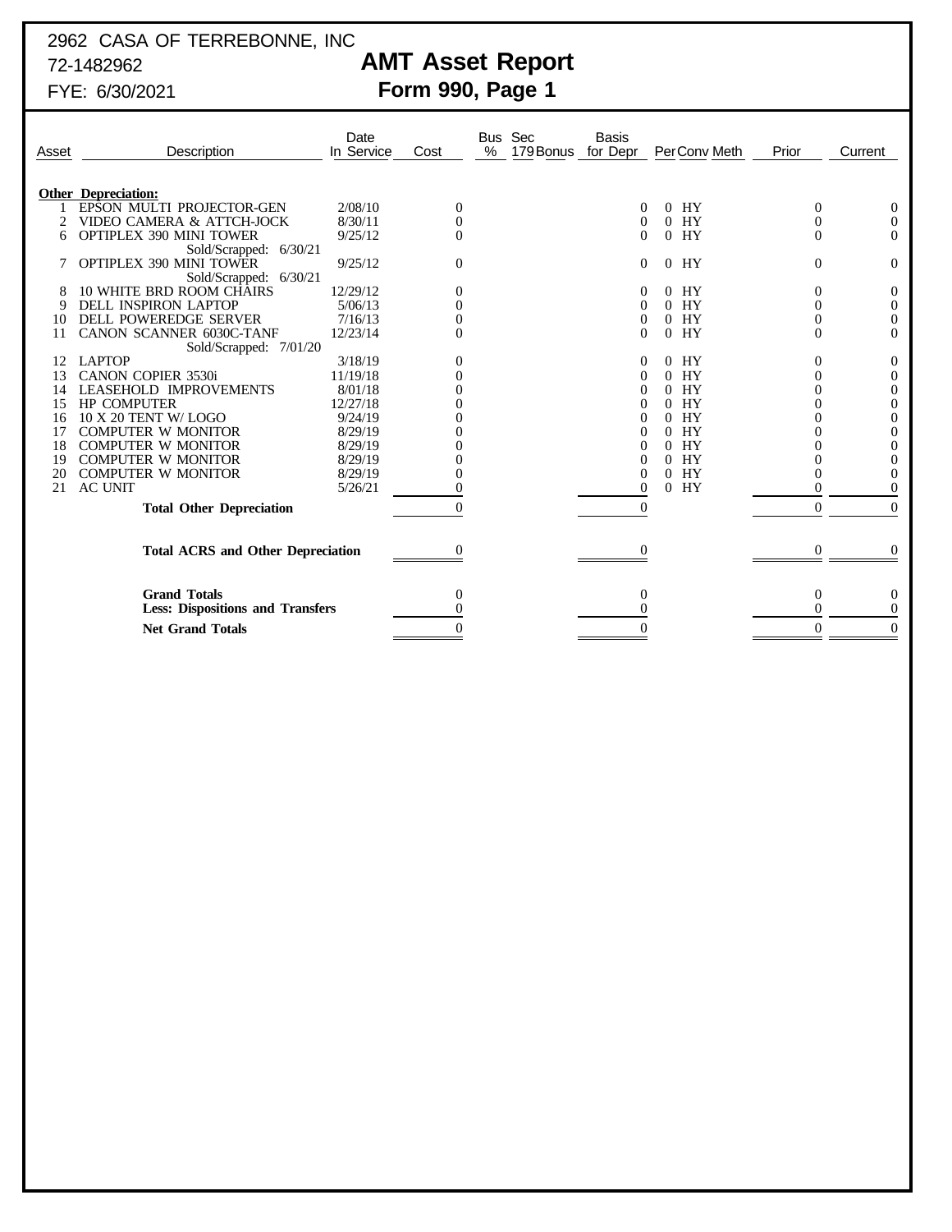2962 CASA OF TERREBONNE, INC
72-1482962
FYE: 6/30/2021

# AMT Asset Report
## Form 990, Page 1

| Asset | Description | Date In Service | Cost | Bus % | Sec 179 | Bonus | Basis for Depr | Per | Conv | Meth | Prior | Current |
|---|---|---|---|---|---|---|---|---|---|---|---|---|
| | **Other Depreciation:** | | | | | | | | | | | |
| 1 | EPSON MULTI PROJECTOR-GEN | 2/08/10 | 0 | | | | 0 | 0 | HY | | 0 | 0 |
| 2 | VIDEO CAMERA & ATTCH-JOCK | 8/30/11 | 0 | | | | 0 | 0 | HY | | 0 | 0 |
| 6 | OPTIPLEX 390 MINI TOWER | 9/25/12 | 0 | | | | 0 | 0 | HY | | 0 | 0 |
| | Sold/Scrapped: 6/30/21 | | | | | | | | | | | |
| 7 | OPTIPLEX 390 MINI TOWER | 9/25/12 | 0 | | | | 0 | 0 | HY | | 0 | 0 |
| | Sold/Scrapped: 6/30/21 | | | | | | | | | | | |
| 8 | 10 WHITE BRD ROOM CHAIRS | 12/29/12 | 0 | | | | 0 | 0 | HY | | 0 | 0 |
| 9 | DELL INSPIRON LAPTOP | 5/06/13 | 0 | | | | 0 | 0 | HY | | 0 | 0 |
| 10 | DELL POWEREDGE SERVER | 7/16/13 | 0 | | | | 0 | 0 | HY | | 0 | 0 |
| 11 | CANON SCANNER 6030C-TANF | 12/23/14 | 0 | | | | 0 | 0 | HY | | 0 | 0 |
| | Sold/Scrapped: 7/01/20 | | | | | | | | | | | |
| 12 | LAPTOP | 3/18/19 | 0 | | | | 0 | 0 | HY | | 0 | 0 |
| 13 | CANON COPIER 3530i | 11/19/18 | 0 | | | | 0 | 0 | HY | | 0 | 0 |
| 14 | LEASEHOLD IMPROVEMENTS | 8/01/18 | 0 | | | | 0 | 0 | HY | | 0 | 0 |
| 15 | HP COMPUTER | 12/27/18 | 0 | | | | 0 | 0 | HY | | 0 | 0 |
| 16 | 10 X 20 TENT W/ LOGO | 9/24/19 | 0 | | | | 0 | 0 | HY | | 0 | 0 |
| 17 | COMPUTER W MONITOR | 8/29/19 | 0 | | | | 0 | 0 | HY | | 0 | 0 |
| 18 | COMPUTER W MONITOR | 8/29/19 | 0 | | | | 0 | 0 | HY | | 0 | 0 |
| 19 | COMPUTER W MONITOR | 8/29/19 | 0 | | | | 0 | 0 | HY | | 0 | 0 |
| 20 | COMPUTER W MONITOR | 8/29/19 | 0 | | | | 0 | 0 | HY | | 0 | 0 |
| 21 | AC UNIT | 5/26/21 | 0 | | | | 0 | 0 | HY | | 0 | 0 |
| | **Total Other Depreciation** | | 0 | | | | 0 | | | | 0 | 0 |
| | **Total ACRS and Other Depreciation** | | 0 | | | | 0 | | | | 0 | 0 |
| | **Grand Totals** | | 0 | | | | 0 | | | | 0 | 0 |
| | **Less: Dispositions and Transfers** | | 0 | | | | 0 | | | | 0 | 0 |
| | **Net Grand Totals** | | 0 | | | | 0 | | | | 0 | 0 |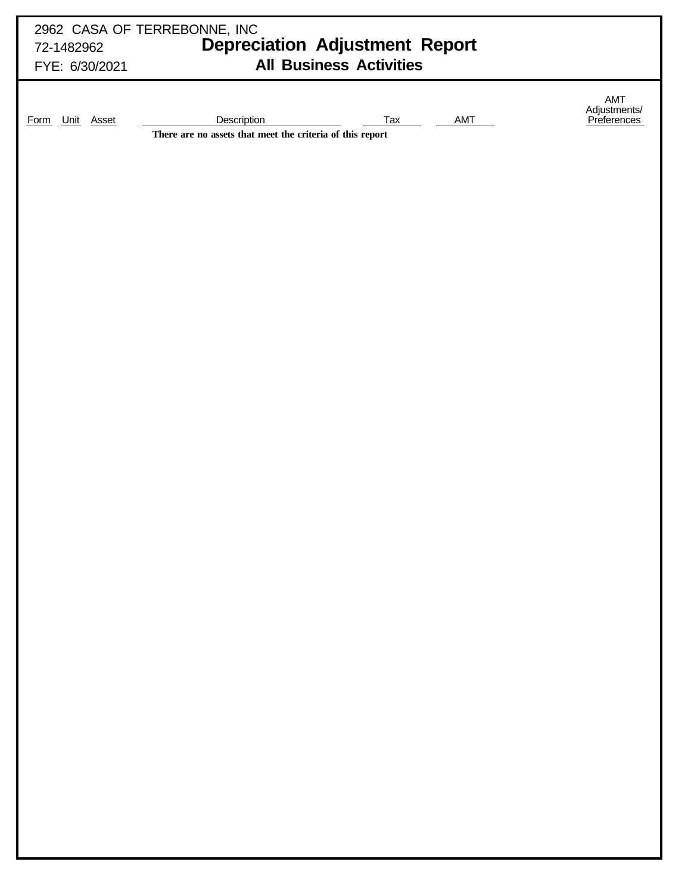2962 CASA OF TERREBONNE, INC
72-1482962
FYE: 6/30/2021

# Depreciation Adjustment Report
## All Business Activities

| Form | Unit | Asset | Description | Tax | AMT | AMT Adjustments/ Preferences |
|---|---|---|---|---|---|---|

**There are no assets that meet the criteria of this report**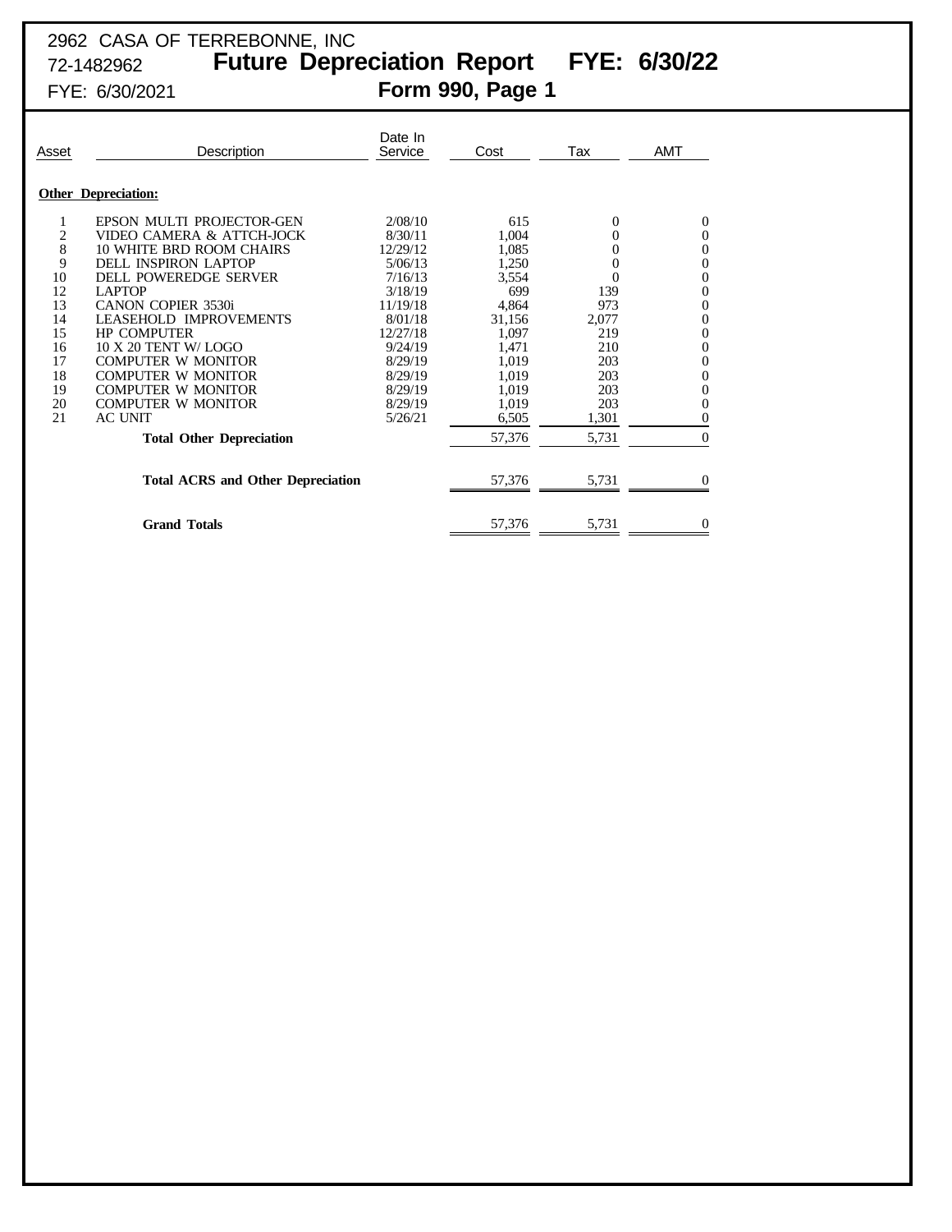2962 CASA OF TERREBONNE, INC
72-1482962
FYE: 6/30/2021

# Future Depreciation Report FYE: 6/30/22
## Form 990, Page 1

| Asset | Description | Date In Service | Cost | Tax | AMT |
|---|---|---|---|---|---|
| **Other Depreciation:** | | | | | |
| 1 | EPSON MULTI PROJECTOR-GEN | 2/08/10 | 615 | 0 | 0 |
| 2 | VIDEO CAMERA & ATTCH-JOCK | 8/30/11 | 1,004 | 0 | 0 |
| 8 | 10 WHITE BRD ROOM CHAIRS | 12/29/12 | 1,085 | 0 | 0 |
| 9 | DELL INSPIRON LAPTOP | 5/06/13 | 1,250 | 0 | 0 |
| 10 | DELL POWEREDGE SERVER | 7/16/13 | 3,554 | 0 | 0 |
| 12 | LAPTOP | 3/18/19 | 699 | 139 | 0 |
| 13 | CANON COPIER 3530i | 11/19/18 | 4,864 | 973 | 0 |
| 14 | LEASEHOLD IMPROVEMENTS | 8/01/18 | 31,156 | 2,077 | 0 |
| 15 | HP COMPUTER | 12/27/18 | 1,097 | 219 | 0 |
| 16 | 10 X 20 TENT W/ LOGO | 9/24/19 | 1,471 | 210 | 0 |
| 17 | COMPUTER W MONITOR | 8/29/19 | 1,019 | 203 | 0 |
| 18 | COMPUTER W MONITOR | 8/29/19 | 1,019 | 203 | 0 |
| 19 | COMPUTER W MONITOR | 8/29/19 | 1,019 | 203 | 0 |
| 20 | COMPUTER W MONITOR | 8/29/19 | 1,019 | 203 | 0 |
| 21 | AC UNIT | 5/26/21 | 6,505 | 1,301 | 0 |
| | **Total Other Depreciation** | | 57,376 | 5,731 | 0 |
| | **Total ACRS and Other Depreciation** | | 57,376 | 5,731 | 0 |
| | **Grand Totals** | | 57,376 | 5,731 | 0 |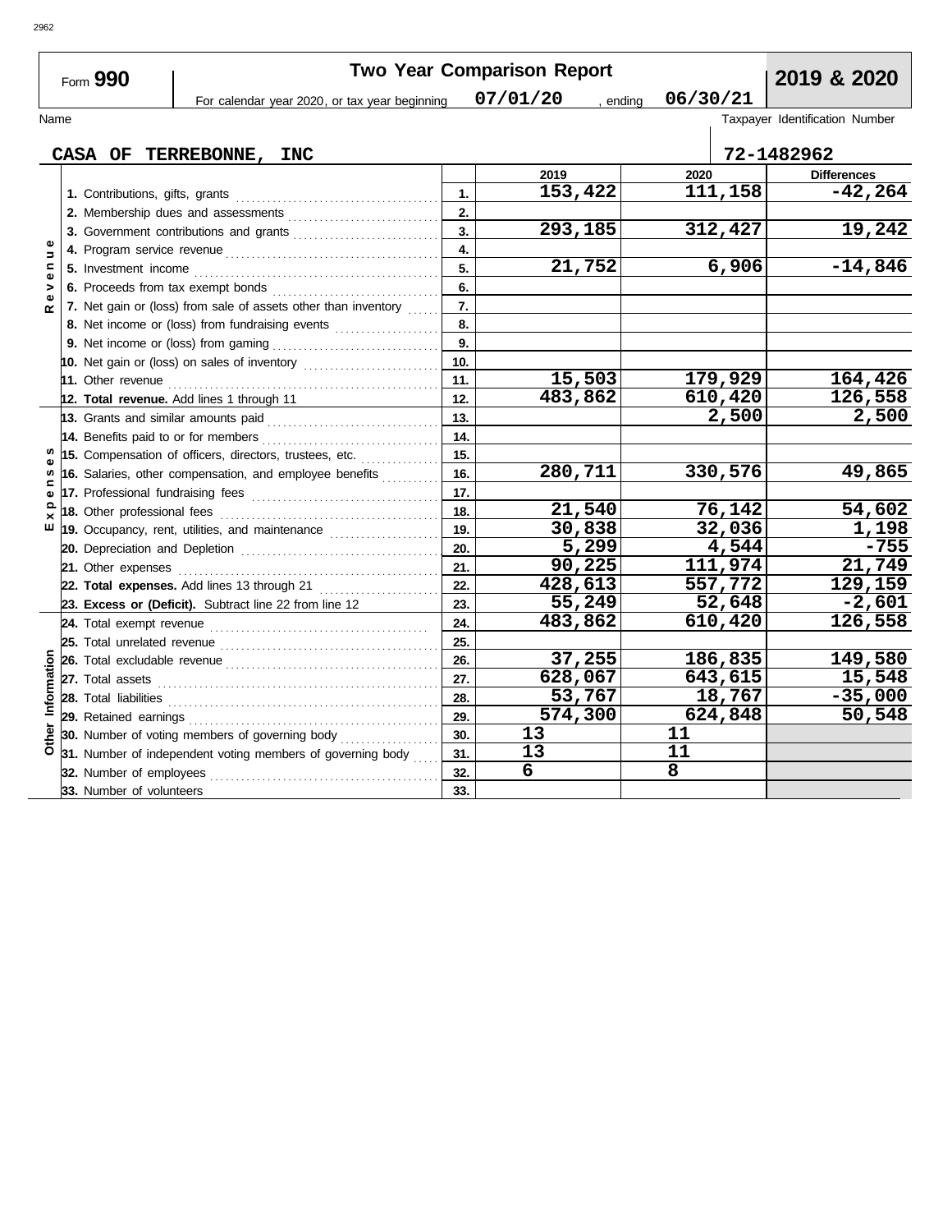# Two Year Comparison Report

Form **990**

For calendar year 2020, or tax year beginning **07/01/20** , ending **06/30/21**

**2019 & 2020**

Name: **CASA OF TERREBONNE, INC**

Taxpayer Identification Number: **72-1482962**

| Section | Line | | 2019 | 2020 | Differences |
|---|---|---|---|---|---|
| Revenue | 1. Contributions, gifts, grants | 1. | 153,422 | 111,158 | -42,264 |
| | 2. Membership dues and assessments | 2. | | | |
| | 3. Government contributions and grants | 3. | 293,185 | 312,427 | 19,242 |
| | 4. Program service revenue | 4. | | | |
| | 5. Investment income | 5. | 21,752 | 6,906 | -14,846 |
| | 6. Proceeds from tax exempt bonds | 6. | | | |
| | 7. Net gain or (loss) from sale of assets other than inventory | 7. | | | |
| | 8. Net income or (loss) from fundraising events | 8. | | | |
| | 9. Net income or (loss) from gaming | 9. | | | |
| | 10. Net gain or (loss) on sales of inventory | 10. | | | |
| | 11. Other revenue | 11. | 15,503 | 179,929 | 164,426 |
| | **12. Total revenue.** Add lines 1 through 11 | 12. | 483,862 | 610,420 | 126,558 |
| Expenses | 13. Grants and similar amounts paid | 13. | | 2,500 | 2,500 |
| | 14. Benefits paid to or for members | 14. | | | |
| | 15. Compensation of officers, directors, trustees, etc. | 15. | | | |
| | 16. Salaries, other compensation, and employee benefits | 16. | 280,711 | 330,576 | 49,865 |
| | 17. Professional fundraising fees | 17. | | | |
| | 18. Other professional fees | 18. | 21,540 | 76,142 | 54,602 |
| | 19. Occupancy, rent, utilities, and maintenance | 19. | 30,838 | 32,036 | 1,198 |
| | 20. Depreciation and Depletion | 20. | 5,299 | 4,544 | -755 |
| | 21. Other expenses | 21. | 90,225 | 111,974 | 21,749 |
| | **22. Total expenses.** Add lines 13 through 21 | 22. | 428,613 | 557,772 | 129,159 |
| | **23. Excess or (Deficit).** Subtract line 22 from line 12 | 23. | 55,249 | 52,648 | -2,601 |
| Other Information | 24. Total exempt revenue | 24. | 483,862 | 610,420 | 126,558 |
| | 25. Total unrelated revenue | 25. | | | |
| | 26. Total excludable revenue | 26. | 37,255 | 186,835 | 149,580 |
| | 27. Total assets | 27. | 628,067 | 643,615 | 15,548 |
| | 28. Total liabilities | 28. | 53,767 | 18,767 | -35,000 |
| | 29. Retained earnings | 29. | 574,300 | 624,848 | 50,548 |
| | 30. Number of voting members of governing body | 30. | 13 | 11 | |
| | 31. Number of independent voting members of governing body | 31. | 13 | 11 | |
| | 32. Number of employees | 32. | 6 | 8 | |
| | 33. Number of volunteers | 33. | | | |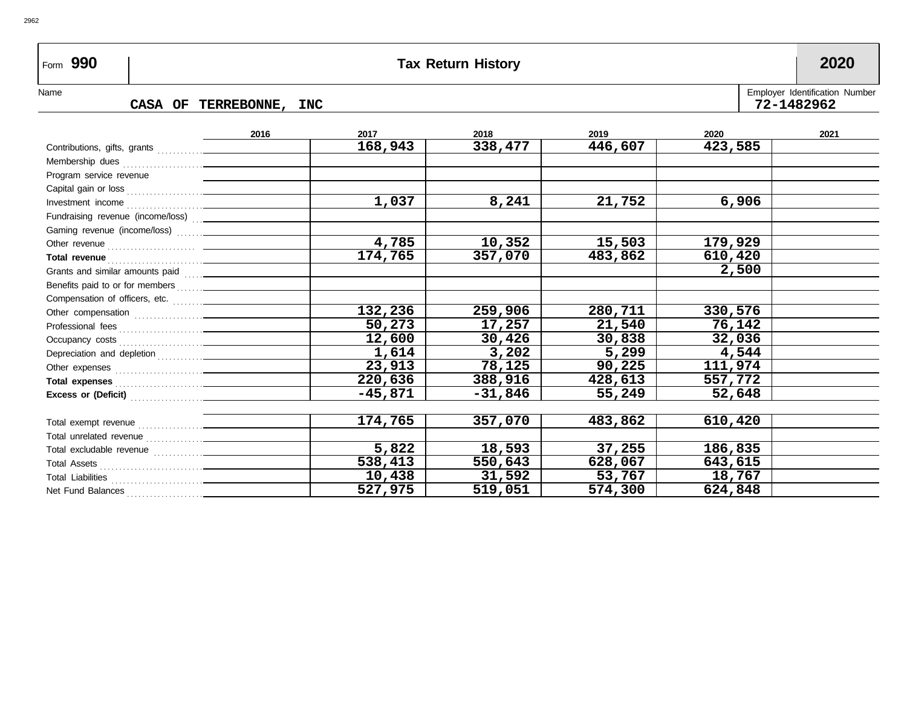Form **990** | **Tax Return History** | **2020**

Name: **CASA OF TERREBONNE, INC**

Employer Identification Number: **72-1482962**

| | 2016 | 2017 | 2018 | 2019 | 2020 | 2021 |
|---|---|---|---|---|---|---|
| Contributions, gifts, grants | | 168,943 | 338,477 | 446,607 | 423,585 | |
| Membership dues | | | | | | |
| Program service revenue | | | | | | |
| Capital gain or loss | | | | | | |
| Investment income | | 1,037 | 8,241 | 21,752 | 6,906 | |
| Fundraising revenue (income/loss) | | | | | | |
| Gaming revenue (income/loss) | | | | | | |
| Other revenue | | 4,785 | 10,352 | 15,503 | 179,929 | |
| **Total revenue** | | 174,765 | 357,070 | 483,862 | 610,420 | |
| Grants and similar amounts paid | | | | | 2,500 | |
| Benefits paid to or for members | | | | | | |
| Compensation of officers, etc. | | | | | | |
| Other compensation | | 132,236 | 259,906 | 280,711 | 330,576 | |
| Professional fees | | 50,273 | 17,257 | 21,540 | 76,142 | |
| Occupancy costs | | 12,600 | 30,426 | 30,838 | 32,036 | |
| Depreciation and depletion | | 1,614 | 3,202 | 5,299 | 4,544 | |
| Other expenses | | 23,913 | 78,125 | 90,225 | 111,974 | |
| **Total expenses** | | 220,636 | 388,916 | 428,613 | 557,772 | |
| **Excess or (Deficit)** | | -45,871 | -31,846 | 55,249 | 52,648 | |
| | | | | | | |
| Total exempt revenue | | 174,765 | 357,070 | 483,862 | 610,420 | |
| Total unrelated revenue | | | | | | |
| Total excludable revenue | | 5,822 | 18,593 | 37,255 | 186,835 | |
| Total Assets | | 538,413 | 550,643 | 628,067 | 643,615 | |
| Total Liabilities | | 10,438 | 31,592 | 53,767 | 18,767 | |
| Net Fund Balances | | 527,975 | 519,051 | 574,300 | 624,848 | |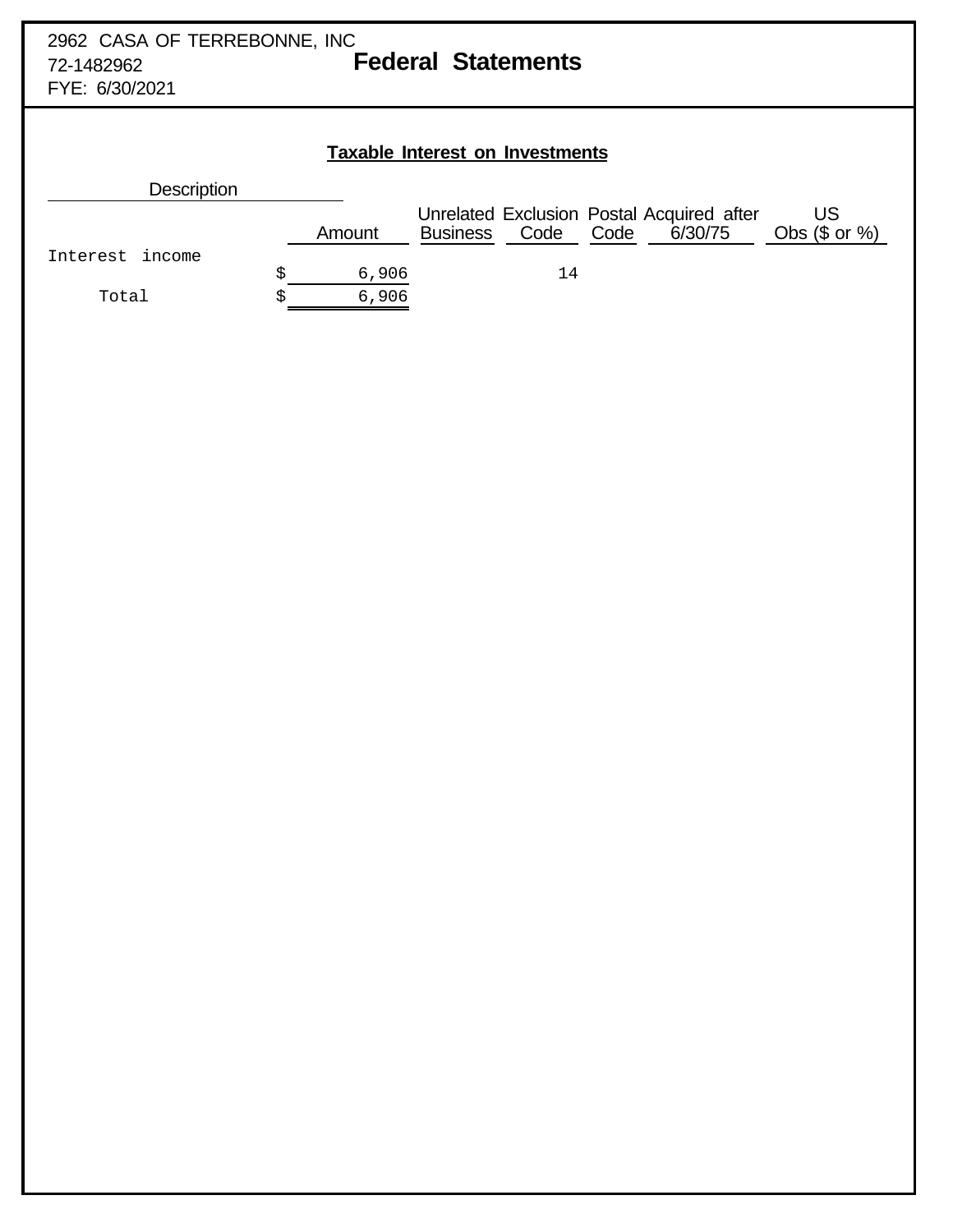2962 CASA OF TERREBONNE, INC
72-1482962
FYE: 6/30/2021

# Federal Statements

## Taxable Interest on Investments

| Description | Amount | Unrelated Business | Exclusion Code | Postal Code | Acquired after 6/30/75 | US Obs ($ or %) |
|---|---|---|---|---|---|---|
| Interest income | $ 6,906 | | 14 | | | |
| Total | $ 6,906 | | | | | |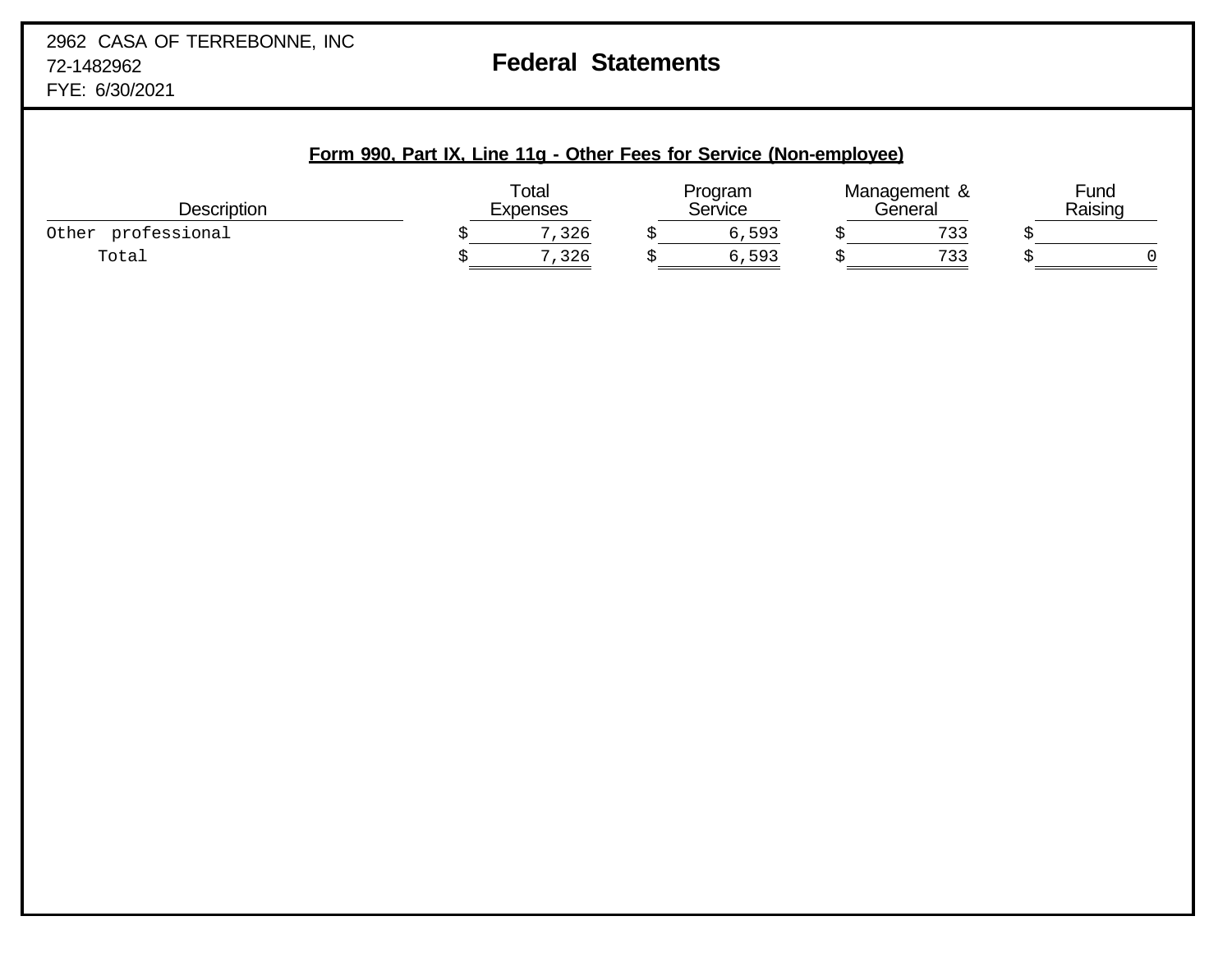2962 CASA OF TERREBONNE, INC
72-1482962
FYE: 6/30/2021

# Federal Statements

## Form 990, Part IX, Line 11g - Other Fees for Service (Non-employee)

| Description | Total Expenses | Program Service | Management & General | Fund Raising |
|---|---|---|---|---|
| Other professional | $ 7,326 | $ 6,593 | $ 733 | $ |
| Total | $ 7,326 | $ 6,593 | $ 733 | $ 0 |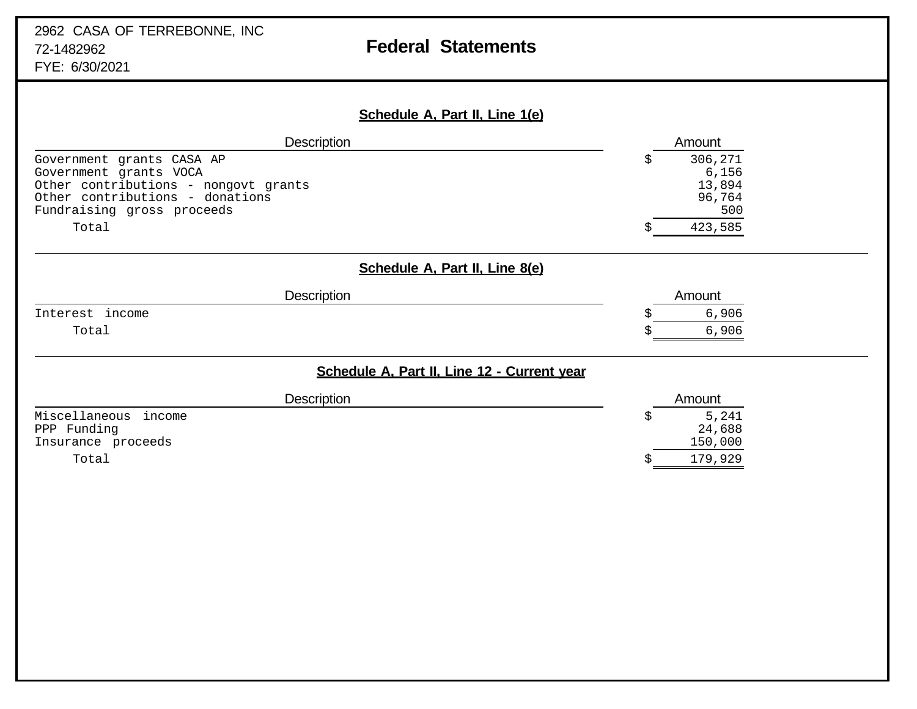2962 CASA OF TERREBONNE, INC
72-1482962
FYE: 6/30/2021

# Federal Statements

## Schedule A, Part II, Line 1(e)

| Description | Amount |
|---|---|
| Government grants CASA AP | $ 306,271 |
| Government grants VOCA | 6,156 |
| Other contributions - nongovt grants | 13,894 |
| Other contributions - donations | 96,764 |
| Fundraising gross proceeds | 500 |
| Total | $ 423,585 |

## Schedule A, Part II, Line 8(e)

| Description | Amount |
|---|---|
| Interest income | $ 6,906 |
| Total | $ 6,906 |

## Schedule A, Part II, Line 12 - Current year

| Description | Amount |
|---|---|
| Miscellaneous income | $ 5,241 |
| PPP Funding | 24,688 |
| Insurance proceeds | 150,000 |
| Total | $ 179,929 |